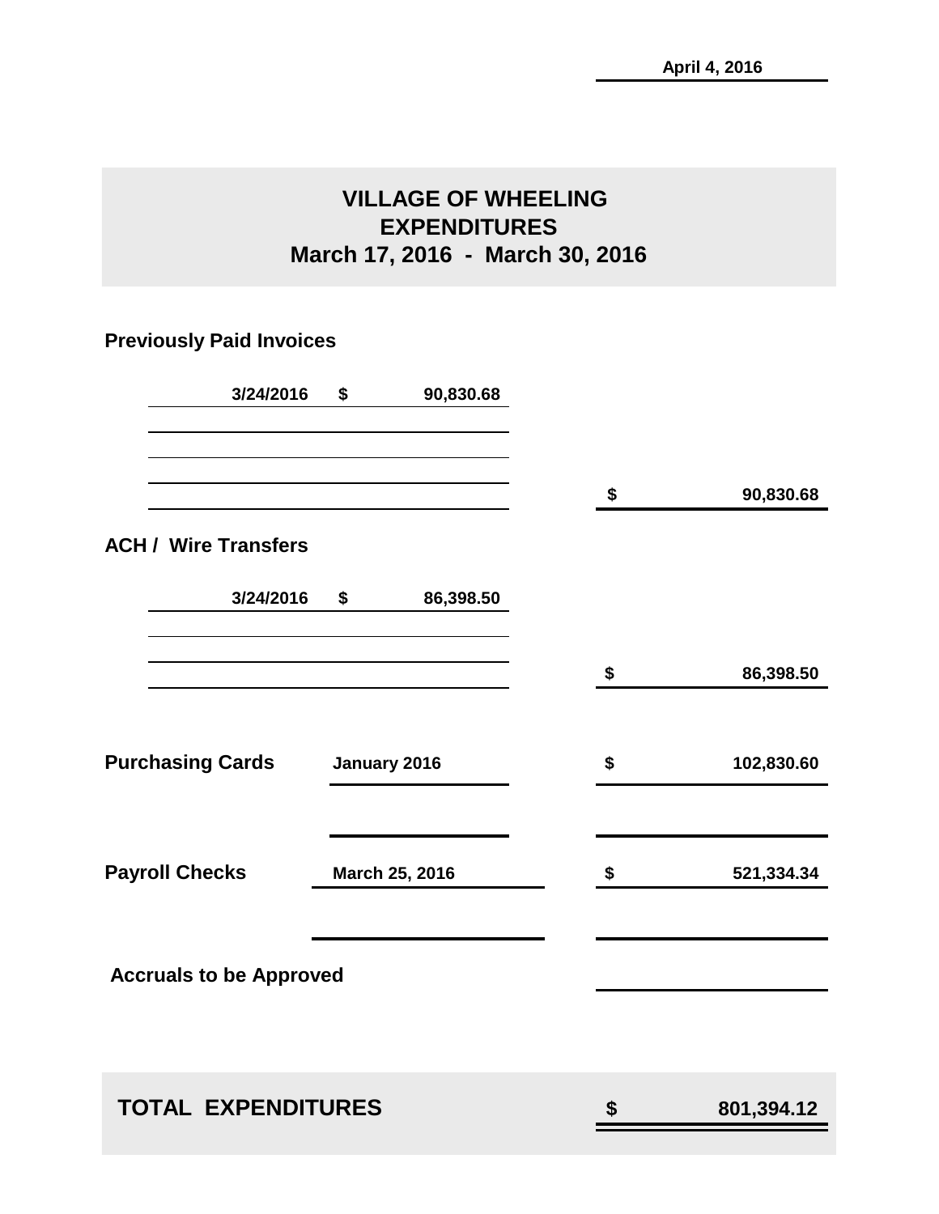April 4, 2016

# VILLAGE OF WHEELING
## EXPENDITURES
## March 17, 2016 - March 30, 2016

**Previously Paid Invoices**

| | | | |
|---|---|---|---|
| 3/24/2016 | $ 90,830.68 | | |
| | | $ | 90,830.68 |

**ACH / Wire Transfers**

| | | | |
|---|---|---|---|
| 3/24/2016 | $ 86,398.50 | | |
| | | $ | 86,398.50 |

| | | | |
|---|---|---|---|
| **Purchasing Cards** | January 2016 | $ | 102,830.60 |
| **Payroll Checks** | March 25, 2016 | $ | 521,334.34 |
| **Accruals to be Approved** | | | |

| | | |
|---|---|---|
| **TOTAL EXPENDITURES** | $ | 801,394.12 |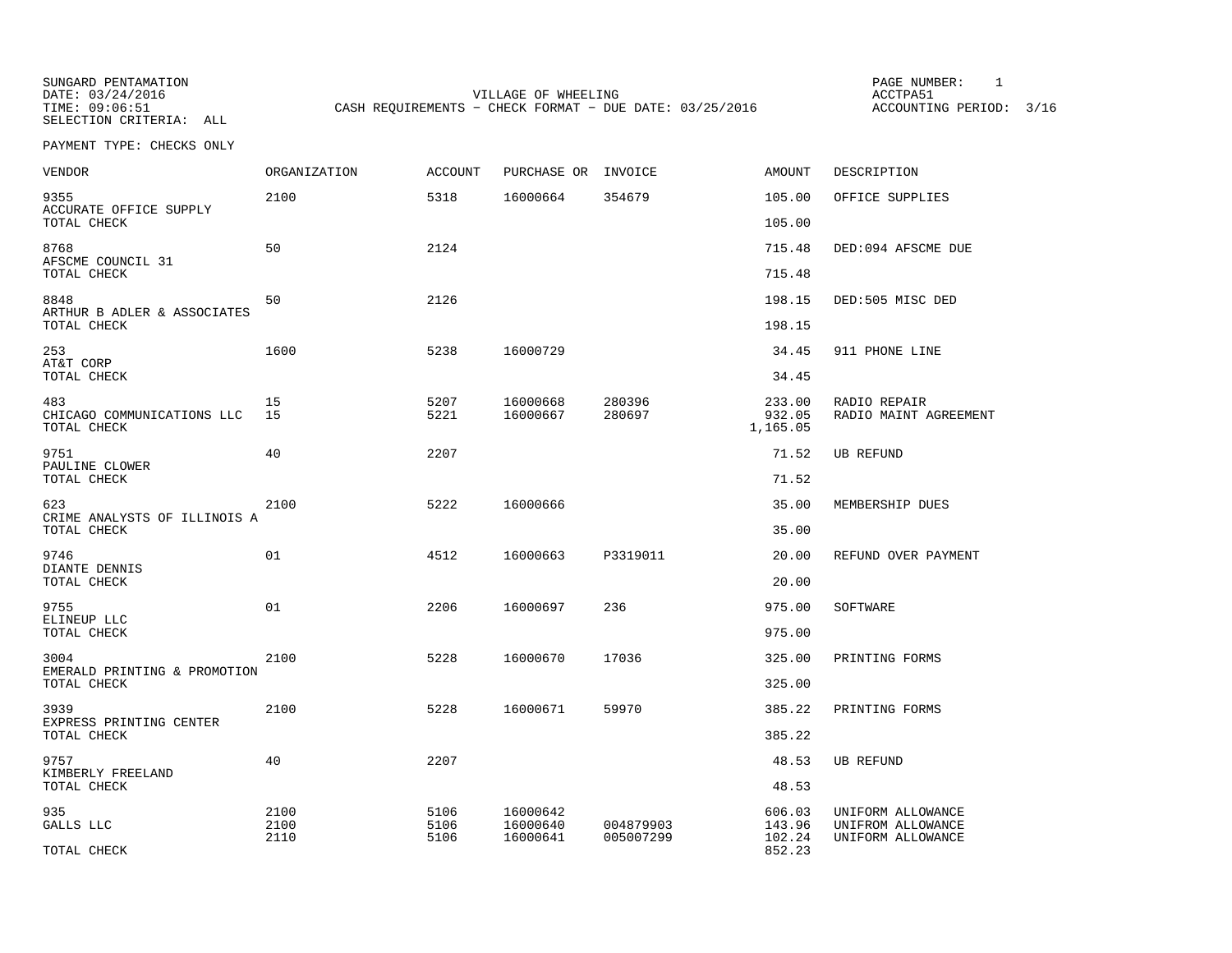SUNGARD PENTAMATION
DATE: 03/24/2016
TIME: 09:06:51
SELECTION CRITERIA: ALL

VILLAGE OF WHEELING
CASH REQUIREMENTS - CHECK FORMAT - DUE DATE: 03/25/2016

ACCTPA51
ACCOUNTING PERIOD: 3/16

PAYMENT TYPE: CHECKS ONLY

| VENDOR | ORGANIZATION | ACCOUNT | PURCHASE OR | INVOICE | AMOUNT | DESCRIPTION |
|---|---|---|---|---|---|---|
| 9355 | 2100 | 5318 | 16000664 | 354679 | 105.00 | OFFICE SUPPLIES |
| ACCURATE OFFICE SUPPLY | | | | | | |
| TOTAL CHECK | | | | | 105.00 | |
| 8768 | 50 | 2124 | | | 715.48 | DED:094 AFSCME DUE |
| AFSCME COUNCIL 31 | | | | | | |
| TOTAL CHECK | | | | | 715.48 | |
| 8848 | 50 | 2126 | | | 198.15 | DED:505 MISC DED |
| ARTHUR B ADLER & ASSOCIATES | | | | | | |
| TOTAL CHECK | | | | | 198.15 | |
| 253 | 1600 | 5238 | 16000729 | | 34.45 | 911 PHONE LINE |
| AT&T CORP | | | | | | |
| TOTAL CHECK | | | | | 34.45 | |
| 483 | 15 | 5207 | 16000668 | 280396 | 233.00 | RADIO REPAIR |
| CHICAGO COMMUNICATIONS LLC | 15 | 5221 | 16000667 | 280697 | 932.05 | RADIO MAINT AGREEMENT |
| TOTAL CHECK | | | | | 1,165.05 | |
| 9751 | 40 | 2207 | | | 71.52 | UB REFUND |
| PAULINE CLOWER | | | | | | |
| TOTAL CHECK | | | | | 71.52 | |
| 623 | 2100 | 5222 | 16000666 | | 35.00 | MEMBERSHIP DUES |
| CRIME ANALYSTS OF ILLINOIS A | | | | | | |
| TOTAL CHECK | | | | | 35.00 | |
| 9746 | 01 | 4512 | 16000663 | P3319011 | 20.00 | REFUND OVER PAYMENT |
| DIANTE DENNIS | | | | | | |
| TOTAL CHECK | | | | | 20.00 | |
| 9755 | 01 | 2206 | 16000697 | 236 | 975.00 | SOFTWARE |
| ELINEUP LLC | | | | | | |
| TOTAL CHECK | | | | | 975.00 | |
| 3004 | 2100 | 5228 | 16000670 | 17036 | 325.00 | PRINTING FORMS |
| EMERALD PRINTING & PROMOTION | | | | | | |
| TOTAL CHECK | | | | | 325.00 | |
| 3939 | 2100 | 5228 | 16000671 | 59970 | 385.22 | PRINTING FORMS |
| EXPRESS PRINTING CENTER | | | | | | |
| TOTAL CHECK | | | | | 385.22 | |
| 9757 | 40 | 2207 | | | 48.53 | UB REFUND |
| KIMBERLY FREELAND | | | | | | |
| TOTAL CHECK | | | | | 48.53 | |
| 935 | 2100 | 5106 | 16000642 | | 606.03 | UNIFORM ALLOWANCE |
| GALLS LLC | 2100 | 5106 | 16000640 | 004879903 | 143.96 | UNIFROM ALLOWANCE |
| | 2110 | 5106 | 16000641 | 005007299 | 102.24 | UNIFORM ALLOWANCE |
| TOTAL CHECK | | | | | 852.23 | |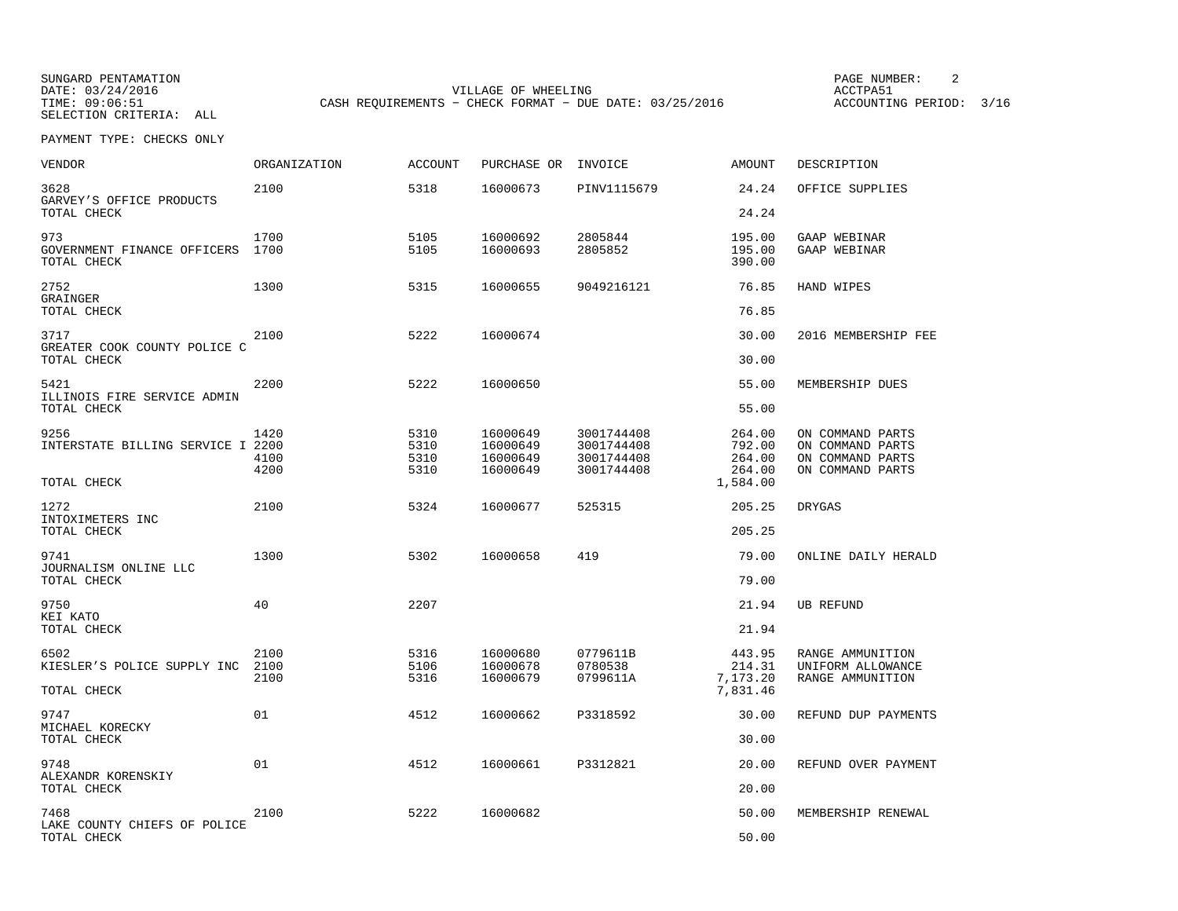SUNGARD PENTAMATION
DATE: 03/24/2016
TIME: 09:06:51
SELECTION CRITERIA: ALL

VILLAGE OF WHEELING
CASH REQUIREMENTS - CHECK FORMAT - DUE DATE: 03/25/2016

PAGE NUMBER: 2
ACCTPA51
ACCOUNTING PERIOD: 3/16

PAYMENT TYPE: CHECKS ONLY

| VENDOR | ORGANIZATION | ACCOUNT | PURCHASE OR | INVOICE | AMOUNT | DESCRIPTION |
|---|---|---|---|---|---|---|
| 3628 | 2100 | 5318 | 16000673 | PINV1115679 | 24.24 | OFFICE SUPPLIES |
| GARVEY'S OFFICE PRODUCTS | | | | | | |
| TOTAL CHECK | | | | | 24.24 | |
| 973 | 1700 | 5105 | 16000692 | 2805844 | 195.00 | GAAP WEBINAR |
| GOVERNMENT FINANCE OFFICERS | 1700 | 5105 | 16000693 | 2805852 | 195.00 | GAAP WEBINAR |
| TOTAL CHECK | | | | | 390.00 | |
| 2752 | 1300 | 5315 | 16000655 | 9049216121 | 76.85 | HAND WIPES |
| GRAINGER | | | | | | |
| TOTAL CHECK | | | | | 76.85 | |
| 3717 | 2100 | 5222 | 16000674 | | 30.00 | 2016 MEMBERSHIP FEE |
| GREATER COOK COUNTY POLICE C | | | | | | |
| TOTAL CHECK | | | | | 30.00 | |
| 5421 | 2200 | 5222 | 16000650 | | 55.00 | MEMBERSHIP DUES |
| ILLINOIS FIRE SERVICE ADMIN | | | | | | |
| TOTAL CHECK | | | | | 55.00 | |
| 9256 | 1420 | 5310 | 16000649 | 3001744408 | 264.00 | ON COMMAND PARTS |
| INTERSTATE BILLING SERVICE I | 2200 | 5310 | 16000649 | 3001744408 | 792.00 | ON COMMAND PARTS |
| | 4100 | 5310 | 16000649 | 3001744408 | 264.00 | ON COMMAND PARTS |
| | 4200 | 5310 | 16000649 | 3001744408 | 264.00 | ON COMMAND PARTS |
| TOTAL CHECK | | | | | 1,584.00 | |
| 1272 | 2100 | 5324 | 16000677 | 525315 | 205.25 | DRYGAS |
| INTOXIMETERS INC | | | | | | |
| TOTAL CHECK | | | | | 205.25 | |
| 9741 | 1300 | 5302 | 16000658 | 419 | 79.00 | ONLINE DAILY HERALD |
| JOURNALISM ONLINE LLC | | | | | | |
| TOTAL CHECK | | | | | 79.00 | |
| 9750 | 40 | 2207 | | | 21.94 | UB REFUND |
| KEI KATO | | | | | | |
| TOTAL CHECK | | | | | 21.94 | |
| 6502 | 2100 | 5316 | 16000680 | 0779611B | 443.95 | RANGE AMMUNITION |
| KIESLER'S POLICE SUPPLY INC | 2100 | 5106 | 16000678 | 0780538 | 214.31 | UNIFORM ALLOWANCE |
| | 2100 | 5316 | 16000679 | 0799611A | 7,173.20 | RANGE AMMUNITION |
| TOTAL CHECK | | | | | 7,831.46 | |
| 9747 | 01 | 4512 | 16000662 | P3318592 | 30.00 | REFUND DUP PAYMENTS |
| MICHAEL KORECKY | | | | | | |
| TOTAL CHECK | | | | | 30.00 | |
| 9748 | 01 | 4512 | 16000661 | P3312821 | 20.00 | REFUND OVER PAYMENT |
| ALEXANDR KORENSKIY | | | | | | |
| TOTAL CHECK | | | | | 20.00 | |
| 7468 | 2100 | 5222 | 16000682 | | 50.00 | MEMBERSHIP RENEWAL |
| LAKE COUNTY CHIEFS OF POLICE | | | | | | |
| TOTAL CHECK | | | | | 50.00 | |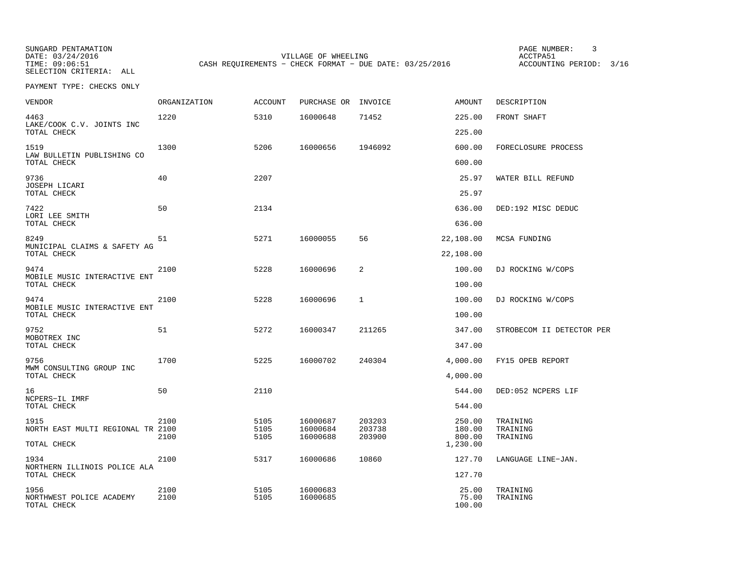SUNGARD PENTAMATION
DATE: 03/24/2016
TIME: 09:06:51
SELECTION CRITERIA: ALL

VILLAGE OF WHEELING
CASH REQUIREMENTS - CHECK FORMAT - DUE DATE: 03/25/2016

ACCTPA51
ACCOUNTING PERIOD: 3/16

PAYMENT TYPE: CHECKS ONLY

| VENDOR | ORGANIZATION | ACCOUNT | PURCHASE OR | INVOICE | AMOUNT | DESCRIPTION |
|---|---|---|---|---|---|---|
| 4463 LAKE/COOK C.V. JOINTS INC | 1220 | 5310 | 16000648 | 71452 | 225.00 | FRONT SHAFT |
| TOTAL CHECK | | | | | 225.00 | |
| 1519 LAW BULLETIN PUBLISHING CO | 1300 | 5206 | 16000656 | 1946092 | 600.00 | FORECLOSURE PROCESS |
| TOTAL CHECK | | | | | 600.00 | |
| 9736 JOSEPH LICARI | 40 | 2207 | | | 25.97 | WATER BILL REFUND |
| TOTAL CHECK | | | | | 25.97 | |
| 7422 LORI LEE SMITH | 50 | 2134 | | | 636.00 | DED:192 MISC DEDUC |
| TOTAL CHECK | | | | | 636.00 | |
| 8249 MUNICIPAL CLAIMS & SAFETY AG | 51 | 5271 | 16000055 | 56 | 22,108.00 | MCSA FUNDING |
| TOTAL CHECK | | | | | 22,108.00 | |
| 9474 MOBILE MUSIC INTERACTIVE ENT | 2100 | 5228 | 16000696 | 2 | 100.00 | DJ ROCKING W/COPS |
| TOTAL CHECK | | | | | 100.00 | |
| 9474 MOBILE MUSIC INTERACTIVE ENT | 2100 | 5228 | 16000696 | 1 | 100.00 | DJ ROCKING W/COPS |
| TOTAL CHECK | | | | | 100.00 | |
| 9752 MOBOTREX INC | 51 | 5272 | 16000347 | 211265 | 347.00 | STROBECOM II DETECTOR PER |
| TOTAL CHECK | | | | | 347.00 | |
| 9756 MWM CONSULTING GROUP INC | 1700 | 5225 | 16000702 | 240304 | 4,000.00 | FY15 OPEB REPORT |
| TOTAL CHECK | | | | | 4,000.00 | |
| 16 NCPERS-IL IMRF | 50 | 2110 | | | 544.00 | DED:052 NCPERS LIF |
| TOTAL CHECK | | | | | 544.00 | |
| 1915 NORTH EAST MULTI REGIONAL TR | 2100 | 5105 | 16000687 | 203203 | 250.00 | TRAINING |
| | 2100 | 5105 | 16000684 | 203738 | 180.00 | TRAINING |
| | 2100 | 5105 | 16000688 | 203900 | 800.00 | TRAINING |
| TOTAL CHECK | | | | | 1,230.00 | |
| 1934 NORTHERN ILLINOIS POLICE ALA | 2100 | 5317 | 16000686 | 10860 | 127.70 | LANGUAGE LINE-JAN. |
| TOTAL CHECK | | | | | 127.70 | |
| 1956 NORTHWEST POLICE ACADEMY | 2100 | 5105 | 16000683 | | 25.00 | TRAINING |
| | 2100 | 5105 | 16000685 | | 75.00 | TRAINING |
| TOTAL CHECK | | | | | 100.00 | |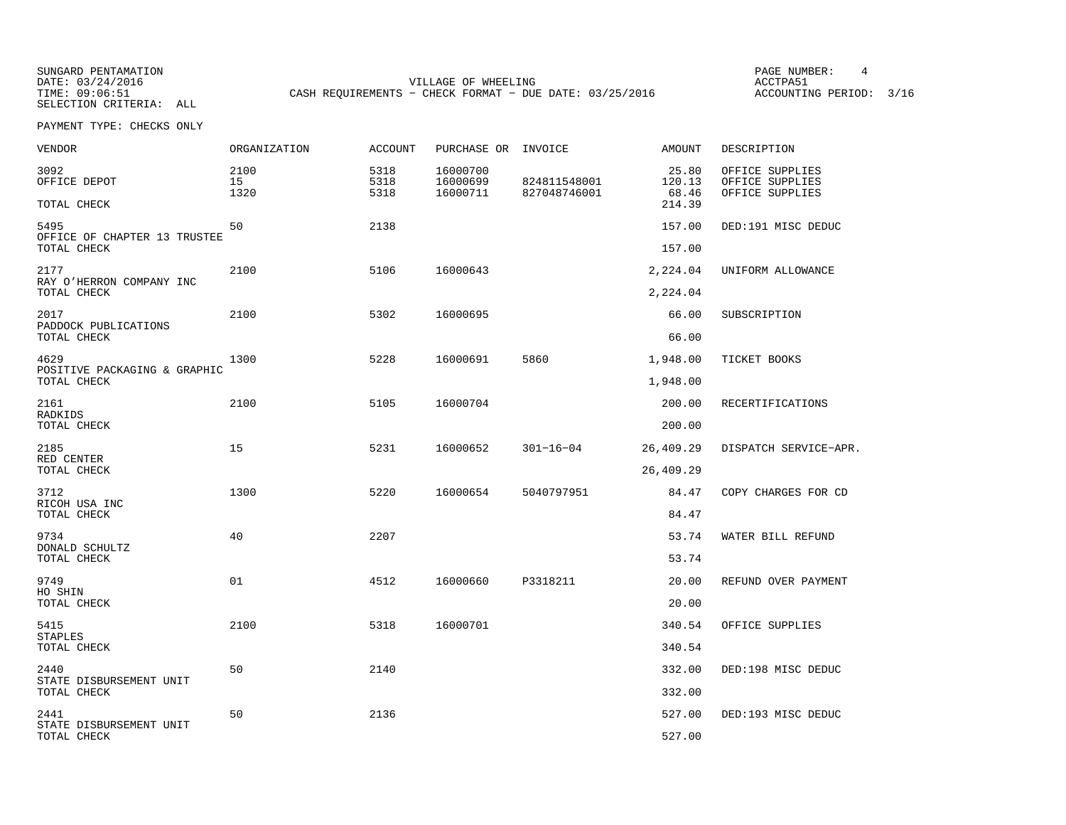SUNGARD PENTAMATION
DATE: 03/24/2016
TIME: 09:06:51
SELECTION CRITERIA: ALL

VILLAGE OF WHEELING
CASH REQUIREMENTS - CHECK FORMAT - DUE DATE: 03/25/2016

ACCTPA51
ACCOUNTING PERIOD: 3/16

PAYMENT TYPE: CHECKS ONLY

| VENDOR | ORGANIZATION | ACCOUNT | PURCHASE OR | INVOICE | AMOUNT | DESCRIPTION |
|---|---|---|---|---|---|---|
| 3092 | 2100 | 5318 | 16000700 | | 25.80 | OFFICE SUPPLIES |
| OFFICE DEPOT | 15 | 5318 | 16000699 | 824811548001 | 120.13 | OFFICE SUPPLIES |
| | 1320 | 5318 | 16000711 | 827048746001 | 68.46 | OFFICE SUPPLIES |
| TOTAL CHECK | | | | | 214.39 | |
| 5495 | 50 | 2138 | | | 157.00 | DED:191 MISC DEDUC |
| OFFICE OF CHAPTER 13 TRUSTEE | | | | | | |
| TOTAL CHECK | | | | | 157.00 | |
| 2177 | 2100 | 5106 | 16000643 | | 2,224.04 | UNIFORM ALLOWANCE |
| RAY O'HERRON COMPANY INC | | | | | | |
| TOTAL CHECK | | | | | 2,224.04 | |
| 2017 | 2100 | 5302 | 16000695 | | 66.00 | SUBSCRIPTION |
| PADDOCK PUBLICATIONS | | | | | | |
| TOTAL CHECK | | | | | 66.00 | |
| 4629 | 1300 | 5228 | 16000691 | 5860 | 1,948.00 | TICKET BOOKS |
| POSITIVE PACKAGING & GRAPHIC | | | | | | |
| TOTAL CHECK | | | | | 1,948.00 | |
| 2161 | 2100 | 5105 | 16000704 | | 200.00 | RECERTIFICATIONS |
| RADKIDS | | | | | | |
| TOTAL CHECK | | | | | 200.00 | |
| 2185 | 15 | 5231 | 16000652 | 301-16-04 | 26,409.29 | DISPATCH SERVICE-APR. |
| RED CENTER | | | | | | |
| TOTAL CHECK | | | | | 26,409.29 | |
| 3712 | 1300 | 5220 | 16000654 | 5040797951 | 84.47 | COPY CHARGES FOR CD |
| RICOH USA INC | | | | | | |
| TOTAL CHECK | | | | | 84.47 | |
| 9734 | 40 | 2207 | | | 53.74 | WATER BILL REFUND |
| DONALD SCHULTZ | | | | | | |
| TOTAL CHECK | | | | | 53.74 | |
| 9749 | 01 | 4512 | 16000660 | P3318211 | 20.00 | REFUND OVER PAYMENT |
| HO SHIN | | | | | | |
| TOTAL CHECK | | | | | 20.00 | |
| 5415 | 2100 | 5318 | 16000701 | | 340.54 | OFFICE SUPPLIES |
| STAPLES | | | | | | |
| TOTAL CHECK | | | | | 340.54 | |
| 2440 | 50 | 2140 | | | 332.00 | DED:198 MISC DEDUC |
| STATE DISBURSEMENT UNIT | | | | | | |
| TOTAL CHECK | | | | | 332.00 | |
| 2441 | 50 | 2136 | | | 527.00 | DED:193 MISC DEDUC |
| STATE DISBURSEMENT UNIT | | | | | | |
| TOTAL CHECK | | | | | 527.00 | |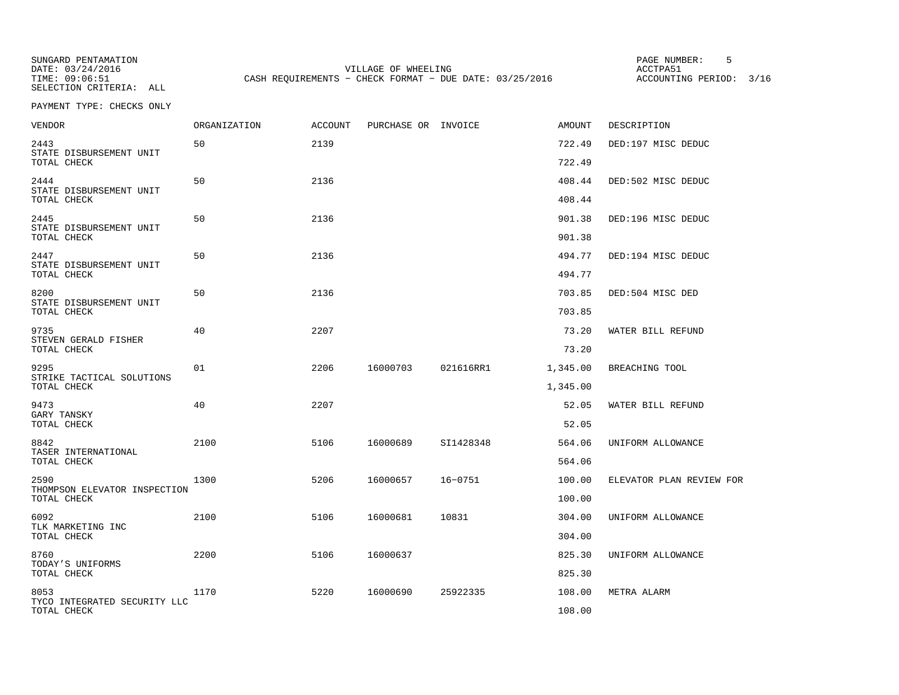SUNGARD PENTAMATION
DATE: 03/24/2016
TIME: 09:06:51
SELECTION CRITERIA: ALL

VILLAGE OF WHEELING
CASH REQUIREMENTS - CHECK FORMAT - DUE DATE: 03/25/2016

ACCTPA51
ACCOUNTING PERIOD: 3/16

PAYMENT TYPE: CHECKS ONLY

| VENDOR | ORGANIZATION | ACCOUNT | PURCHASE OR | INVOICE | AMOUNT | DESCRIPTION |
|---|---|---|---|---|---|---|
| 2443<br>STATE DISBURSEMENT UNIT | 50 | 2139 | | | 722.49 | DED:197 MISC DEDUC |
| TOTAL CHECK | | | | | 722.49 | |
| 2444<br>STATE DISBURSEMENT UNIT | 50 | 2136 | | | 408.44 | DED:502 MISC DEDUC |
| TOTAL CHECK | | | | | 408.44 | |
| 2445<br>STATE DISBURSEMENT UNIT | 50 | 2136 | | | 901.38 | DED:196 MISC DEDUC |
| TOTAL CHECK | | | | | 901.38 | |
| 2447<br>STATE DISBURSEMENT UNIT | 50 | 2136 | | | 494.77 | DED:194 MISC DEDUC |
| TOTAL CHECK | | | | | 494.77 | |
| 8200<br>STATE DISBURSEMENT UNIT | 50 | 2136 | | | 703.85 | DED:504 MISC DED |
| TOTAL CHECK | | | | | 703.85 | |
| 9735<br>STEVEN GERALD FISHER | 40 | 2207 | | | 73.20 | WATER BILL REFUND |
| TOTAL CHECK | | | | | 73.20 | |
| 9295<br>STRIKE TACTICAL SOLUTIONS | 01 | 2206 | 16000703 | 021616RR1 | 1,345.00 | BREACHING TOOL |
| TOTAL CHECK | | | | | 1,345.00 | |
| 9473<br>GARY TANSKY | 40 | 2207 | | | 52.05 | WATER BILL REFUND |
| TOTAL CHECK | | | | | 52.05 | |
| 8842<br>TASER INTERNATIONAL | 2100 | 5106 | 16000689 | SI1428348 | 564.06 | UNIFORM ALLOWANCE |
| TOTAL CHECK | | | | | 564.06 | |
| 2590<br>THOMPSON ELEVATOR INSPECTION | 1300 | 5206 | 16000657 | 16-0751 | 100.00 | ELEVATOR PLAN REVIEW FOR |
| TOTAL CHECK | | | | | 100.00 | |
| 6092<br>TLK MARKETING INC | 2100 | 5106 | 16000681 | 10831 | 304.00 | UNIFORM ALLOWANCE |
| TOTAL CHECK | | | | | 304.00 | |
| 8760<br>TODAY'S UNIFORMS | 2200 | 5106 | 16000637 | | 825.30 | UNIFORM ALLOWANCE |
| TOTAL CHECK | | | | | 825.30 | |
| 8053<br>TYCO INTEGRATED SECURITY LLC | 1170 | 5220 | 16000690 | 25922335 | 108.00 | METRA ALARM |
| TOTAL CHECK | | | | | 108.00 | |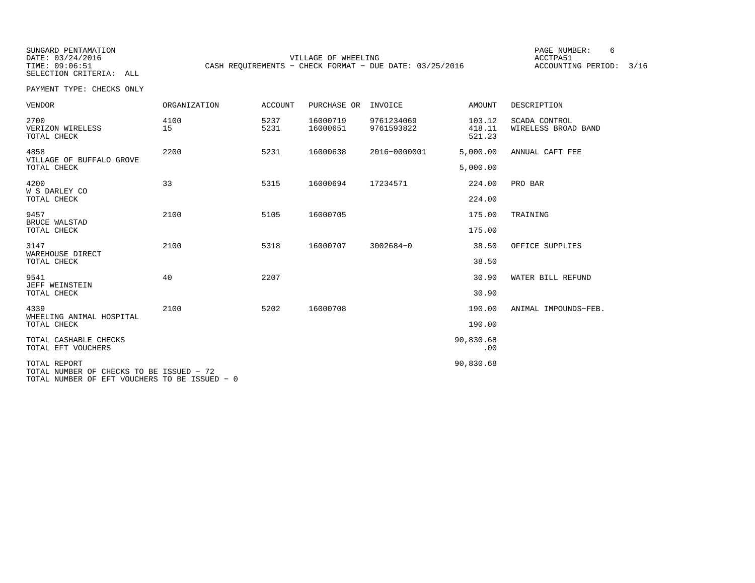SUNGARD PENTAMATION
DATE: 03/24/2016
TIME: 09:06:51
SELECTION CRITERIA: ALL

VILLAGE OF WHEELING
CASH REQUIREMENTS - CHECK FORMAT - DUE DATE: 03/25/2016

ACCTPA51
ACCOUNTING PERIOD: 3/16

PAYMENT TYPE: CHECKS ONLY

| VENDOR | ORGANIZATION | ACCOUNT | PURCHASE OR | INVOICE | AMOUNT | DESCRIPTION |
|---|---|---|---|---|---|---|
| 2700 | 4100 | 5237 | 16000719 | 9761234069 | 103.12 | SCADA CONTROL |
| VERIZON WIRELESS | 15 | 5231 | 16000651 | 9761593822 | 418.11 | WIRELESS BROAD BAND |
| TOTAL CHECK | | | | | 521.23 | |
| 4858 | 2200 | 5231 | 16000638 | 2016-0000001 | 5,000.00 | ANNUAL CAFT FEE |
| VILLAGE OF BUFFALO GROVE | | | | | | |
| TOTAL CHECK | | | | | 5,000.00 | |
| 4200 | 33 | 5315 | 16000694 | 17234571 | 224.00 | PRO BAR |
| W S DARLEY CO | | | | | | |
| TOTAL CHECK | | | | | 224.00 | |
| 9457 | 2100 | 5105 | 16000705 | | 175.00 | TRAINING |
| BRUCE WALSTAD | | | | | | |
| TOTAL CHECK | | | | | 175.00 | |
| 3147 | 2100 | 5318 | 16000707 | 3002684-0 | 38.50 | OFFICE SUPPLIES |
| WAREHOUSE DIRECT | | | | | | |
| TOTAL CHECK | | | | | 38.50 | |
| 9541 | 40 | 2207 | | | 30.90 | WATER BILL REFUND |
| JEFF WEINSTEIN | | | | | | |
| TOTAL CHECK | | | | | 30.90 | |
| 4339 | 2100 | 5202 | 16000708 | | 190.00 | ANIMAL IMPOUNDS-FEB. |
| WHEELING ANIMAL HOSPITAL | | | | | | |
| TOTAL CHECK | | | | | 190.00 | |
| TOTAL CASHABLE CHECKS | | | | | 90,830.68 | |
| TOTAL EFT VOUCHERS | | | | | .00 | |
| TOTAL REPORT | | | | | 90,830.68 | |

TOTAL NUMBER OF CHECKS TO BE ISSUED - 72
TOTAL NUMBER OF EFT VOUCHERS TO BE ISSUED - 0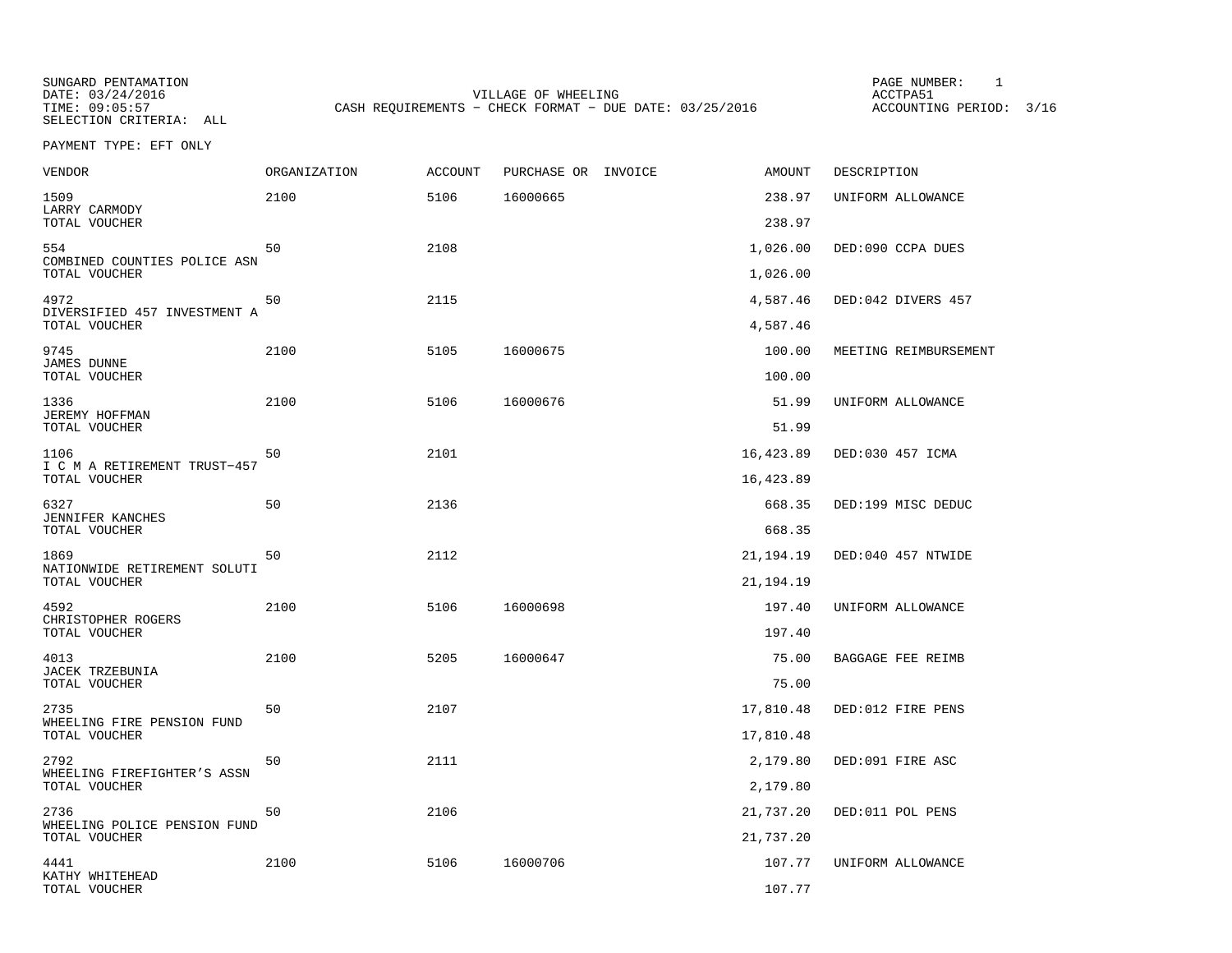SUNGARD PENTAMATION
DATE: 03/24/2016
TIME: 09:05:57
SELECTION CRITERIA: ALL

VILLAGE OF WHEELING
CASH REQUIREMENTS - CHECK FORMAT - DUE DATE: 03/25/2016

PAGE NUMBER: 1
ACCTPA51
ACCOUNTING PERIOD: 3/16

PAYMENT TYPE: EFT ONLY

| VENDOR | ORGANIZATION | ACCOUNT | PURCHASE OR | INVOICE | AMOUNT | DESCRIPTION |
|---|---|---|---|---|---|---|
| 1509 LARRY CARMODY | 2100 | 5106 | 16000665 | | 238.97 | UNIFORM ALLOWANCE |
| TOTAL VOUCHER | | | | | 238.97 | |
| 554 COMBINED COUNTIES POLICE ASN | 50 | 2108 | | | 1,026.00 | DED:090 CCPA DUES |
| TOTAL VOUCHER | | | | | 1,026.00 | |
| 4972 DIVERSIFIED 457 INVESTMENT A | 50 | 2115 | | | 4,587.46 | DED:042 DIVERS 457 |
| TOTAL VOUCHER | | | | | 4,587.46 | |
| 9745 JAMES DUNNE | 2100 | 5105 | 16000675 | | 100.00 | MEETING REIMBURSEMENT |
| TOTAL VOUCHER | | | | | 100.00 | |
| 1336 JEREMY HOFFMAN | 2100 | 5106 | 16000676 | | 51.99 | UNIFORM ALLOWANCE |
| TOTAL VOUCHER | | | | | 51.99 | |
| 1106 I C M A RETIREMENT TRUST-457 | 50 | 2101 | | | 16,423.89 | DED:030 457 ICMA |
| TOTAL VOUCHER | | | | | 16,423.89 | |
| 6327 JENNIFER KANCHES | 50 | 2136 | | | 668.35 | DED:199 MISC DEDUC |
| TOTAL VOUCHER | | | | | 668.35 | |
| 1869 NATIONWIDE RETIREMENT SOLUTI | 50 | 2112 | | | 21,194.19 | DED:040 457 NTWIDE |
| TOTAL VOUCHER | | | | | 21,194.19 | |
| 4592 CHRISTOPHER ROGERS | 2100 | 5106 | 16000698 | | 197.40 | UNIFORM ALLOWANCE |
| TOTAL VOUCHER | | | | | 197.40 | |
| 4013 JACEK TRZEBUNIA | 2100 | 5205 | 16000647 | | 75.00 | BAGGAGE FEE REIMB |
| TOTAL VOUCHER | | | | | 75.00 | |
| 2735 WHEELING FIRE PENSION FUND | 50 | 2107 | | | 17,810.48 | DED:012 FIRE PENS |
| TOTAL VOUCHER | | | | | 17,810.48 | |
| 2792 WHEELING FIREFIGHTER'S ASSN | 50 | 2111 | | | 2,179.80 | DED:091 FIRE ASC |
| TOTAL VOUCHER | | | | | 2,179.80 | |
| 2736 WHEELING POLICE PENSION FUND | 50 | 2106 | | | 21,737.20 | DED:011 POL PENS |
| TOTAL VOUCHER | | | | | 21,737.20 | |
| 4441 KATHY WHITEHEAD | 2100 | 5106 | 16000706 | | 107.77 | UNIFORM ALLOWANCE |
| TOTAL VOUCHER | | | | | 107.77 | |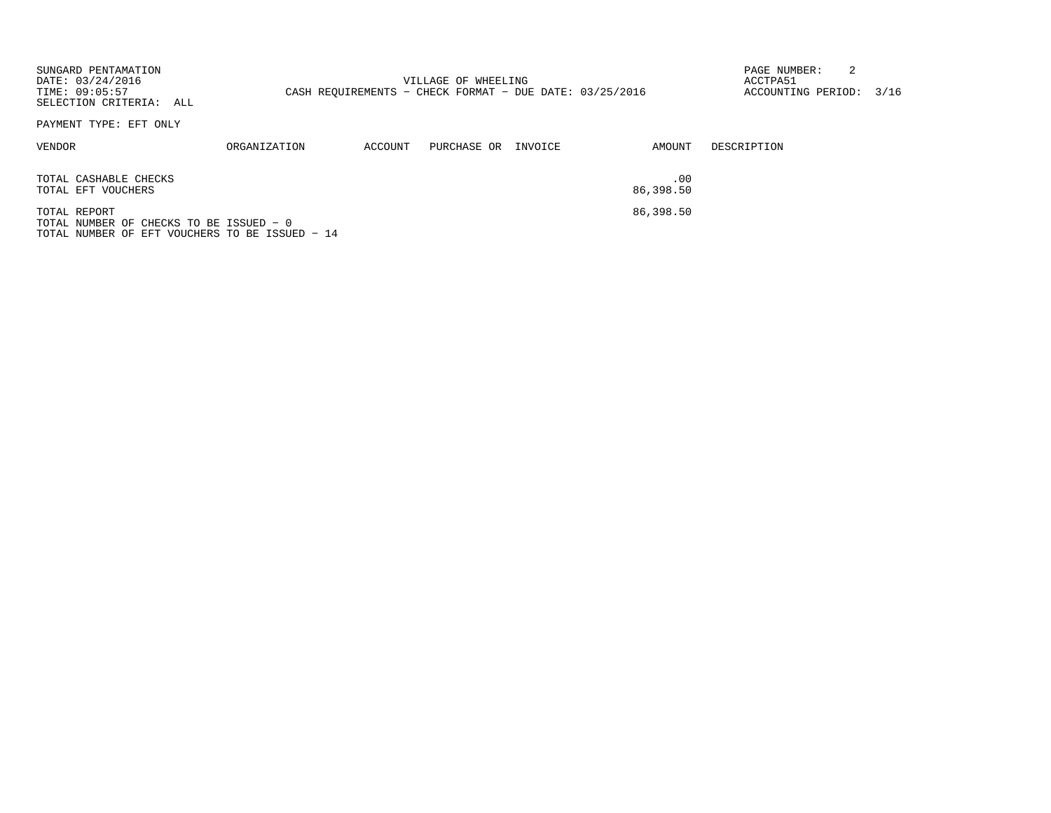SUNGARD PENTAMATION
DATE: 03/24/2016
TIME: 09:05:57
SELECTION CRITERIA: ALL

VILLAGE OF WHEELING
CASH REQUIREMENTS - CHECK FORMAT - DUE DATE: 03/25/2016

ACCTPA51
ACCOUNTING PERIOD: 3/16

PAYMENT TYPE: EFT ONLY

| VENDOR | ORGANIZATION | ACCOUNT | PURCHASE OR | INVOICE | AMOUNT | DESCRIPTION |
|---|---|---|---|---|---|---|
| TOTAL CASHABLE CHECKS | | | | | .00 | |
| TOTAL EFT VOUCHERS | | | | | 86,398.50 | |
| TOTAL REPORT | | | | | 86,398.50 | |

TOTAL NUMBER OF CHECKS TO BE ISSUED - 0
TOTAL NUMBER OF EFT VOUCHERS TO BE ISSUED - 14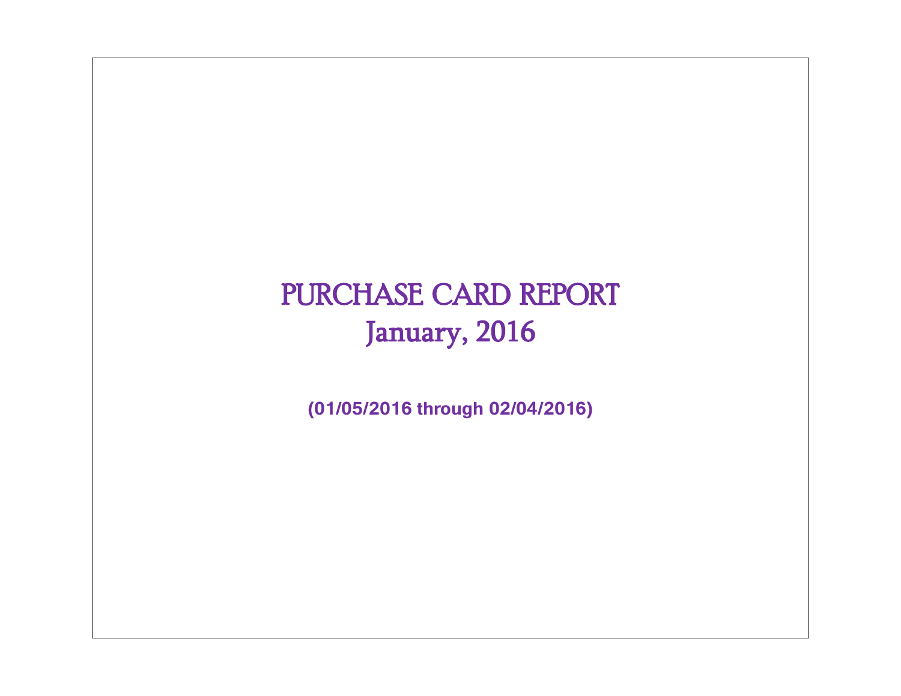# PURCHASE CARD REPORT
## January, 2016

**(01/05/2016 through 02/04/2016)**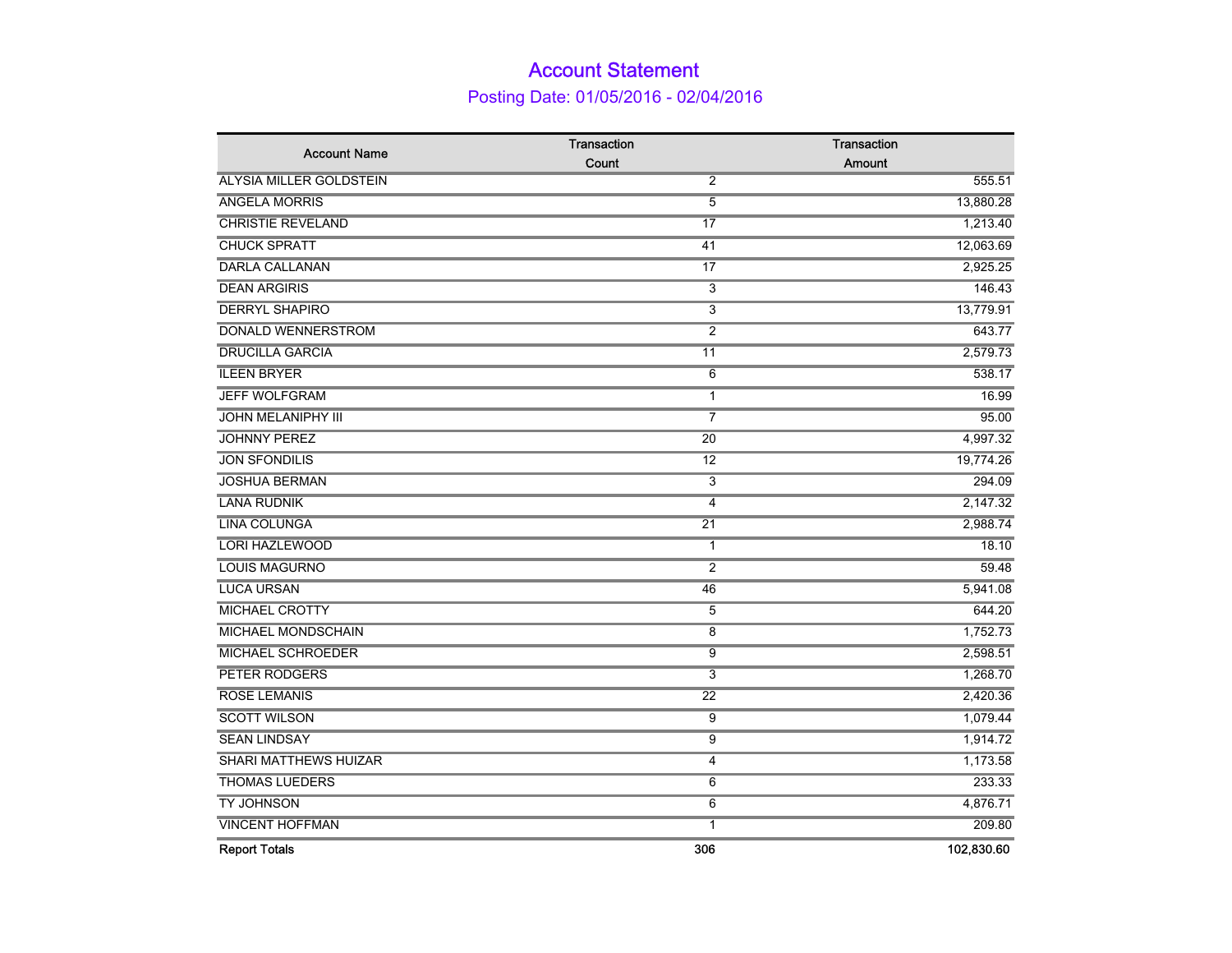# Account Statement

## Posting Date: 01/05/2016 - 02/04/2016

| Account Name | Transaction Count | Transaction Amount |
|---|---|---|
| ALYSIA MILLER GOLDSTEIN | 2 | 555.51 |
| ANGELA MORRIS | 5 | 13,880.28 |
| CHRISTIE REVELAND | 17 | 1,213.40 |
| CHUCK SPRATT | 41 | 12,063.69 |
| DARLA CALLANAN | 17 | 2,925.25 |
| DEAN ARGIRIS | 3 | 146.43 |
| DERRYL SHAPIRO | 3 | 13,779.91 |
| DONALD WENNERSTROM | 2 | 643.77 |
| DRUCILLA GARCIA | 11 | 2,579.73 |
| ILEEN BRYER | 6 | 538.17 |
| JEFF WOLFGRAM | 1 | 16.99 |
| JOHN MELANIPHY III | 7 | 95.00 |
| JOHNNY PEREZ | 20 | 4,997.32 |
| JON SFONDILIS | 12 | 19,774.26 |
| JOSHUA BERMAN | 3 | 294.09 |
| LANA RUDNIK | 4 | 2,147.32 |
| LINA COLUNGA | 21 | 2,988.74 |
| LORI HAZLEWOOD | 1 | 18.10 |
| LOUIS MAGURNO | 2 | 59.48 |
| LUCA URSAN | 46 | 5,941.08 |
| MICHAEL CROTTY | 5 | 644.20 |
| MICHAEL MONDSCHAIN | 8 | 1,752.73 |
| MICHAEL SCHROEDER | 9 | 2,598.51 |
| PETER RODGERS | 3 | 1,268.70 |
| ROSE LEMANIS | 22 | 2,420.36 |
| SCOTT WILSON | 9 | 1,079.44 |
| SEAN LINDSAY | 9 | 1,914.72 |
| SHARI MATTHEWS HUIZAR | 4 | 1,173.58 |
| THOMAS LUEDERS | 6 | 233.33 |
| TY JOHNSON | 6 | 4,876.71 |
| VINCENT HOFFMAN | 1 | 209.80 |
| **Report Totals** | **306** | **102,830.60** |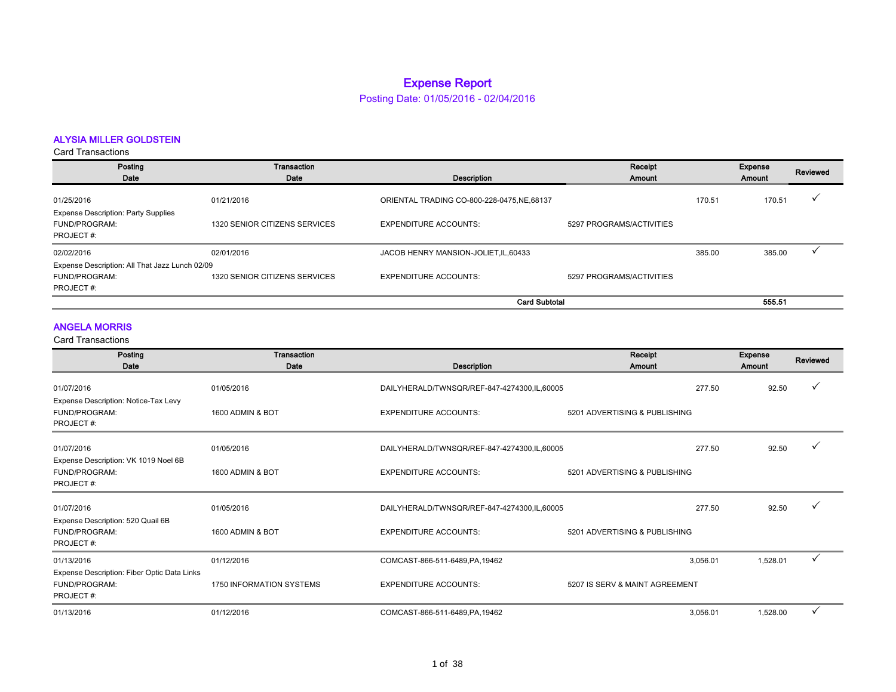# Expense Report

Posting Date: 01/05/2016 - 02/04/2016

## ALYSIA MILLER GOLDSTEIN

Card Transactions

| Posting Date | Transaction Date | Description | Receipt Amount | Expense Amount | Reviewed |
|---|---|---|---|---|---|
| 01/25/2016 | 01/21/2016 | ORIENTAL TRADING CO-800-228-0475,NE,68137 | 170.51 | 170.51 | ✓ |
| Expense Description: Party Supplies | | | | | |
| FUND/PROGRAM: | 1320 SENIOR CITIZENS SERVICES | EXPENDITURE ACCOUNTS: | 5297 PROGRAMS/ACTIVITIES | | |
| PROJECT #: | | | | | |
| 02/02/2016 | 02/01/2016 | JACOB HENRY MANSION-JOLIET,IL,60433 | 385.00 | 385.00 | ✓ |
| Expense Description: All That Jazz Lunch 02/09 | | | | | |
| FUND/PROGRAM: | 1320 SENIOR CITIZENS SERVICES | EXPENDITURE ACCOUNTS: | 5297 PROGRAMS/ACTIVITIES | | |
| PROJECT #: | | | | | |
| | | **Card Subtotal** | | **555.51** | |

## ANGELA MORRIS

Card Transactions

| Posting Date | Transaction Date | Description | Receipt Amount | Expense Amount | Reviewed |
|---|---|---|---|---|---|
| 01/07/2016 | 01/05/2016 | DAILYHERALD/TWNSQR/REF-847-4274300,IL,60005 | 277.50 | 92.50 | ✓ |
| Expense Description: Notice-Tax Levy | | | | | |
| FUND/PROGRAM: | 1600 ADMIN & BOT | EXPENDITURE ACCOUNTS: | 5201 ADVERTISING & PUBLISHING | | |
| PROJECT #: | | | | | |
| 01/07/2016 | 01/05/2016 | DAILYHERALD/TWNSQR/REF-847-4274300,IL,60005 | 277.50 | 92.50 | ✓ |
| Expense Description: VK 1019 Noel 6B | | | | | |
| FUND/PROGRAM: | 1600 ADMIN & BOT | EXPENDITURE ACCOUNTS: | 5201 ADVERTISING & PUBLISHING | | |
| PROJECT #: | | | | | |
| 01/07/2016 | 01/05/2016 | DAILYHERALD/TWNSQR/REF-847-4274300,IL,60005 | 277.50 | 92.50 | ✓ |
| Expense Description: 520 Quail 6B | | | | | |
| FUND/PROGRAM: | 1600 ADMIN & BOT | EXPENDITURE ACCOUNTS: | 5201 ADVERTISING & PUBLISHING | | |
| PROJECT #: | | | | | |
| 01/13/2016 | 01/12/2016 | COMCAST-866-511-6489,PA,19462 | 3,056.01 | 1,528.01 | ✓ |
| Expense Description: Fiber Optic Data Links | | | | | |
| FUND/PROGRAM: | 1750 INFORMATION SYSTEMS | EXPENDITURE ACCOUNTS: | 5207 IS SERV & MAINT AGREEMENT | | |
| PROJECT #: | | | | | |
| 01/13/2016 | 01/12/2016 | COMCAST-866-511-6489,PA,19462 | 3,056.01 | 1,528.00 | ✓ |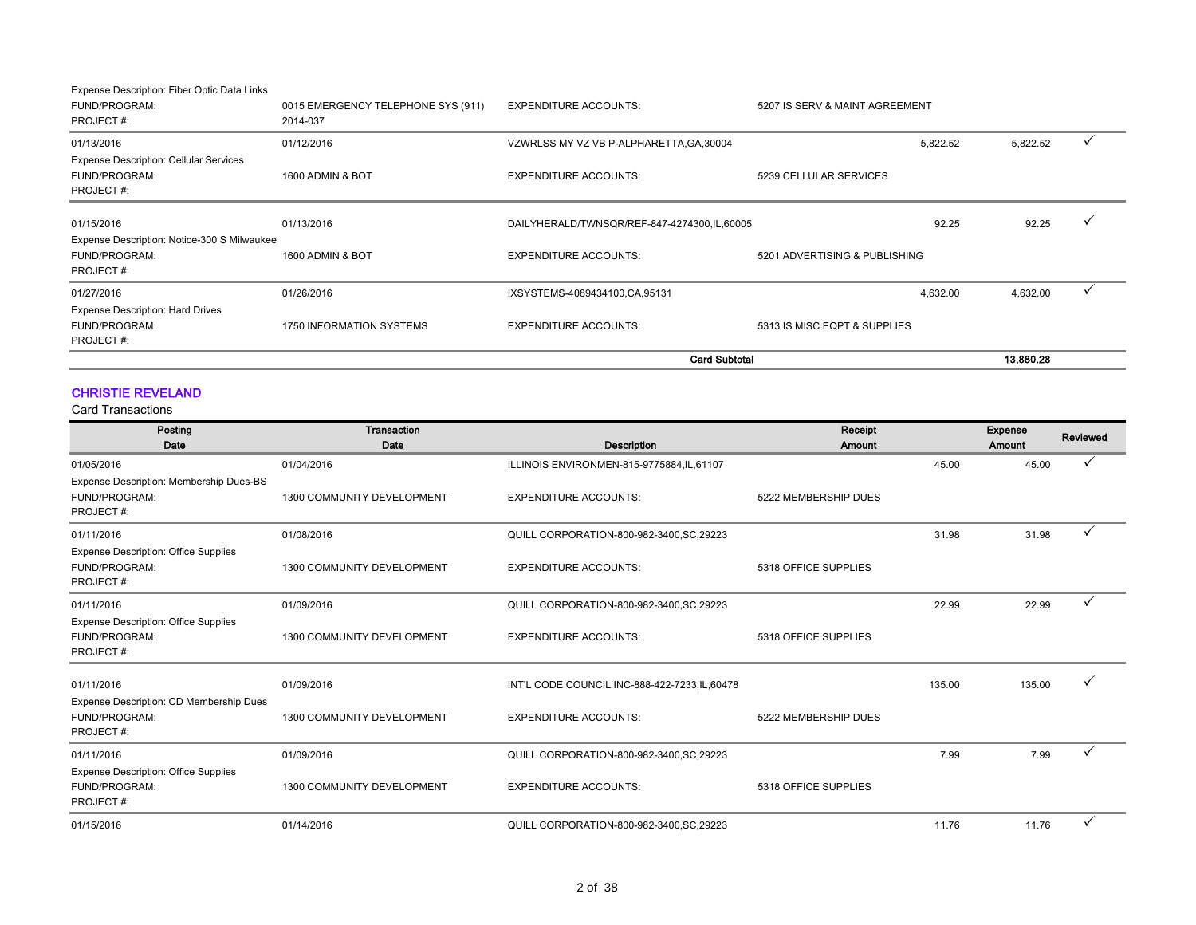| | | | | | |
|---|---|---|---|---|---|
| Expense Description: Fiber Optic Data Links | | | | | |
| FUND/PROGRAM: | 0015 EMERGENCY TELEPHONE SYS (911) | EXPENDITURE ACCOUNTS: | 5207 IS SERV & MAINT AGREEMENT | | |
| PROJECT #: | 2014-037 | | | | |
| 01/13/2016 | 01/12/2016 | VZWRLSS MY VZ VB P-ALPHARETTA,GA,30004 | 5,822.52 | 5,822.52 | ✓ |
| Expense Description: Cellular Services | | | | | |
| FUND/PROGRAM: | 1600 ADMIN & BOT | EXPENDITURE ACCOUNTS: | 5239 CELLULAR SERVICES | | |
| PROJECT #: | | | | | |
| 01/15/2016 | 01/13/2016 | DAILYHERALD/TWNSQR/REF-847-4274300,IL,60005 | 92.25 | 92.25 | ✓ |
| Expense Description: Notice-300 S Milwaukee | | | | | |
| FUND/PROGRAM: | 1600 ADMIN & BOT | EXPENDITURE ACCOUNTS: | 5201 ADVERTISING & PUBLISHING | | |
| PROJECT #: | | | | | |
| 01/27/2016 | 01/26/2016 | IXSYSTEMS-4089434100,CA,95131 | 4,632.00 | 4,632.00 | ✓ |
| Expense Description: Hard Drives | | | | | |
| FUND/PROGRAM: | 1750 INFORMATION SYSTEMS | EXPENDITURE ACCOUNTS: | 5313 IS MISC EQPT & SUPPLIES | | |
| PROJECT #: | | | | | |
| | | **Card Subtotal** | | **13,880.28** | |

## CHRISTIE REVELAND

Card Transactions

| Posting Date | Transaction Date | Description | Receipt Amount | Expense Amount | Reviewed |
|---|---|---|---|---|---|
| 01/05/2016 | 01/04/2016 | ILLINOIS ENVIRONMEN-815-9775884,IL,61107 | 45.00 | 45.00 | ✓ |
| Expense Description: Membership Dues-BS | | | | | |
| FUND/PROGRAM: | 1300 COMMUNITY DEVELOPMENT | EXPENDITURE ACCOUNTS: | 5222 MEMBERSHIP DUES | | |
| PROJECT #: | | | | | |
| 01/11/2016 | 01/08/2016 | QUILL CORPORATION-800-982-3400,SC,29223 | 31.98 | 31.98 | ✓ |
| Expense Description: Office Supplies | | | | | |
| FUND/PROGRAM: | 1300 COMMUNITY DEVELOPMENT | EXPENDITURE ACCOUNTS: | 5318 OFFICE SUPPLIES | | |
| PROJECT #: | | | | | |
| 01/11/2016 | 01/09/2016 | QUILL CORPORATION-800-982-3400,SC,29223 | 22.99 | 22.99 | ✓ |
| Expense Description: Office Supplies | | | | | |
| FUND/PROGRAM: | 1300 COMMUNITY DEVELOPMENT | EXPENDITURE ACCOUNTS: | 5318 OFFICE SUPPLIES | | |
| PROJECT #: | | | | | |
| 01/11/2016 | 01/09/2016 | INT'L CODE COUNCIL INC-888-422-7233,IL,60478 | 135.00 | 135.00 | ✓ |
| Expense Description: CD Membership Dues | | | | | |
| FUND/PROGRAM: | 1300 COMMUNITY DEVELOPMENT | EXPENDITURE ACCOUNTS: | 5222 MEMBERSHIP DUES | | |
| PROJECT #: | | | | | |
| 01/11/2016 | 01/09/2016 | QUILL CORPORATION-800-982-3400,SC,29223 | 7.99 | 7.99 | ✓ |
| Expense Description: Office Supplies | | | | | |
| FUND/PROGRAM: | 1300 COMMUNITY DEVELOPMENT | EXPENDITURE ACCOUNTS: | 5318 OFFICE SUPPLIES | | |
| PROJECT #: | | | | | |
| 01/15/2016 | 01/14/2016 | QUILL CORPORATION-800-982-3400,SC,29223 | 11.76 | 11.76 | ✓ |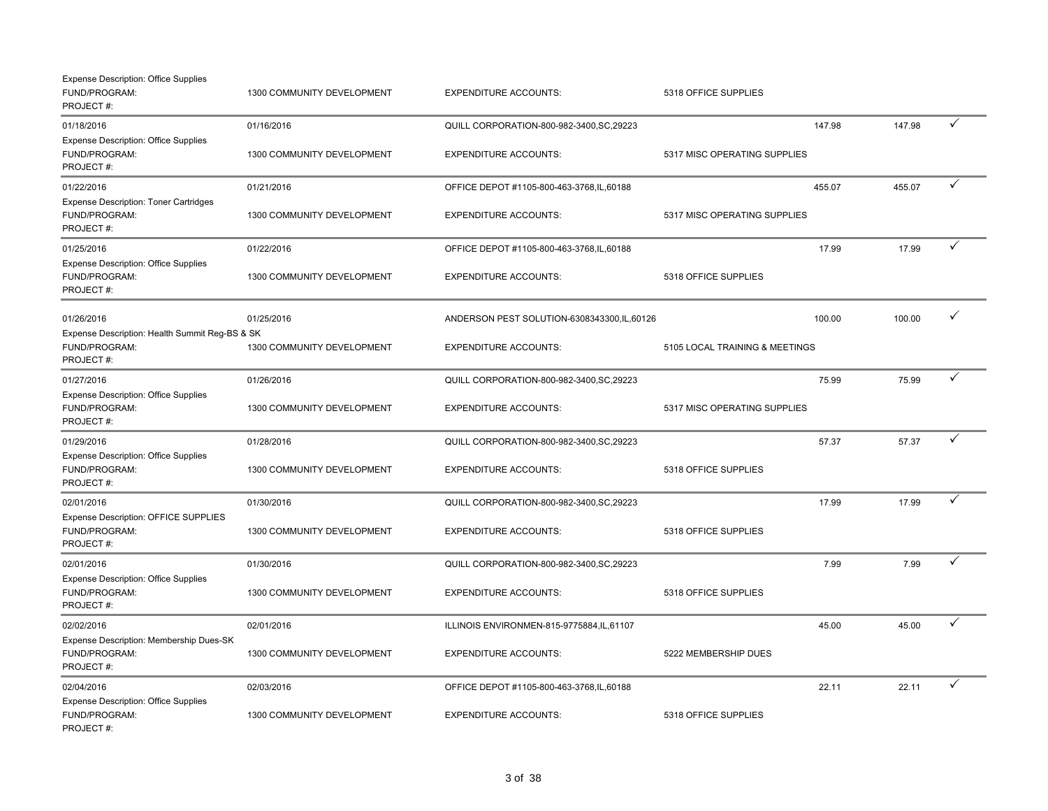Expense Description: Office Supplies
FUND/PROGRAM: 1300 COMMUNITY DEVELOPMENT EXPENDITURE ACCOUNTS: 5318 OFFICE SUPPLIES
PROJECT #:

| | | | | | | |
|---|---|---|---|---|---|---|
| 01/18/2016 | 01/16/2016 | QUILL CORPORATION-800-982-3400,SC,29223 | | 147.98 | 147.98 | ✓ |
| Expense Description: Office Supplies | | | | | | |
| FUND/PROGRAM: | 1300 COMMUNITY DEVELOPMENT | EXPENDITURE ACCOUNTS: | 5317 MISC OPERATING SUPPLIES | | | |
| PROJECT #: | | | | | | |
| 01/22/2016 | 01/21/2016 | OFFICE DEPOT #1105-800-463-3768,IL,60188 | | 455.07 | 455.07 | ✓ |
| Expense Description: Toner Cartridges | | | | | | |
| FUND/PROGRAM: | 1300 COMMUNITY DEVELOPMENT | EXPENDITURE ACCOUNTS: | 5317 MISC OPERATING SUPPLIES | | | |
| PROJECT #: | | | | | | |
| 01/25/2016 | 01/22/2016 | OFFICE DEPOT #1105-800-463-3768,IL,60188 | | 17.99 | 17.99 | ✓ |
| Expense Description: Office Supplies | | | | | | |
| FUND/PROGRAM: | 1300 COMMUNITY DEVELOPMENT | EXPENDITURE ACCOUNTS: | 5318 OFFICE SUPPLIES | | | |
| PROJECT #: | | | | | | |
| 01/26/2016 | 01/25/2016 | ANDERSON PEST SOLUTION-6308343300,IL,60126 | | 100.00 | 100.00 | ✓ |
| Expense Description: Health Summit Reg-BS & SK | | | | | | |
| FUND/PROGRAM: | 1300 COMMUNITY DEVELOPMENT | EXPENDITURE ACCOUNTS: | 5105 LOCAL TRAINING & MEETINGS | | | |
| PROJECT #: | | | | | | |
| 01/27/2016 | 01/26/2016 | QUILL CORPORATION-800-982-3400,SC,29223 | | 75.99 | 75.99 | ✓ |
| Expense Description: Office Supplies | | | | | | |
| FUND/PROGRAM: | 1300 COMMUNITY DEVELOPMENT | EXPENDITURE ACCOUNTS: | 5317 MISC OPERATING SUPPLIES | | | |
| PROJECT #: | | | | | | |
| 01/29/2016 | 01/28/2016 | QUILL CORPORATION-800-982-3400,SC,29223 | | 57.37 | 57.37 | ✓ |
| Expense Description: Office Supplies | | | | | | |
| FUND/PROGRAM: | 1300 COMMUNITY DEVELOPMENT | EXPENDITURE ACCOUNTS: | 5318 OFFICE SUPPLIES | | | |
| PROJECT #: | | | | | | |
| 02/01/2016 | 01/30/2016 | QUILL CORPORATION-800-982-3400,SC,29223 | | 17.99 | 17.99 | ✓ |
| Expense Description: OFFICE SUPPLIES | | | | | | |
| FUND/PROGRAM: | 1300 COMMUNITY DEVELOPMENT | EXPENDITURE ACCOUNTS: | 5318 OFFICE SUPPLIES | | | |
| PROJECT #: | | | | | | |
| 02/01/2016 | 01/30/2016 | QUILL CORPORATION-800-982-3400,SC,29223 | | 7.99 | 7.99 | ✓ |
| Expense Description: Office Supplies | | | | | | |
| FUND/PROGRAM: | 1300 COMMUNITY DEVELOPMENT | EXPENDITURE ACCOUNTS: | 5318 OFFICE SUPPLIES | | | |
| PROJECT #: | | | | | | |
| 02/02/2016 | 02/01/2016 | ILLINOIS ENVIRONMEN-815-9775884,IL,61107 | | 45.00 | 45.00 | ✓ |
| Expense Description: Membership Dues-SK | | | | | | |
| FUND/PROGRAM: | 1300 COMMUNITY DEVELOPMENT | EXPENDITURE ACCOUNTS: | 5222 MEMBERSHIP DUES | | | |
| PROJECT #: | | | | | | |
| 02/04/2016 | 02/03/2016 | OFFICE DEPOT #1105-800-463-3768,IL,60188 | | 22.11 | 22.11 | ✓ |
| Expense Description: Office Supplies | | | | | | |
| FUND/PROGRAM: | 1300 COMMUNITY DEVELOPMENT | EXPENDITURE ACCOUNTS: | 5318 OFFICE SUPPLIES | | | |
| PROJECT #: | | | | | | |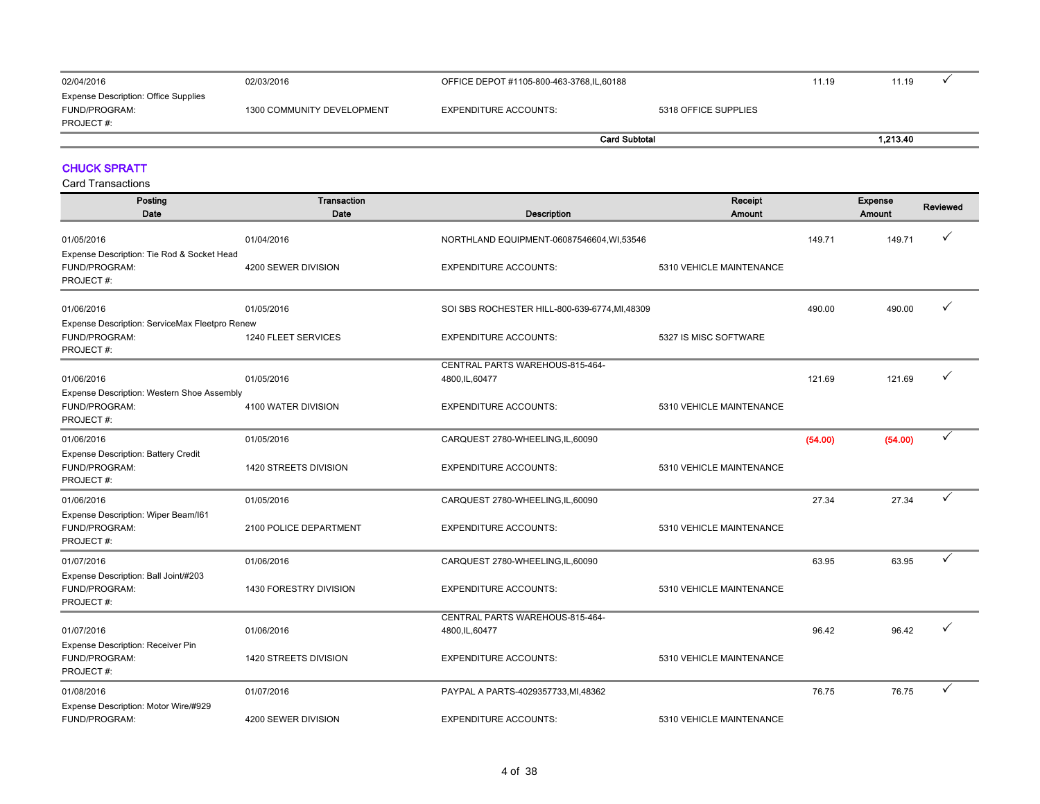| Posting Date | Transaction Date | Description | | Receipt Amount | Expense Amount | Reviewed |
|---|---|---|---|---|---|---|
| 02/04/2016 | 02/03/2016 | OFFICE DEPOT #1105-800-463-3768,IL,60188 | | 11.19 | 11.19 | ✓ |
| Expense Description: Office Supplies | | | | | | |
| FUND/PROGRAM: | 1300 COMMUNITY DEVELOPMENT | EXPENDITURE ACCOUNTS: | 5318 OFFICE SUPPLIES | | | |
| PROJECT #: | | | | | | |
| | | **Card Subtotal** | | | **1,213.40** | |

## CHUCK SPRATT

Card Transactions

| Posting Date | Transaction Date | Description | | Receipt Amount | Expense Amount | Reviewed |
|---|---|---|---|---|---|---|
| 01/05/2016 | 01/04/2016 | NORTHLAND EQUIPMENT-06087546604,WI,53546 | | 149.71 | 149.71 | ✓ |
| Expense Description: Tie Rod & Socket Head | | | | | | |
| FUND/PROGRAM: | 4200 SEWER DIVISION | EXPENDITURE ACCOUNTS: | 5310 VEHICLE MAINTENANCE | | | |
| PROJECT #: | | | | | | |
| 01/06/2016 | 01/05/2016 | SOI SBS ROCHESTER HILL-800-639-6774,MI,48309 | | 490.00 | 490.00 | ✓ |
| Expense Description: ServiceMax Fleetpro Renew | | | | | | |
| FUND/PROGRAM: | 1240 FLEET SERVICES | EXPENDITURE ACCOUNTS: | 5327 IS MISC SOFTWARE | | | |
| PROJECT #: | | | | | | |
| 01/06/2016 | 01/05/2016 | CENTRAL PARTS WAREHOUS-815-464-4800,IL,60477 | | 121.69 | 121.69 | ✓ |
| Expense Description: Western Shoe Assembly | | | | | | |
| FUND/PROGRAM: | 4100 WATER DIVISION | EXPENDITURE ACCOUNTS: | 5310 VEHICLE MAINTENANCE | | | |
| PROJECT #: | | | | | | |
| 01/06/2016 | 01/05/2016 | CARQUEST 2780-WHEELING,IL,60090 | | (54.00) | (54.00) | ✓ |
| Expense Description: Battery Credit | | | | | | |
| FUND/PROGRAM: | 1420 STREETS DIVISION | EXPENDITURE ACCOUNTS: | 5310 VEHICLE MAINTENANCE | | | |
| PROJECT #: | | | | | | |
| 01/06/2016 | 01/05/2016 | CARQUEST 2780-WHEELING,IL,60090 | | 27.34 | 27.34 | ✓ |
| Expense Description: Wiper Beam/I61 | | | | | | |
| FUND/PROGRAM: | 2100 POLICE DEPARTMENT | EXPENDITURE ACCOUNTS: | 5310 VEHICLE MAINTENANCE | | | |
| PROJECT #: | | | | | | |
| 01/07/2016 | 01/06/2016 | CARQUEST 2780-WHEELING,IL,60090 | | 63.95 | 63.95 | ✓ |
| Expense Description: Ball Joint/#203 | | | | | | |
| FUND/PROGRAM: | 1430 FORESTRY DIVISION | EXPENDITURE ACCOUNTS: | 5310 VEHICLE MAINTENANCE | | | |
| PROJECT #: | | | | | | |
| 01/07/2016 | 01/06/2016 | CENTRAL PARTS WAREHOUS-815-464-4800,IL,60477 | | 96.42 | 96.42 | ✓ |
| Expense Description: Receiver Pin | | | | | | |
| FUND/PROGRAM: | 1420 STREETS DIVISION | EXPENDITURE ACCOUNTS: | 5310 VEHICLE MAINTENANCE | | | |
| PROJECT #: | | | | | | |
| 01/08/2016 | 01/07/2016 | PAYPAL A PARTS-4029357733,MI,48362 | | 76.75 | 76.75 | ✓ |
| Expense Description: Motor Wire/#929 | | | | | | |
| FUND/PROGRAM: | 4200 SEWER DIVISION | EXPENDITURE ACCOUNTS: | 5310 VEHICLE MAINTENANCE | | | |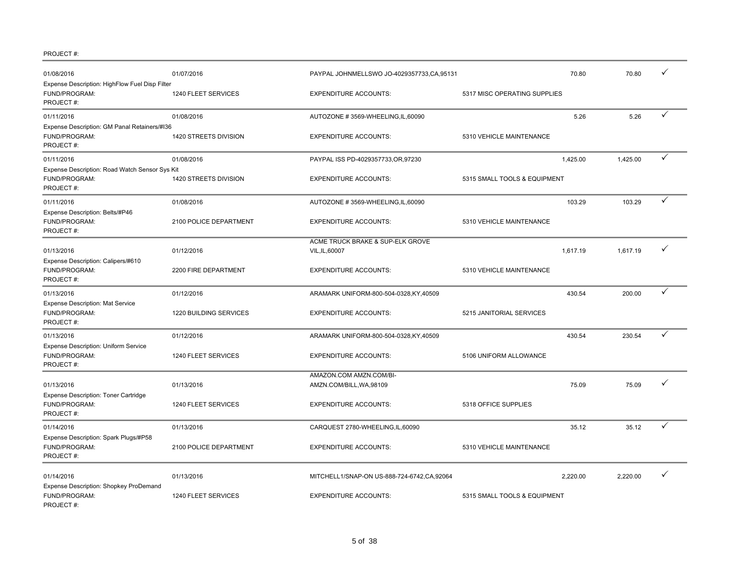PROJECT #:

| Posting Date | Transaction Date | Merchant | | Amount | Allocated | |
|---|---|---|---|---|---|---|
| 01/08/2016 | 01/07/2016 | PAYPAL JOHNMELLSWO JO-4029357733,CA,95131 | | 70.80 | 70.80 | ✓ |
| Expense Description: HighFlow Fuel Disp Filter | | | | | | |
| FUND/PROGRAM: | 1240 FLEET SERVICES | EXPENDITURE ACCOUNTS: | 5317 MISC OPERATING SUPPLIES | | | |
| PROJECT #: | | | | | | |
| 01/11/2016 | 01/08/2016 | AUTOZONE # 3569-WHEELING,IL,60090 | | 5.26 | 5.26 | ✓ |
| Expense Description: GM Panal Retainers/#I36 | | | | | | |
| FUND/PROGRAM: | 1420 STREETS DIVISION | EXPENDITURE ACCOUNTS: | 5310 VEHICLE MAINTENANCE | | | |
| PROJECT #: | | | | | | |
| 01/11/2016 | 01/08/2016 | PAYPAL ISS PD-4029357733,OR,97230 | | 1,425.00 | 1,425.00 | ✓ |
| Expense Description: Road Watch Sensor Sys Kit | | | | | | |
| FUND/PROGRAM: | 1420 STREETS DIVISION | EXPENDITURE ACCOUNTS: | 5315 SMALL TOOLS & EQUIPMENT | | | |
| PROJECT #: | | | | | | |
| 01/11/2016 | 01/08/2016 | AUTOZONE # 3569-WHEELING,IL,60090 | | 103.29 | 103.29 | ✓ |
| Expense Description: Belts/#P46 | | | | | | |
| FUND/PROGRAM: | 2100 POLICE DEPARTMENT | EXPENDITURE ACCOUNTS: | 5310 VEHICLE MAINTENANCE | | | |
| PROJECT #: | | | | | | |
| 01/13/2016 | 01/12/2016 | ACME TRUCK BRAKE & SUP-ELK GROVE VIL,IL,60007 | | 1,617.19 | 1,617.19 | ✓ |
| Expense Description: Calipers/#610 | | | | | | |
| FUND/PROGRAM: | 2200 FIRE DEPARTMENT | EXPENDITURE ACCOUNTS: | 5310 VEHICLE MAINTENANCE | | | |
| PROJECT #: | | | | | | |
| 01/13/2016 | 01/12/2016 | ARAMARK UNIFORM-800-504-0328,KY,40509 | | 430.54 | 200.00 | ✓ |
| Expense Description: Mat Service | | | | | | |
| FUND/PROGRAM: | 1220 BUILDING SERVICES | EXPENDITURE ACCOUNTS: | 5215 JANITORIAL SERVICES | | | |
| PROJECT #: | | | | | | |
| 01/13/2016 | 01/12/2016 | ARAMARK UNIFORM-800-504-0328,KY,40509 | | 430.54 | 230.54 | ✓ |
| Expense Description: Uniform Service | | | | | | |
| FUND/PROGRAM: | 1240 FLEET SERVICES | EXPENDITURE ACCOUNTS: | 5106 UNIFORM ALLOWANCE | | | |
| PROJECT #: | | | | | | |
| 01/13/2016 | 01/13/2016 | AMAZON.COM AMZN.COM/BI-AMZN.COM/BILL,WA,98109 | | 75.09 | 75.09 | ✓ |
| Expense Description: Toner Cartridge | | | | | | |
| FUND/PROGRAM: | 1240 FLEET SERVICES | EXPENDITURE ACCOUNTS: | 5318 OFFICE SUPPLIES | | | |
| PROJECT #: | | | | | | |
| 01/14/2016 | 01/13/2016 | CARQUEST 2780-WHEELING,IL,60090 | | 35.12 | 35.12 | ✓ |
| Expense Description: Spark Plugs/#P58 | | | | | | |
| FUND/PROGRAM: | 2100 POLICE DEPARTMENT | EXPENDITURE ACCOUNTS: | 5310 VEHICLE MAINTENANCE | | | |
| PROJECT #: | | | | | | |
| 01/14/2016 | 01/13/2016 | MITCHELL1/SNAP-ON US-888-724-6742,CA,92064 | | 2,220.00 | 2,220.00 | ✓ |
| Expense Description: Shopkey ProDemand | | | | | | |
| FUND/PROGRAM: | 1240 FLEET SERVICES | EXPENDITURE ACCOUNTS: | 5315 SMALL TOOLS & EQUIPMENT | | | |
| PROJECT #: | | | | | | |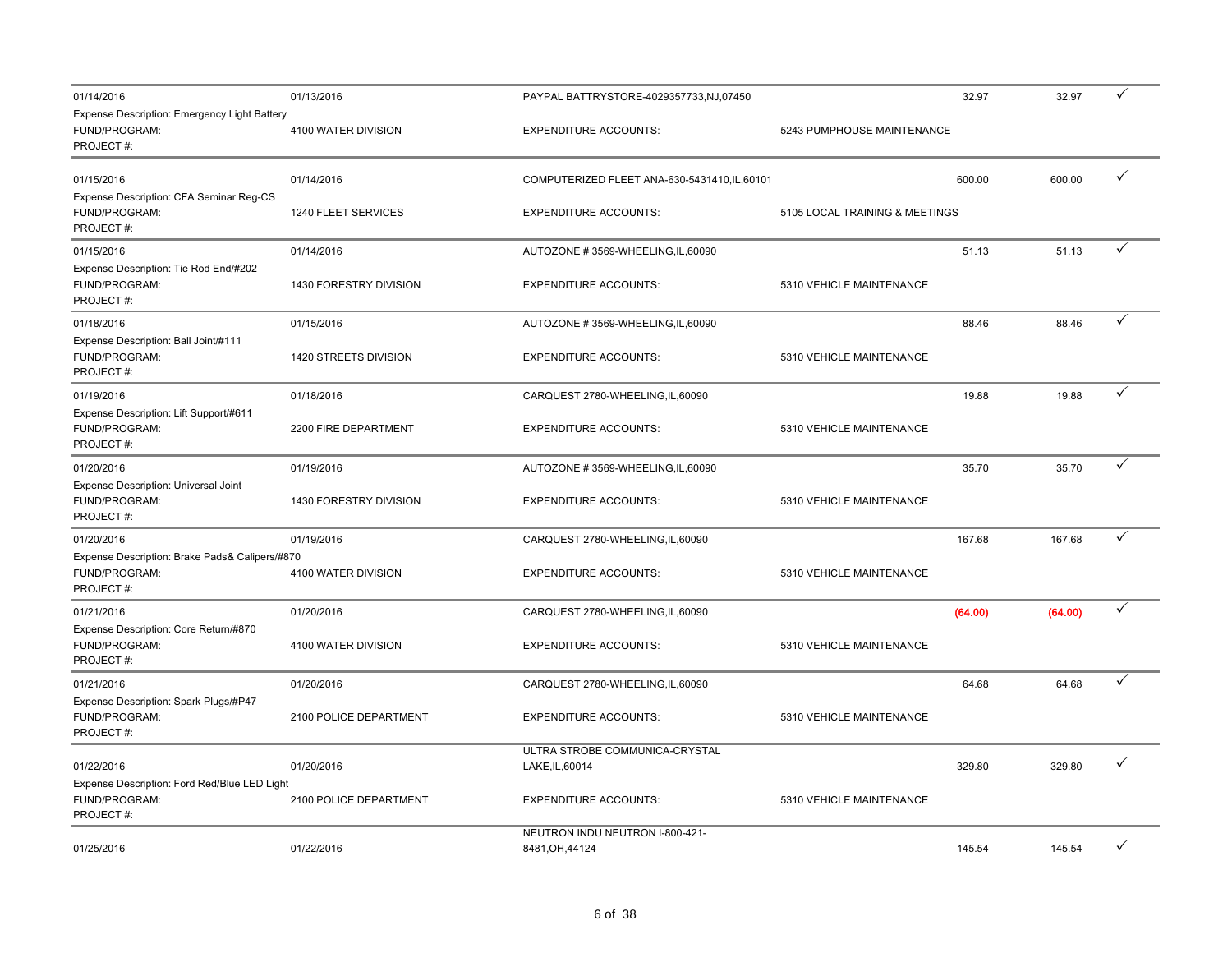| | | | | | | |
|---|---|---|---|---|---|---|
| 01/14/2016 | 01/13/2016 | PAYPAL BATTRYSTORE-4029357733,NJ,07450 | | 32.97 | 32.97 | ✓ |
| Expense Description: Emergency Light Battery | | | | | | |
| FUND/PROGRAM: | 4100 WATER DIVISION | EXPENDITURE ACCOUNTS: | 5243 PUMPHOUSE MAINTENANCE | | | |
| PROJECT #: | | | | | | |
| 01/15/2016 | 01/14/2016 | COMPUTERIZED FLEET ANA-630-5431410,IL,60101 | | 600.00 | 600.00 | ✓ |
| Expense Description: CFA Seminar Reg-CS | | | | | | |
| FUND/PROGRAM: | 1240 FLEET SERVICES | EXPENDITURE ACCOUNTS: | 5105 LOCAL TRAINING & MEETINGS | | | |
| PROJECT #: | | | | | | |
| 01/15/2016 | 01/14/2016 | AUTOZONE # 3569-WHEELING,IL,60090 | | 51.13 | 51.13 | ✓ |
| Expense Description: Tie Rod End/#202 | | | | | | |
| FUND/PROGRAM: | 1430 FORESTRY DIVISION | EXPENDITURE ACCOUNTS: | 5310 VEHICLE MAINTENANCE | | | |
| PROJECT #: | | | | | | |
| 01/18/2016 | 01/15/2016 | AUTOZONE # 3569-WHEELING,IL,60090 | | 88.46 | 88.46 | ✓ |
| Expense Description: Ball Joint/#111 | | | | | | |
| FUND/PROGRAM: | 1420 STREETS DIVISION | EXPENDITURE ACCOUNTS: | 5310 VEHICLE MAINTENANCE | | | |
| PROJECT #: | | | | | | |
| 01/19/2016 | 01/18/2016 | CARQUEST 2780-WHEELING,IL,60090 | | 19.88 | 19.88 | ✓ |
| Expense Description: Lift Support/#611 | | | | | | |
| FUND/PROGRAM: | 2200 FIRE DEPARTMENT | EXPENDITURE ACCOUNTS: | 5310 VEHICLE MAINTENANCE | | | |
| PROJECT #: | | | | | | |
| 01/20/2016 | 01/19/2016 | AUTOZONE # 3569-WHEELING,IL,60090 | | 35.70 | 35.70 | ✓ |
| Expense Description: Universal Joint | | | | | | |
| FUND/PROGRAM: | 1430 FORESTRY DIVISION | EXPENDITURE ACCOUNTS: | 5310 VEHICLE MAINTENANCE | | | |
| PROJECT #: | | | | | | |
| 01/20/2016 | 01/19/2016 | CARQUEST 2780-WHEELING,IL,60090 | | 167.68 | 167.68 | ✓ |
| Expense Description: Brake Pads& Calipers/#870 | | | | | | |
| FUND/PROGRAM: | 4100 WATER DIVISION | EXPENDITURE ACCOUNTS: | 5310 VEHICLE MAINTENANCE | | | |
| PROJECT #: | | | | | | |
| 01/21/2016 | 01/20/2016 | CARQUEST 2780-WHEELING,IL,60090 | | (64.00) | (64.00) | ✓ |
| Expense Description: Core Return/#870 | | | | | | |
| FUND/PROGRAM: | 4100 WATER DIVISION | EXPENDITURE ACCOUNTS: | 5310 VEHICLE MAINTENANCE | | | |
| PROJECT #: | | | | | | |
| 01/21/2016 | 01/20/2016 | CARQUEST 2780-WHEELING,IL,60090 | | 64.68 | 64.68 | ✓ |
| Expense Description: Spark Plugs/#P47 | | | | | | |
| FUND/PROGRAM: | 2100 POLICE DEPARTMENT | EXPENDITURE ACCOUNTS: | 5310 VEHICLE MAINTENANCE | | | |
| PROJECT #: | | | | | | |
| 01/22/2016 | 01/20/2016 | ULTRA STROBE COMMUNICA-CRYSTAL LAKE,IL,60014 | | 329.80 | 329.80 | ✓ |
| Expense Description: Ford Red/Blue LED Light | | | | | | |
| FUND/PROGRAM: | 2100 POLICE DEPARTMENT | EXPENDITURE ACCOUNTS: | 5310 VEHICLE MAINTENANCE | | | |
| PROJECT #: | | | | | | |
| 01/25/2016 | 01/22/2016 | NEUTRON INDU NEUTRON I-800-421-8481,OH,44124 | | 145.54 | 145.54 | ✓ |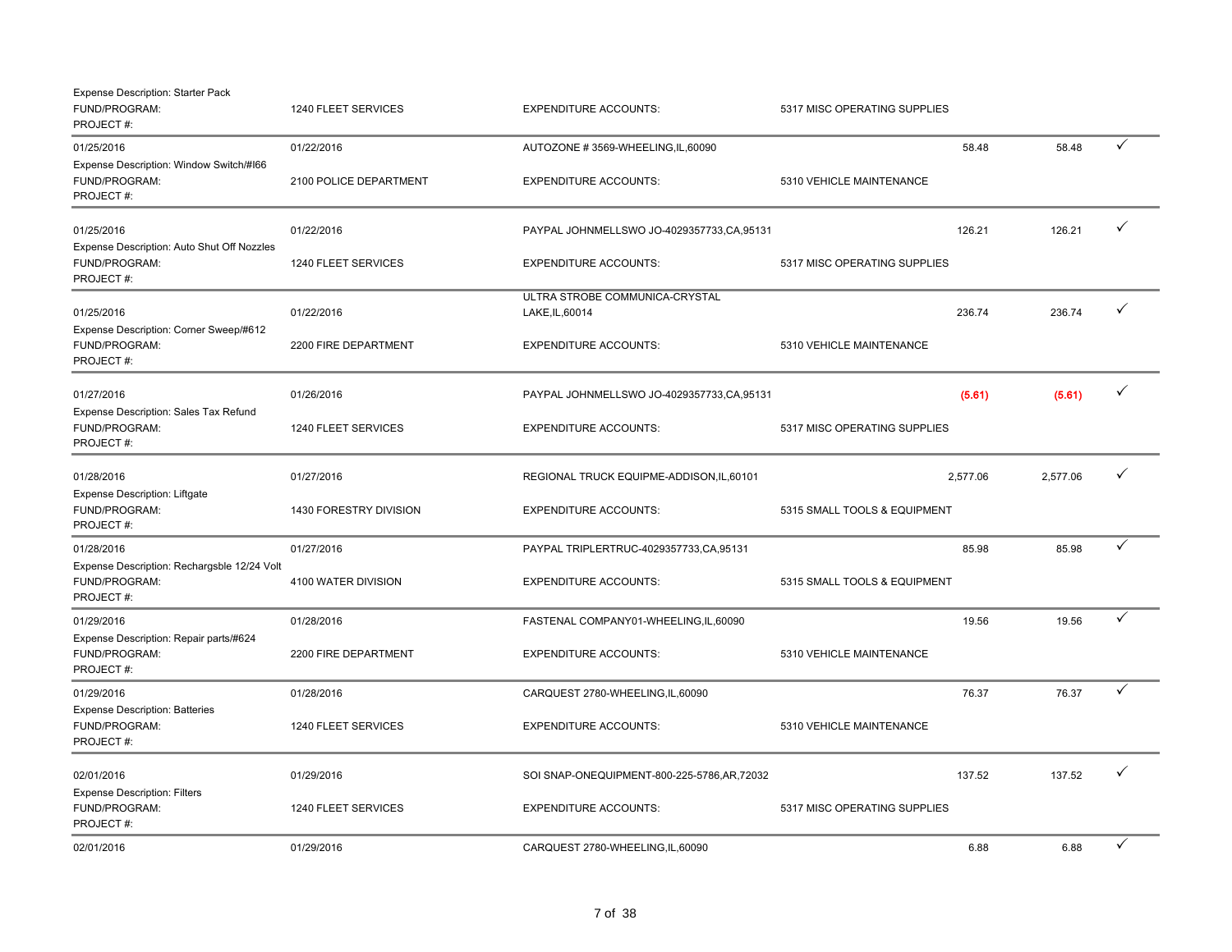| | | | | | | |
|---|---|---|---|---|---|---|
| Expense Description: Starter Pack<br>FUND/PROGRAM:<br>PROJECT #: | 1240 FLEET SERVICES | EXPENDITURE ACCOUNTS: | 5317 MISC OPERATING SUPPLIES | | | |
| 01/25/2016 | 01/22/2016 | AUTOZONE # 3569-WHEELING,IL,60090 | | 58.48 | 58.48 | ✓ |
| Expense Description: Window Switch/#I66<br>FUND/PROGRAM:<br>PROJECT #: | 2100 POLICE DEPARTMENT | EXPENDITURE ACCOUNTS: | 5310 VEHICLE MAINTENANCE | | | |
| 01/25/2016 | 01/22/2016 | PAYPAL JOHNMELLSWO JO-4029357733,CA,95131 | | 126.21 | 126.21 | ✓ |
| Expense Description: Auto Shut Off Nozzles<br>FUND/PROGRAM:<br>PROJECT #: | 1240 FLEET SERVICES | EXPENDITURE ACCOUNTS: | 5317 MISC OPERATING SUPPLIES | | | |
| 01/25/2016 | 01/22/2016 | ULTRA STROBE COMMUNICA-CRYSTAL LAKE,IL,60014 | | 236.74 | 236.74 | ✓ |
| Expense Description: Corner Sweep/#612<br>FUND/PROGRAM:<br>PROJECT #: | 2200 FIRE DEPARTMENT | EXPENDITURE ACCOUNTS: | 5310 VEHICLE MAINTENANCE | | | |
| 01/27/2016 | 01/26/2016 | PAYPAL JOHNMELLSWO JO-4029357733,CA,95131 | | (5.61) | (5.61) | ✓ |
| Expense Description: Sales Tax Refund<br>FUND/PROGRAM:<br>PROJECT #: | 1240 FLEET SERVICES | EXPENDITURE ACCOUNTS: | 5317 MISC OPERATING SUPPLIES | | | |
| 01/28/2016 | 01/27/2016 | REGIONAL TRUCK EQUIPME-ADDISON,IL,60101 | | 2,577.06 | 2,577.06 | ✓ |
| Expense Description: Liftgate<br>FUND/PROGRAM:<br>PROJECT #: | 1430 FORESTRY DIVISION | EXPENDITURE ACCOUNTS: | 5315 SMALL TOOLS & EQUIPMENT | | | |
| 01/28/2016 | 01/27/2016 | PAYPAL TRIPLERTRUC-4029357733,CA,95131 | | 85.98 | 85.98 | ✓ |
| Expense Description: Rechargsble 12/24 Volt<br>FUND/PROGRAM:<br>PROJECT #: | 4100 WATER DIVISION | EXPENDITURE ACCOUNTS: | 5315 SMALL TOOLS & EQUIPMENT | | | |
| 01/29/2016 | 01/28/2016 | FASTENAL COMPANY01-WHEELING,IL,60090 | | 19.56 | 19.56 | ✓ |
| Expense Description: Repair parts/#624<br>FUND/PROGRAM:<br>PROJECT #: | 2200 FIRE DEPARTMENT | EXPENDITURE ACCOUNTS: | 5310 VEHICLE MAINTENANCE | | | |
| 01/29/2016 | 01/28/2016 | CARQUEST 2780-WHEELING,IL,60090 | | 76.37 | 76.37 | ✓ |
| Expense Description: Batteries<br>FUND/PROGRAM:<br>PROJECT #: | 1240 FLEET SERVICES | EXPENDITURE ACCOUNTS: | 5310 VEHICLE MAINTENANCE | | | |
| 02/01/2016 | 01/29/2016 | SOI SNAP-ONEQUIPMENT-800-225-5786,AR,72032 | | 137.52 | 137.52 | ✓ |
| Expense Description: Filters<br>FUND/PROGRAM:<br>PROJECT #: | 1240 FLEET SERVICES | EXPENDITURE ACCOUNTS: | 5317 MISC OPERATING SUPPLIES | | | |
| 02/01/2016 | 01/29/2016 | CARQUEST 2780-WHEELING,IL,60090 | | 6.88 | 6.88 | ✓ |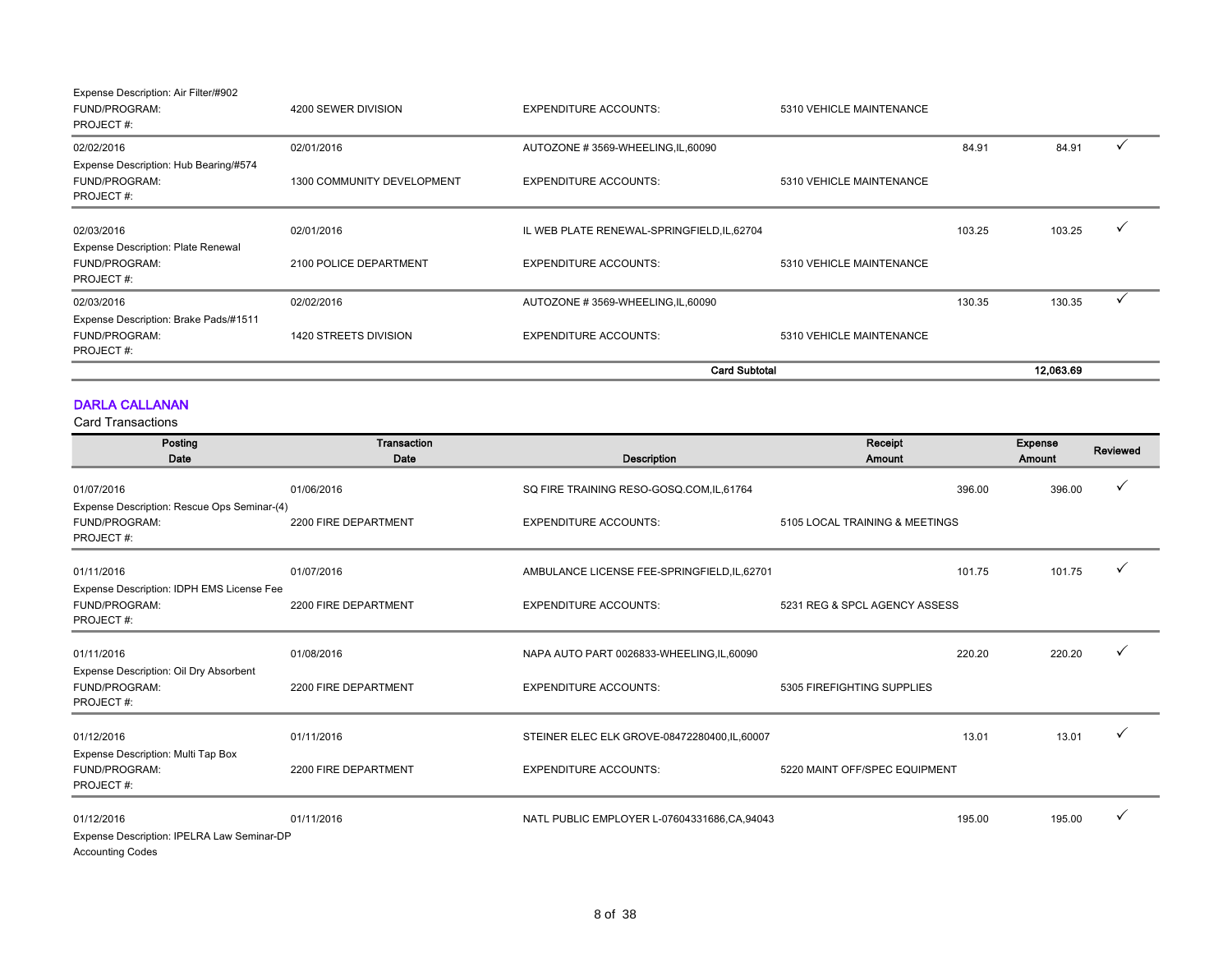Expense Description: Air Filter/#902

| | | | | | | |
|---|---|---|---|---|---|---|
| FUND/PROGRAM: | 4200 SEWER DIVISION | EXPENDITURE ACCOUNTS: | 5310 VEHICLE MAINTENANCE | | | |
| PROJECT #: | | | | | | |
| 02/02/2016 | 02/01/2016 | AUTOZONE # 3569-WHEELING,IL,60090 | | 84.91 | 84.91 | ✓ |
| Expense Description: Hub Bearing/#574 | | | | | | |
| FUND/PROGRAM: | 1300 COMMUNITY DEVELOPMENT | EXPENDITURE ACCOUNTS: | 5310 VEHICLE MAINTENANCE | | | |
| PROJECT #: | | | | | | |
| 02/03/2016 | 02/01/2016 | IL WEB PLATE RENEWAL-SPRINGFIELD,IL,62704 | | 103.25 | 103.25 | ✓ |
| Expense Description: Plate Renewal | | | | | | |
| FUND/PROGRAM: | 2100 POLICE DEPARTMENT | EXPENDITURE ACCOUNTS: | 5310 VEHICLE MAINTENANCE | | | |
| PROJECT #: | | | | | | |
| 02/03/2016 | 02/02/2016 | AUTOZONE # 3569-WHEELING,IL,60090 | | 130.35 | 130.35 | ✓ |
| Expense Description: Brake Pads/#1511 | | | | | | |
| FUND/PROGRAM: | 1420 STREETS DIVISION | EXPENDITURE ACCOUNTS: | 5310 VEHICLE MAINTENANCE | | | |
| PROJECT #: | | | | | | |
| | | | **Card Subtotal** | | **12,063.69** | |

## DARLA CALLANAN

Card Transactions

| Posting Date | Transaction Date | Description | Receipt Amount | | Expense Amount | Reviewed |
|---|---|---|---|---|---|---|
| 01/07/2016 | 01/06/2016 | SQ FIRE TRAINING RESO-GOSQ.COM,IL,61764 | | 396.00 | 396.00 | ✓ |
| Expense Description: Rescue Ops Seminar-(4) | | | | | | |
| FUND/PROGRAM: | 2200 FIRE DEPARTMENT | EXPENDITURE ACCOUNTS: | 5105 LOCAL TRAINING & MEETINGS | | | |
| PROJECT #: | | | | | | |
| 01/11/2016 | 01/07/2016 | AMBULANCE LICENSE FEE-SPRINGFIELD,IL,62701 | | 101.75 | 101.75 | ✓ |
| Expense Description: IDPH EMS License Fee | | | | | | |
| FUND/PROGRAM: | 2200 FIRE DEPARTMENT | EXPENDITURE ACCOUNTS: | 5231 REG & SPCL AGENCY ASSESS | | | |
| PROJECT #: | | | | | | |
| 01/11/2016 | 01/08/2016 | NAPA AUTO PART 0026833-WHEELING,IL,60090 | | 220.20 | 220.20 | ✓ |
| Expense Description: Oil Dry Absorbent | | | | | | |
| FUND/PROGRAM: | 2200 FIRE DEPARTMENT | EXPENDITURE ACCOUNTS: | 5305 FIREFIGHTING SUPPLIES | | | |
| PROJECT #: | | | | | | |
| 01/12/2016 | 01/11/2016 | STEINER ELEC ELK GROVE-08472280400,IL,60007 | | 13.01 | 13.01 | ✓ |
| Expense Description: Multi Tap Box | | | | | | |
| FUND/PROGRAM: | 2200 FIRE DEPARTMENT | EXPENDITURE ACCOUNTS: | 5220 MAINT OFF/SPEC EQUIPMENT | | | |
| PROJECT #: | | | | | | |
| 01/12/2016 | 01/11/2016 | NATL PUBLIC EMPLOYER L-07604331686,CA,94043 | | 195.00 | 195.00 | ✓ |
| Expense Description: IPELRA Law Seminar-DP | | | | | | |
| Accounting Codes | | | | | | |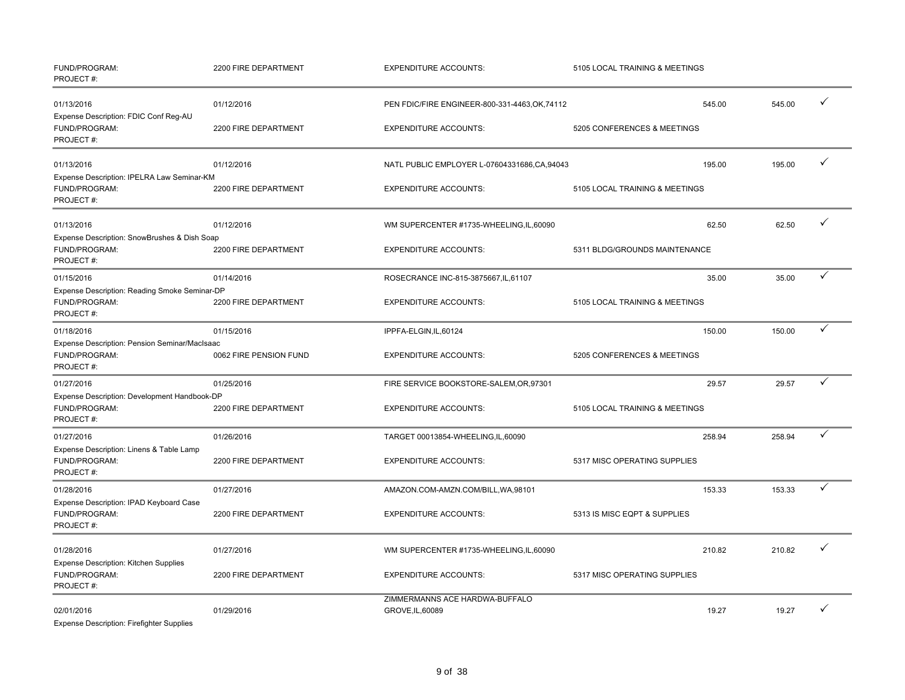| | | | | | | |
|---|---|---|---|---|---|---|
| FUND/PROGRAM: | 2200 FIRE DEPARTMENT | EXPENDITURE ACCOUNTS: | 5105 LOCAL TRAINING & MEETINGS | | | |
| PROJECT #: | | | | | | |
| 01/13/2016 | 01/12/2016 | PEN FDIC/FIRE ENGINEER-800-331-4463,OK,74112 | | 545.00 | 545.00 | ✓ |
| Expense Description: FDIC Conf Reg-AU | | | | | | |
| FUND/PROGRAM: | 2200 FIRE DEPARTMENT | EXPENDITURE ACCOUNTS: | 5205 CONFERENCES & MEETINGS | | | |
| PROJECT #: | | | | | | |
| 01/13/2016 | 01/12/2016 | NATL PUBLIC EMPLOYER L-07604331686,CA,94043 | | 195.00 | 195.00 | ✓ |
| Expense Description: IPELRA Law Seminar-KM | | | | | | |
| FUND/PROGRAM: | 2200 FIRE DEPARTMENT | EXPENDITURE ACCOUNTS: | 5105 LOCAL TRAINING & MEETINGS | | | |
| PROJECT #: | | | | | | |
| 01/13/2016 | 01/12/2016 | WM SUPERCENTER #1735-WHEELING,IL,60090 | | 62.50 | 62.50 | ✓ |
| Expense Description: SnowBrushes & Dish Soap | | | | | | |
| FUND/PROGRAM: | 2200 FIRE DEPARTMENT | EXPENDITURE ACCOUNTS: | 5311 BLDG/GROUNDS MAINTENANCE | | | |
| PROJECT #: | | | | | | |
| 01/15/2016 | 01/14/2016 | ROSECRANCE INC-815-3875667,IL,61107 | | 35.00 | 35.00 | ✓ |
| Expense Description: Reading Smoke Seminar-DP | | | | | | |
| FUND/PROGRAM: | 2200 FIRE DEPARTMENT | EXPENDITURE ACCOUNTS: | 5105 LOCAL TRAINING & MEETINGS | | | |
| PROJECT #: | | | | | | |
| 01/18/2016 | 01/15/2016 | IPPFA-ELGIN,IL,60124 | | 150.00 | 150.00 | ✓ |
| Expense Description: Pension Seminar/MacIsaac | | | | | | |
| FUND/PROGRAM: | 0062 FIRE PENSION FUND | EXPENDITURE ACCOUNTS: | 5205 CONFERENCES & MEETINGS | | | |
| PROJECT #: | | | | | | |
| 01/27/2016 | 01/25/2016 | FIRE SERVICE BOOKSTORE-SALEM,OR,97301 | | 29.57 | 29.57 | ✓ |
| Expense Description: Development Handbook-DP | | | | | | |
| FUND/PROGRAM: | 2200 FIRE DEPARTMENT | EXPENDITURE ACCOUNTS: | 5105 LOCAL TRAINING & MEETINGS | | | |
| PROJECT #: | | | | | | |
| 01/27/2016 | 01/26/2016 | TARGET 00013854-WHEELING,IL,60090 | | 258.94 | 258.94 | ✓ |
| Expense Description: Linens & Table Lamp | | | | | | |
| FUND/PROGRAM: | 2200 FIRE DEPARTMENT | EXPENDITURE ACCOUNTS: | 5317 MISC OPERATING SUPPLIES | | | |
| PROJECT #: | | | | | | |
| 01/28/2016 | 01/27/2016 | AMAZON.COM-AMZN.COM/BILL,WA,98101 | | 153.33 | 153.33 | ✓ |
| Expense Description: IPAD Keyboard Case | | | | | | |
| FUND/PROGRAM: | 2200 FIRE DEPARTMENT | EXPENDITURE ACCOUNTS: | 5313 IS MISC EQPT & SUPPLIES | | | |
| PROJECT #: | | | | | | |
| 01/28/2016 | 01/27/2016 | WM SUPERCENTER #1735-WHEELING,IL,60090 | | 210.82 | 210.82 | ✓ |
| Expense Description: Kitchen Supplies | | | | | | |
| FUND/PROGRAM: | 2200 FIRE DEPARTMENT | EXPENDITURE ACCOUNTS: | 5317 MISC OPERATING SUPPLIES | | | |
| PROJECT #: | | | | | | |
| 02/01/2016 | 01/29/2016 | ZIMMERMANNS ACE HARDWA-BUFFALO GROVE,IL,60089 | | 19.27 | 19.27 | ✓ |
| Expense Description: Firefighter Supplies | | | | | | |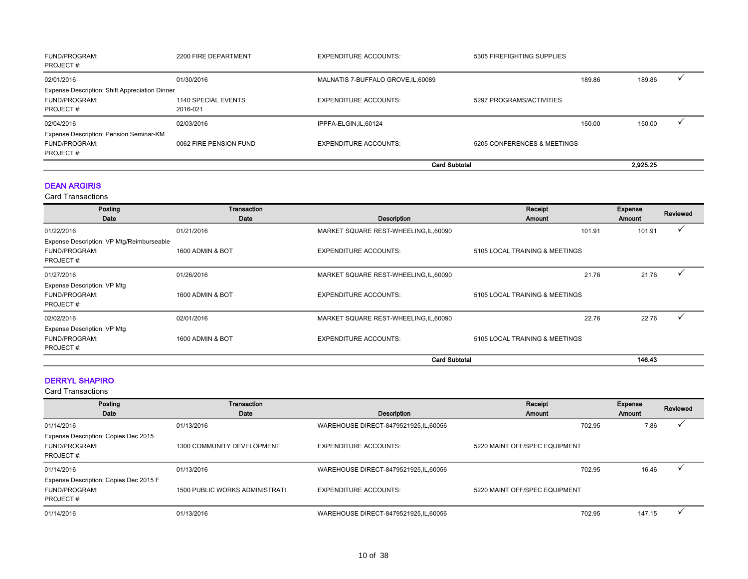| FUND/PROGRAM: | 2200 FIRE DEPARTMENT | EXPENDITURE ACCOUNTS: | 5305 FIREFIGHTING SUPPLIES | | |
|---|---|---|---|---|---|
| PROJECT #: | | | | | |
| 02/01/2016 | 01/30/2016 | MALNATIS 7-BUFFALO GROVE,IL,60089 | 189.86 | 189.86 | ✓ |
| Expense Description: Shift Appreciation Dinner | | | | | |
| FUND/PROGRAM: | 1140 SPECIAL EVENTS | EXPENDITURE ACCOUNTS: | 5297 PROGRAMS/ACTIVITIES | | |
| PROJECT #: | 2016-021 | | | | |
| 02/04/2016 | 02/03/2016 | IPPFA-ELGIN,IL,60124 | 150.00 | 150.00 | ✓ |
| Expense Description: Pension Seminar-KM | | | | | |
| FUND/PROGRAM: | 0062 FIRE PENSION FUND | EXPENDITURE ACCOUNTS: | 5205 CONFERENCES & MEETINGS | | |
| PROJECT #: | | | | | |
| | | **Card Subtotal** | | **2,925.25** | |

## DEAN ARGIRIS

Card Transactions

| Posting Date | Transaction Date | Description | Receipt Amount | Expense Amount | Reviewed |
|---|---|---|---|---|---|
| 01/22/2016 | 01/21/2016 | MARKET SQUARE REST-WHEELING,IL,60090 | 101.91 | 101.91 | ✓ |
| Expense Description: VP Mtg/Reimburseable | | | | | |
| FUND/PROGRAM: | 1600 ADMIN & BOT | EXPENDITURE ACCOUNTS: | 5105 LOCAL TRAINING & MEETINGS | | |
| PROJECT #: | | | | | |
| 01/27/2016 | 01/26/2016 | MARKET SQUARE REST-WHEELING,IL,60090 | 21.76 | 21.76 | ✓ |
| Expense Description: VP Mtg | | | | | |
| FUND/PROGRAM: | 1600 ADMIN & BOT | EXPENDITURE ACCOUNTS: | 5105 LOCAL TRAINING & MEETINGS | | |
| PROJECT #: | | | | | |
| 02/02/2016 | 02/01/2016 | MARKET SQUARE REST-WHEELING,IL,60090 | 22.76 | 22.76 | ✓ |
| Expense Description: VP Mtg | | | | | |
| FUND/PROGRAM: | 1600 ADMIN & BOT | EXPENDITURE ACCOUNTS: | 5105 LOCAL TRAINING & MEETINGS | | |
| PROJECT #: | | | | | |
| | | **Card Subtotal** | | **146.43** | |

## DERRYL SHAPIRO

Card Transactions

| Posting Date | Transaction Date | Description | Receipt Amount | Expense Amount | Reviewed |
|---|---|---|---|---|---|
| 01/14/2016 | 01/13/2016 | WAREHOUSE DIRECT-8479521925,IL,60056 | 702.95 | 7.86 | ✓ |
| Expense Description: Copies Dec 2015 | | | | | |
| FUND/PROGRAM: | 1300 COMMUNITY DEVELOPMENT | EXPENDITURE ACCOUNTS: | 5220 MAINT OFF/SPEC EQUIPMENT | | |
| PROJECT #: | | | | | |
| 01/14/2016 | 01/13/2016 | WAREHOUSE DIRECT-8479521925,IL,60056 | 702.95 | 16.46 | ✓ |
| Expense Description: Copies Dec 2015 F | | | | | |
| FUND/PROGRAM: | 1500 PUBLIC WORKS ADMINISTRATI | EXPENDITURE ACCOUNTS: | 5220 MAINT OFF/SPEC EQUIPMENT | | |
| PROJECT #: | | | | | |
| 01/14/2016 | 01/13/2016 | WAREHOUSE DIRECT-8479521925,IL,60056 | 702.95 | 147.15 | ✓ |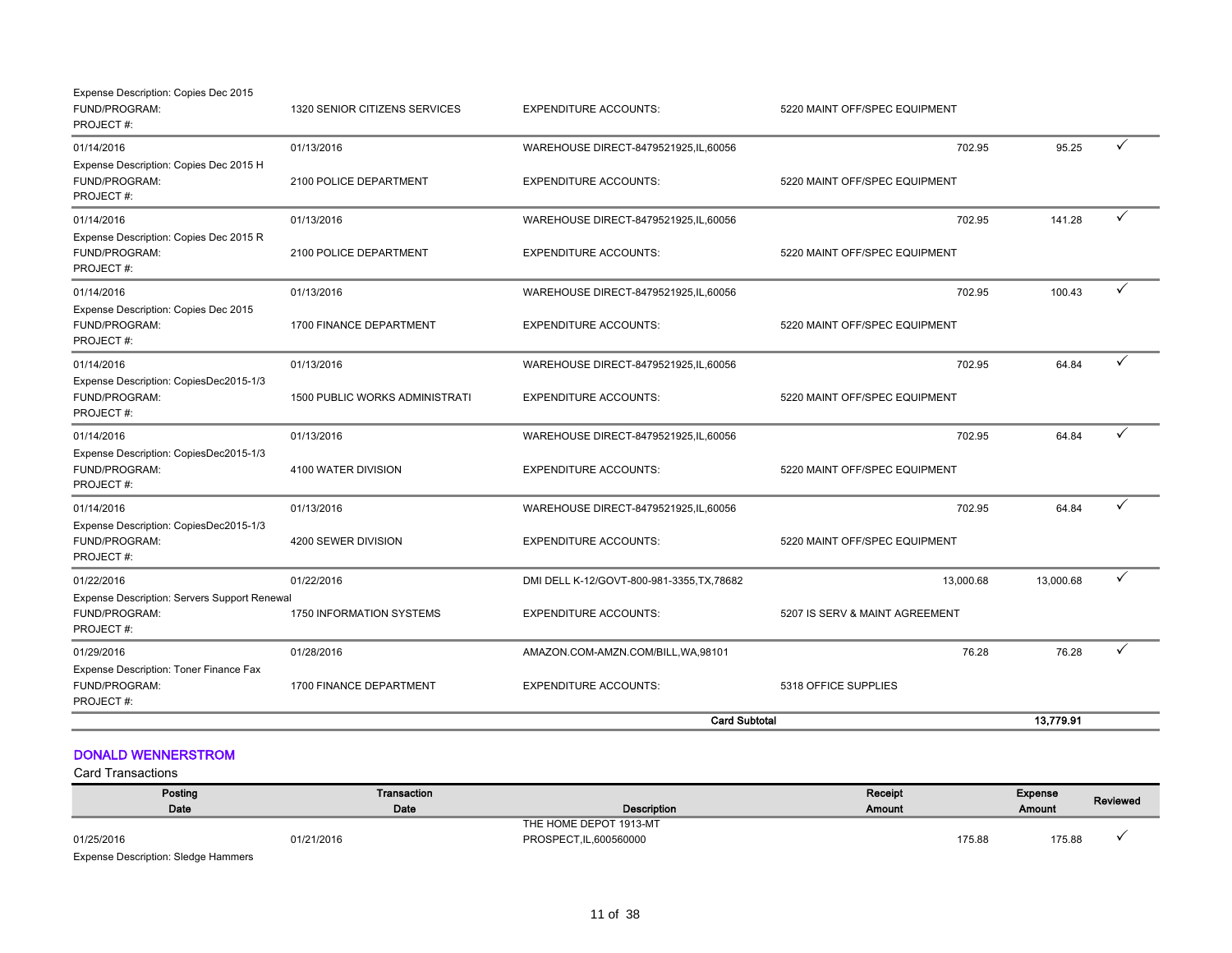| Posting Date | Transaction Date | Description | Receipt Amount | Expense Amount | Reviewed |
|---|---|---|---|---|---|
| Expense Description: Copies Dec 2015 | | | | | |
| FUND/PROGRAM: | 1320 SENIOR CITIZENS SERVICES | EXPENDITURE ACCOUNTS: | 5220 MAINT OFF/SPEC EQUIPMENT | | |
| PROJECT #: | | | | | |
| 01/14/2016 | 01/13/2016 | WAREHOUSE DIRECT-8479521925,IL,60056 | 702.95 | 95.25 | ✓ |
| Expense Description: Copies Dec 2015 H | | | | | |
| FUND/PROGRAM: | 2100 POLICE DEPARTMENT | EXPENDITURE ACCOUNTS: | 5220 MAINT OFF/SPEC EQUIPMENT | | |
| PROJECT #: | | | | | |
| 01/14/2016 | 01/13/2016 | WAREHOUSE DIRECT-8479521925,IL,60056 | 702.95 | 141.28 | ✓ |
| Expense Description: Copies Dec 2015 R | | | | | |
| FUND/PROGRAM: | 2100 POLICE DEPARTMENT | EXPENDITURE ACCOUNTS: | 5220 MAINT OFF/SPEC EQUIPMENT | | |
| PROJECT #: | | | | | |
| 01/14/2016 | 01/13/2016 | WAREHOUSE DIRECT-8479521925,IL,60056 | 702.95 | 100.43 | ✓ |
| Expense Description: Copies Dec 2015 | | | | | |
| FUND/PROGRAM: | 1700 FINANCE DEPARTMENT | EXPENDITURE ACCOUNTS: | 5220 MAINT OFF/SPEC EQUIPMENT | | |
| PROJECT #: | | | | | |
| 01/14/2016 | 01/13/2016 | WAREHOUSE DIRECT-8479521925,IL,60056 | 702.95 | 64.84 | ✓ |
| Expense Description: CopiesDec2015-1/3 | | | | | |
| FUND/PROGRAM: | 1500 PUBLIC WORKS ADMINISTRATI | EXPENDITURE ACCOUNTS: | 5220 MAINT OFF/SPEC EQUIPMENT | | |
| PROJECT #: | | | | | |
| 01/14/2016 | 01/13/2016 | WAREHOUSE DIRECT-8479521925,IL,60056 | 702.95 | 64.84 | ✓ |
| Expense Description: CopiesDec2015-1/3 | | | | | |
| FUND/PROGRAM: | 4100 WATER DIVISION | EXPENDITURE ACCOUNTS: | 5220 MAINT OFF/SPEC EQUIPMENT | | |
| PROJECT #: | | | | | |
| 01/14/2016 | 01/13/2016 | WAREHOUSE DIRECT-8479521925,IL,60056 | 702.95 | 64.84 | ✓ |
| Expense Description: CopiesDec2015-1/3 | | | | | |
| FUND/PROGRAM: | 4200 SEWER DIVISION | EXPENDITURE ACCOUNTS: | 5220 MAINT OFF/SPEC EQUIPMENT | | |
| PROJECT #: | | | | | |
| 01/22/2016 | 01/22/2016 | DMI DELL K-12/GOVT-800-981-3355,TX,78682 | 13,000.68 | 13,000.68 | ✓ |
| Expense Description: Servers Support Renewal | | | | | |
| FUND/PROGRAM: | 1750 INFORMATION SYSTEMS | EXPENDITURE ACCOUNTS: | 5207 IS SERV & MAINT AGREEMENT | | |
| PROJECT #: | | | | | |
| 01/29/2016 | 01/28/2016 | AMAZON.COM-AMZN.COM/BILL,WA,98101 | 76.28 | 76.28 | ✓ |
| Expense Description: Toner Finance Fax | | | | | |
| FUND/PROGRAM: | 1700 FINANCE DEPARTMENT | EXPENDITURE ACCOUNTS: | 5318 OFFICE SUPPLIES | | |
| PROJECT #: | | | | | |
| | | **Card Subtotal** | | **13,779.91** | |

## DONALD WENNERSTROM

Card Transactions

| Posting Date | Transaction Date | Description | Receipt Amount | Expense Amount | Reviewed |
|---|---|---|---|---|---|
| 01/25/2016 | 01/21/2016 | THE HOME DEPOT 1913-MT PROSPECT,IL,600560000 | 175.88 | 175.88 | ✓ |
| Expense Description: Sledge Hammers | | | | | |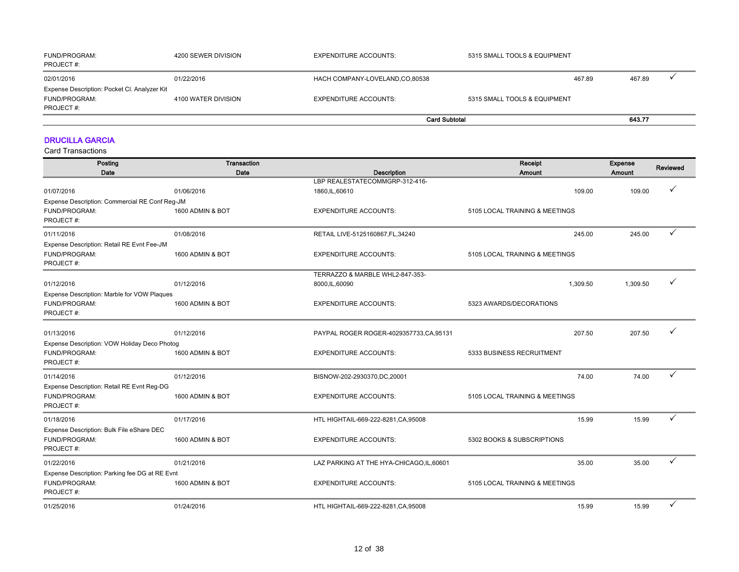| | | | | | | |
|---|---|---|---|---|---|---|
| FUND/PROGRAM:<br>PROJECT #: | 4200 SEWER DIVISION | EXPENDITURE ACCOUNTS: | 5315 SMALL TOOLS & EQUIPMENT | | | |
| 02/01/2016 | 01/22/2016 | HACH COMPANY-LOVELAND,CO,80538 | | 467.89 | 467.89 | ✓ |
| Expense Description: Pocket Cl. Analyzer Kit | | | | | | |
| FUND/PROGRAM:<br>PROJECT #: | 4100 WATER DIVISION | EXPENDITURE ACCOUNTS: | 5315 SMALL TOOLS & EQUIPMENT | | | |
| | | **Card Subtotal** | | | **643.77** | |

## DRUCILLA GARCIA

Card Transactions

| Posting Date | Transaction Date | Description | | Receipt Amount | Expense Amount | Reviewed |
|---|---|---|---|---|---|---|
| 01/07/2016 | 01/06/2016 | LBP REALESTATECOMMGRP-312-416-1860,IL,60610 | | 109.00 | 109.00 | ✓ |
| Expense Description: Commercial RE Conf Reg-JM | | | | | | |
| FUND/PROGRAM:<br>PROJECT #: | 1600 ADMIN & BOT | EXPENDITURE ACCOUNTS: | 5105 LOCAL TRAINING & MEETINGS | | | |
| 01/11/2016 | 01/08/2016 | RETAIL LIVE-5125160867,FL,34240 | | 245.00 | 245.00 | ✓ |
| Expense Description: Retail RE Evnt Fee-JM | | | | | | |
| FUND/PROGRAM:<br>PROJECT #: | 1600 ADMIN & BOT | EXPENDITURE ACCOUNTS: | 5105 LOCAL TRAINING & MEETINGS | | | |
| 01/12/2016 | 01/12/2016 | TERRAZZO & MARBLE WHL2-847-353-8000,IL,60090 | | 1,309.50 | 1,309.50 | ✓ |
| Expense Description: Marble for VOW Plaques | | | | | | |
| FUND/PROGRAM:<br>PROJECT #: | 1600 ADMIN & BOT | EXPENDITURE ACCOUNTS: | 5323 AWARDS/DECORATIONS | | | |
| 01/13/2016 | 01/12/2016 | PAYPAL ROGER ROGER-4029357733,CA,95131 | | 207.50 | 207.50 | ✓ |
| Expense Description: VOW Holiday Deco Photog | | | | | | |
| FUND/PROGRAM:<br>PROJECT #: | 1600 ADMIN & BOT | EXPENDITURE ACCOUNTS: | 5333 BUSINESS RECRUITMENT | | | |
| 01/14/2016 | 01/12/2016 | BISNOW-202-2930370,DC,20001 | | 74.00 | 74.00 | ✓ |
| Expense Description: Retail RE Evnt Reg-DG | | | | | | |
| FUND/PROGRAM:<br>PROJECT #: | 1600 ADMIN & BOT | EXPENDITURE ACCOUNTS: | 5105 LOCAL TRAINING & MEETINGS | | | |
| 01/18/2016 | 01/17/2016 | HTL HIGHTAIL-669-222-8281,CA,95008 | | 15.99 | 15.99 | ✓ |
| Expense Description: Bulk File eShare DEC | | | | | | |
| FUND/PROGRAM:<br>PROJECT #: | 1600 ADMIN & BOT | EXPENDITURE ACCOUNTS: | 5302 BOOKS & SUBSCRIPTIONS | | | |
| 01/22/2016 | 01/21/2016 | LAZ PARKING AT THE HYA-CHICAGO,IL,60601 | | 35.00 | 35.00 | ✓ |
| Expense Description: Parking fee DG at RE Evnt | | | | | | |
| FUND/PROGRAM:<br>PROJECT #: | 1600 ADMIN & BOT | EXPENDITURE ACCOUNTS: | 5105 LOCAL TRAINING & MEETINGS | | | |
| 01/25/2016 | 01/24/2016 | HTL HIGHTAIL-669-222-8281,CA,95008 | | 15.99 | 15.99 | ✓ |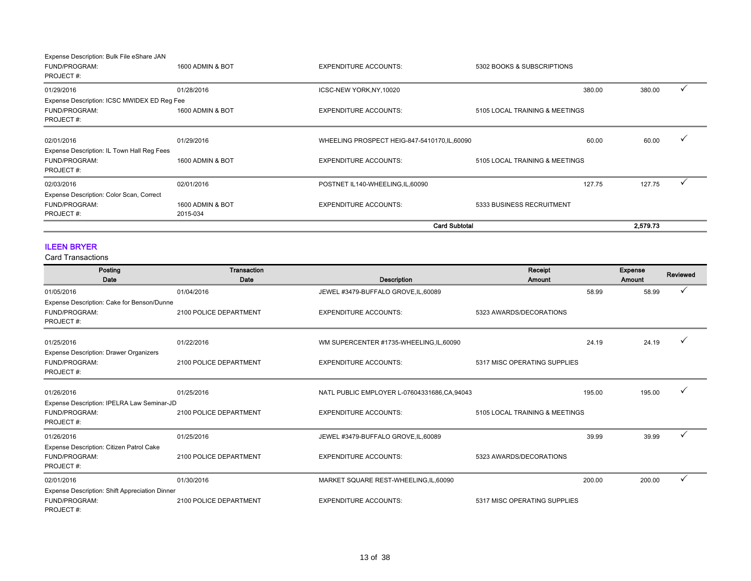Expense Description: Bulk File eShare JAN
FUND/PROGRAM: 1600 ADMIN & BOT | EXPENDITURE ACCOUNTS: 5302 BOOKS & SUBSCRIPTIONS
PROJECT #:

| Posting Date | Transaction Date | Description | Receipt Amount | Expense Amount | Reviewed |
|---|---|---|---|---|---|
| 01/29/2016 | 01/28/2016 | ICSC-NEW YORK,NY,10020 | 380.00 | 380.00 | ✓ |

Expense Description: ICSC MWIDEX ED Reg Fee
FUND/PROGRAM: 1600 ADMIN & BOT | EXPENDITURE ACCOUNTS: 5105 LOCAL TRAINING & MEETINGS
PROJECT #:

| Posting Date | Transaction Date | Description | Receipt Amount | Expense Amount | Reviewed |
|---|---|---|---|---|---|
| 02/01/2016 | 01/29/2016 | WHEELING PROSPECT HEIG-847-5410170,IL,60090 | 60.00 | 60.00 | ✓ |

Expense Description: IL Town Hall Reg Fees
FUND/PROGRAM: 1600 ADMIN & BOT | EXPENDITURE ACCOUNTS: 5105 LOCAL TRAINING & MEETINGS
PROJECT #:

| Posting Date | Transaction Date | Description | Receipt Amount | Expense Amount | Reviewed |
|---|---|---|---|---|---|
| 02/03/2016 | 02/01/2016 | POSTNET IL140-WHEELING,IL,60090 | 127.75 | 127.75 | ✓ |

Expense Description: Color Scan, Correct
FUND/PROGRAM: 1600 ADMIN & BOT | EXPENDITURE ACCOUNTS: 5333 BUSINESS RECRUITMENT
PROJECT #: 2015-034

**Card Subtotal: 2,579.73**

## ILEEN BRYER

Card Transactions

| Posting Date | Transaction Date | Description | Receipt Amount | Expense Amount | Reviewed |
|---|---|---|---|---|---|
| 01/05/2016 | 01/04/2016 | JEWEL #3479-BUFFALO GROVE,IL,60089 | 58.99 | 58.99 | ✓ |

Expense Description: Cake for Benson/Dunne
FUND/PROGRAM: 2100 POLICE DEPARTMENT | EXPENDITURE ACCOUNTS: 5323 AWARDS/DECORATIONS
PROJECT #:

| Posting Date | Transaction Date | Description | Receipt Amount | Expense Amount | Reviewed |
|---|---|---|---|---|---|
| 01/25/2016 | 01/22/2016 | WM SUPERCENTER #1735-WHEELING,IL,60090 | 24.19 | 24.19 | ✓ |

Expense Description: Drawer Organizers
FUND/PROGRAM: 2100 POLICE DEPARTMENT | EXPENDITURE ACCOUNTS: 5317 MISC OPERATING SUPPLIES
PROJECT #:

| Posting Date | Transaction Date | Description | Receipt Amount | Expense Amount | Reviewed |
|---|---|---|---|---|---|
| 01/26/2016 | 01/25/2016 | NATL PUBLIC EMPLOYER L-07604331686,CA,94043 | 195.00 | 195.00 | ✓ |

Expense Description: IPELRA Law Seminar-JD
FUND/PROGRAM: 2100 POLICE DEPARTMENT | EXPENDITURE ACCOUNTS: 5105 LOCAL TRAINING & MEETINGS
PROJECT #:

| Posting Date | Transaction Date | Description | Receipt Amount | Expense Amount | Reviewed |
|---|---|---|---|---|---|
| 01/26/2016 | 01/25/2016 | JEWEL #3479-BUFFALO GROVE,IL,60089 | 39.99 | 39.99 | ✓ |

Expense Description: Citizen Patrol Cake
FUND/PROGRAM: 2100 POLICE DEPARTMENT | EXPENDITURE ACCOUNTS: 5323 AWARDS/DECORATIONS
PROJECT #:

| Posting Date | Transaction Date | Description | Receipt Amount | Expense Amount | Reviewed |
|---|---|---|---|---|---|
| 02/01/2016 | 01/30/2016 | MARKET SQUARE REST-WHEELING,IL,60090 | 200.00 | 200.00 | ✓ |

Expense Description: Shift Appreciation Dinner
FUND/PROGRAM: 2100 POLICE DEPARTMENT | EXPENDITURE ACCOUNTS: 5317 MISC OPERATING SUPPLIES
PROJECT #: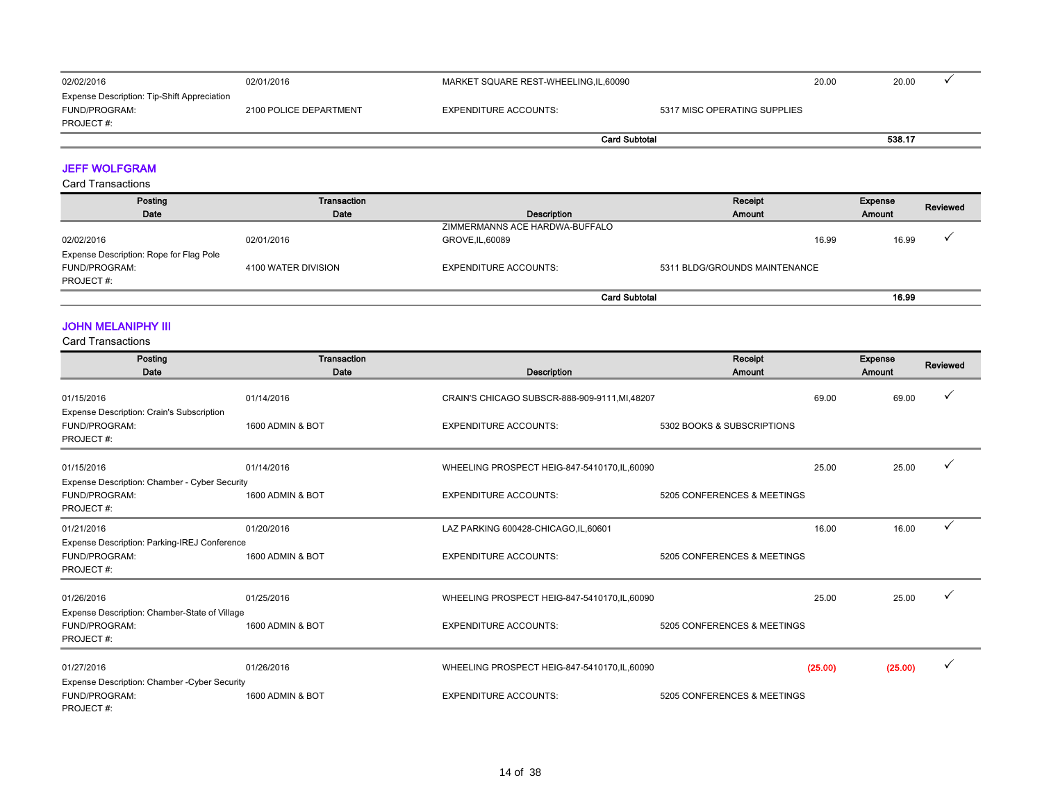| | | | | | |
|---|---|---|---|---|---|
| 02/02/2016 | 02/01/2016 | MARKET SQUARE REST-WHEELING,IL,60090 | 20.00 | 20.00 | ✓ |
| Expense Description: Tip-Shift Appreciation | | | | | |
| FUND/PROGRAM: | 2100 POLICE DEPARTMENT | EXPENDITURE ACCOUNTS: | 5317 MISC OPERATING SUPPLIES | | |
| PROJECT #: | | | | | |
| | | **Card Subtotal** | | **538.17** | |

## JEFF WOLFGRAM

Card Transactions

| Posting Date | Transaction Date | Description | Receipt Amount | Expense Amount | Reviewed |
|---|---|---|---|---|---|
| 02/02/2016 | 02/01/2016 | ZIMMERMANNS ACE HARDWA-BUFFALO GROVE,IL,60089 | 16.99 | 16.99 | ✓ |
| Expense Description: Rope for Flag Pole | | | | | |
| FUND/PROGRAM: | 4100 WATER DIVISION | EXPENDITURE ACCOUNTS: | 5311 BLDG/GROUNDS MAINTENANCE | | |
| PROJECT #: | | | | | |
| | | **Card Subtotal** | | **16.99** | |

## JOHN MELANIPHY III

Card Transactions

| Posting Date | Transaction Date | Description | Receipt Amount | Expense Amount | Reviewed |
|---|---|---|---|---|---|
| 01/15/2016 | 01/14/2016 | CRAIN'S CHICAGO SUBSCR-888-909-9111,MI,48207 | 69.00 | 69.00 | ✓ |
| Expense Description: Crain's Subscription | | | | | |
| FUND/PROGRAM: | 1600 ADMIN & BOT | EXPENDITURE ACCOUNTS: | 5302 BOOKS & SUBSCRIPTIONS | | |
| PROJECT #: | | | | | |
| 01/15/2016 | 01/14/2016 | WHEELING PROSPECT HEIG-847-5410170,IL,60090 | 25.00 | 25.00 | ✓ |
| Expense Description: Chamber - Cyber Security | | | | | |
| FUND/PROGRAM: | 1600 ADMIN & BOT | EXPENDITURE ACCOUNTS: | 5205 CONFERENCES & MEETINGS | | |
| PROJECT #: | | | | | |
| 01/21/2016 | 01/20/2016 | LAZ PARKING 600428-CHICAGO,IL,60601 | 16.00 | 16.00 | ✓ |
| Expense Description: Parking-IREJ Conference | | | | | |
| FUND/PROGRAM: | 1600 ADMIN & BOT | EXPENDITURE ACCOUNTS: | 5205 CONFERENCES & MEETINGS | | |
| PROJECT #: | | | | | |
| 01/26/2016 | 01/25/2016 | WHEELING PROSPECT HEIG-847-5410170,IL,60090 | 25.00 | 25.00 | ✓ |
| Expense Description: Chamber-State of Village | | | | | |
| FUND/PROGRAM: | 1600 ADMIN & BOT | EXPENDITURE ACCOUNTS: | 5205 CONFERENCES & MEETINGS | | |
| PROJECT #: | | | | | |
| 01/27/2016 | 01/26/2016 | WHEELING PROSPECT HEIG-847-5410170,IL,60090 | (25.00) | (25.00) | ✓ |
| Expense Description: Chamber -Cyber Security | | | | | |
| FUND/PROGRAM: | 1600 ADMIN & BOT | EXPENDITURE ACCOUNTS: | 5205 CONFERENCES & MEETINGS | | |
| PROJECT #: | | | | | |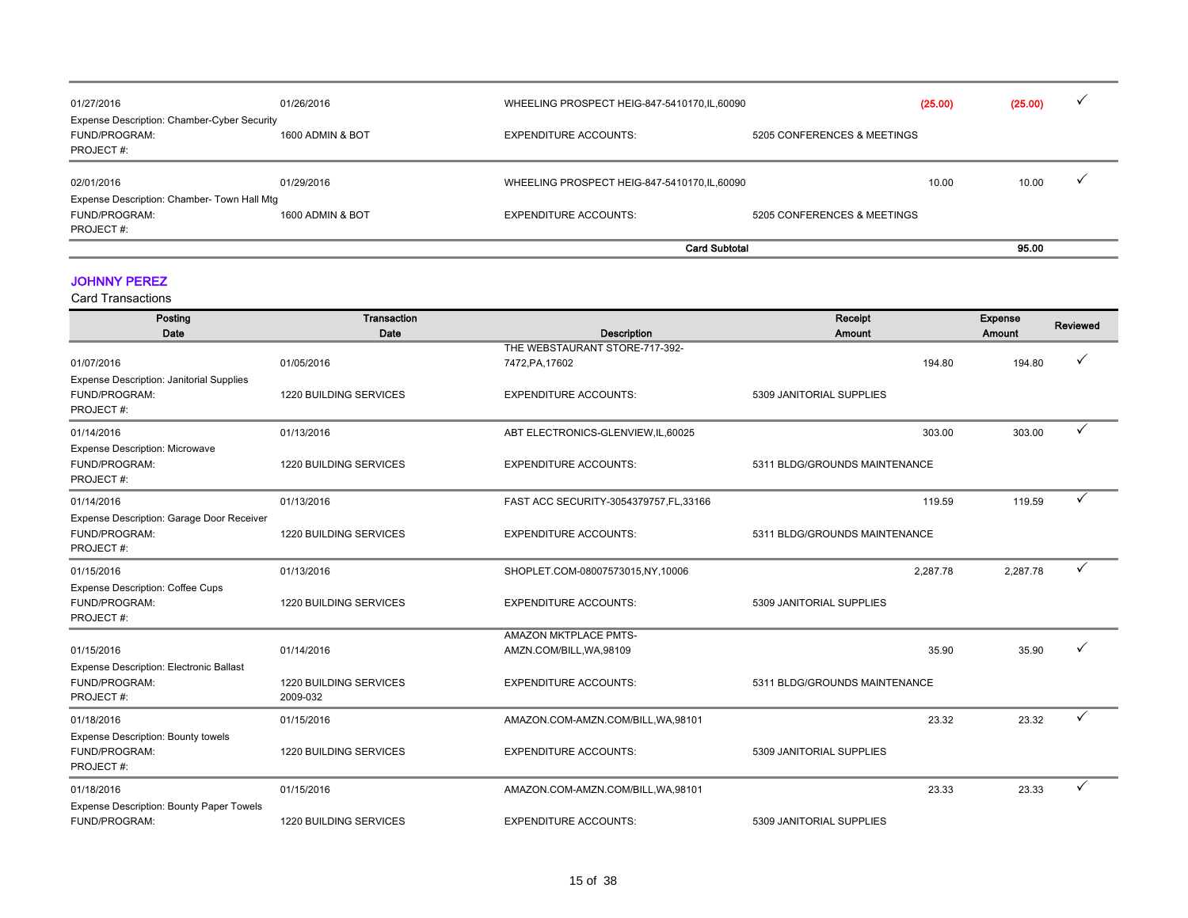| Posting Date | Transaction Date | Description | Receipt Amount | Expense Amount | Reviewed |
|---|---|---|---|---|---|
| 01/27/2016 | 01/26/2016 | WHEELING PROSPECT HEIG-847-5410170,IL,60090 | (25.00) | (25.00) | ✓ |
| Expense Description: Chamber-Cyber Security | | | | | |
| FUND/PROGRAM: | 1600 ADMIN & BOT | EXPENDITURE ACCOUNTS: | 5205 CONFERENCES & MEETINGS | | |
| PROJECT #: | | | | | |
| 02/01/2016 | 01/29/2016 | WHEELING PROSPECT HEIG-847-5410170,IL,60090 | 10.00 | 10.00 | ✓ |
| Expense Description: Chamber- Town Hall Mtg | | | | | |
| FUND/PROGRAM: | 1600 ADMIN & BOT | EXPENDITURE ACCOUNTS: | 5205 CONFERENCES & MEETINGS | | |
| PROJECT #: | | | | | |
| | | **Card Subtotal** | | **95.00** | |

## JOHNNY PEREZ

Card Transactions

| Posting Date | Transaction Date | Description | Receipt Amount | Expense Amount | Reviewed |
|---|---|---|---|---|---|
| 01/07/2016 | 01/05/2016 | THE WEBSTAURANT STORE-717-392-7472,PA,17602 | 194.80 | 194.80 | ✓ |
| Expense Description: Janitorial Supplies | | | | | |
| FUND/PROGRAM: | 1220 BUILDING SERVICES | EXPENDITURE ACCOUNTS: | 5309 JANITORIAL SUPPLIES | | |
| PROJECT #: | | | | | |
| 01/14/2016 | 01/13/2016 | ABT ELECTRONICS-GLENVIEW,IL,60025 | 303.00 | 303.00 | ✓ |
| Expense Description: Microwave | | | | | |
| FUND/PROGRAM: | 1220 BUILDING SERVICES | EXPENDITURE ACCOUNTS: | 5311 BLDG/GROUNDS MAINTENANCE | | |
| PROJECT #: | | | | | |
| 01/14/2016 | 01/13/2016 | FAST ACC SECURITY-3054379757,FL,33166 | 119.59 | 119.59 | ✓ |
| Expense Description: Garage Door Receiver | | | | | |
| FUND/PROGRAM: | 1220 BUILDING SERVICES | EXPENDITURE ACCOUNTS: | 5311 BLDG/GROUNDS MAINTENANCE | | |
| PROJECT #: | | | | | |
| 01/15/2016 | 01/13/2016 | SHOPLET.COM-08007573015,NY,10006 | 2,287.78 | 2,287.78 | ✓ |
| Expense Description: Coffee Cups | | | | | |
| FUND/PROGRAM: | 1220 BUILDING SERVICES | EXPENDITURE ACCOUNTS: | 5309 JANITORIAL SUPPLIES | | |
| PROJECT #: | | | | | |
| 01/15/2016 | 01/14/2016 | AMAZON MKTPLACE PMTS-AMZN.COM/BILL,WA,98109 | 35.90 | 35.90 | ✓ |
| Expense Description: Electronic Ballast | | | | | |
| FUND/PROGRAM: | 1220 BUILDING SERVICES | EXPENDITURE ACCOUNTS: | 5311 BLDG/GROUNDS MAINTENANCE | | |
| PROJECT #: | 2009-032 | | | | |
| 01/18/2016 | 01/15/2016 | AMAZON.COM-AMZN.COM/BILL,WA,98101 | 23.32 | 23.32 | ✓ |
| Expense Description: Bounty towels | | | | | |
| FUND/PROGRAM: | 1220 BUILDING SERVICES | EXPENDITURE ACCOUNTS: | 5309 JANITORIAL SUPPLIES | | |
| PROJECT #: | | | | | |
| 01/18/2016 | 01/15/2016 | AMAZON.COM-AMZN.COM/BILL,WA,98101 | 23.33 | 23.33 | ✓ |
| Expense Description: Bounty Paper Towels | | | | | |
| FUND/PROGRAM: | 1220 BUILDING SERVICES | EXPENDITURE ACCOUNTS: | 5309 JANITORIAL SUPPLIES | | |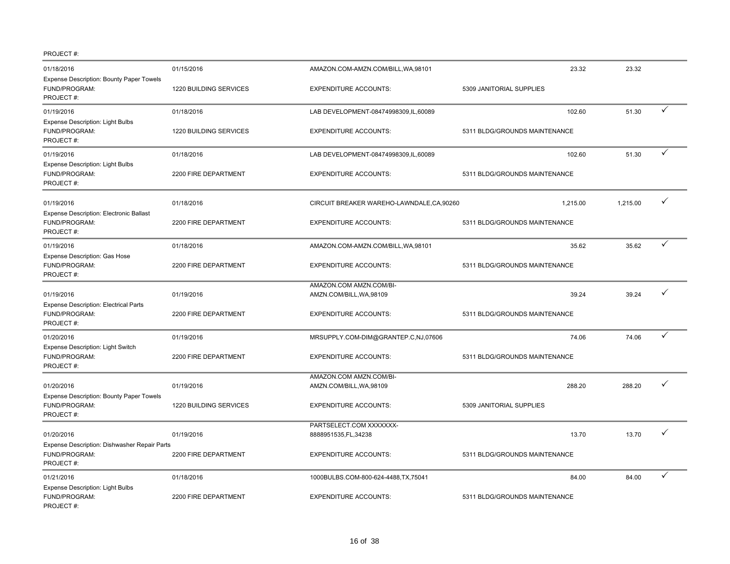PROJECT #:

| Posting Date | Transaction Date | Merchant | | Amount | Allocated Amount | |
|---|---|---|---|---|---|---|
| 01/18/2016 | 01/15/2016 | AMAZON.COM-AMZN.COM/BILL,WA,98101 | | 23.32 | 23.32 | |
| Expense Description: Bounty Paper Towels | | | | | | |
| FUND/PROGRAM: | 1220 BUILDING SERVICES | EXPENDITURE ACCOUNTS: | 5309 JANITORIAL SUPPLIES | | | |
| PROJECT #: | | | | | | |
| 01/19/2016 | 01/18/2016 | LAB DEVELOPMENT-08474998309,IL,60089 | | 102.60 | 51.30 | ✓ |
| Expense Description: Light Bulbs | | | | | | |
| FUND/PROGRAM: | 1220 BUILDING SERVICES | EXPENDITURE ACCOUNTS: | 5311 BLDG/GROUNDS MAINTENANCE | | | |
| PROJECT #: | | | | | | |
| 01/19/2016 | 01/18/2016 | LAB DEVELOPMENT-08474998309,IL,60089 | | 102.60 | 51.30 | ✓ |
| Expense Description: Light Bulbs | | | | | | |
| FUND/PROGRAM: | 2200 FIRE DEPARTMENT | EXPENDITURE ACCOUNTS: | 5311 BLDG/GROUNDS MAINTENANCE | | | |
| PROJECT #: | | | | | | |
| 01/19/2016 | 01/18/2016 | CIRCUIT BREAKER WAREHO-LAWNDALE,CA,90260 | | 1,215.00 | 1,215.00 | ✓ |
| Expense Description: Electronic Ballast | | | | | | |
| FUND/PROGRAM: | 2200 FIRE DEPARTMENT | EXPENDITURE ACCOUNTS: | 5311 BLDG/GROUNDS MAINTENANCE | | | |
| PROJECT #: | | | | | | |
| 01/19/2016 | 01/18/2016 | AMAZON.COM-AMZN.COM/BILL,WA,98101 | | 35.62 | 35.62 | ✓ |
| Expense Description: Gas Hose | | | | | | |
| FUND/PROGRAM: | 2200 FIRE DEPARTMENT | EXPENDITURE ACCOUNTS: | 5311 BLDG/GROUNDS MAINTENANCE | | | |
| PROJECT #: | | | | | | |
| 01/19/2016 | 01/19/2016 | AMAZON.COM AMZN.COM/BI-AMZN.COM/BILL,WA,98109 | | 39.24 | 39.24 | ✓ |
| Expense Description: Electrical Parts | | | | | | |
| FUND/PROGRAM: | 2200 FIRE DEPARTMENT | EXPENDITURE ACCOUNTS: | 5311 BLDG/GROUNDS MAINTENANCE | | | |
| PROJECT #: | | | | | | |
| 01/20/2016 | 01/19/2016 | MRSUPPLY.COM-DIM@GRANTEP.C,NJ,07606 | | 74.06 | 74.06 | ✓ |
| Expense Description: Light Switch | | | | | | |
| FUND/PROGRAM: | 2200 FIRE DEPARTMENT | EXPENDITURE ACCOUNTS: | 5311 BLDG/GROUNDS MAINTENANCE | | | |
| PROJECT #: | | | | | | |
| 01/20/2016 | 01/19/2016 | AMAZON.COM AMZN.COM/BI-AMZN.COM/BILL,WA,98109 | | 288.20 | 288.20 | ✓ |
| Expense Description: Bounty Paper Towels | | | | | | |
| FUND/PROGRAM: | 1220 BUILDING SERVICES | EXPENDITURE ACCOUNTS: | 5309 JANITORIAL SUPPLIES | | | |
| PROJECT #: | | | | | | |
| 01/20/2016 | 01/19/2016 | PARTSELECT.COM XXXXXXX-8888951535,FL,34238 | | 13.70 | 13.70 | ✓ |
| Expense Description: Dishwasher Repair Parts | | | | | | |
| FUND/PROGRAM: | 2200 FIRE DEPARTMENT | EXPENDITURE ACCOUNTS: | 5311 BLDG/GROUNDS MAINTENANCE | | | |
| PROJECT #: | | | | | | |
| 01/21/2016 | 01/18/2016 | 1000BULBS.COM-800-624-4488,TX,75041 | | 84.00 | 84.00 | ✓ |
| Expense Description: Light Bulbs | | | | | | |
| FUND/PROGRAM: | 2200 FIRE DEPARTMENT | EXPENDITURE ACCOUNTS: | 5311 BLDG/GROUNDS MAINTENANCE | | | |
| PROJECT #: | | | | | | |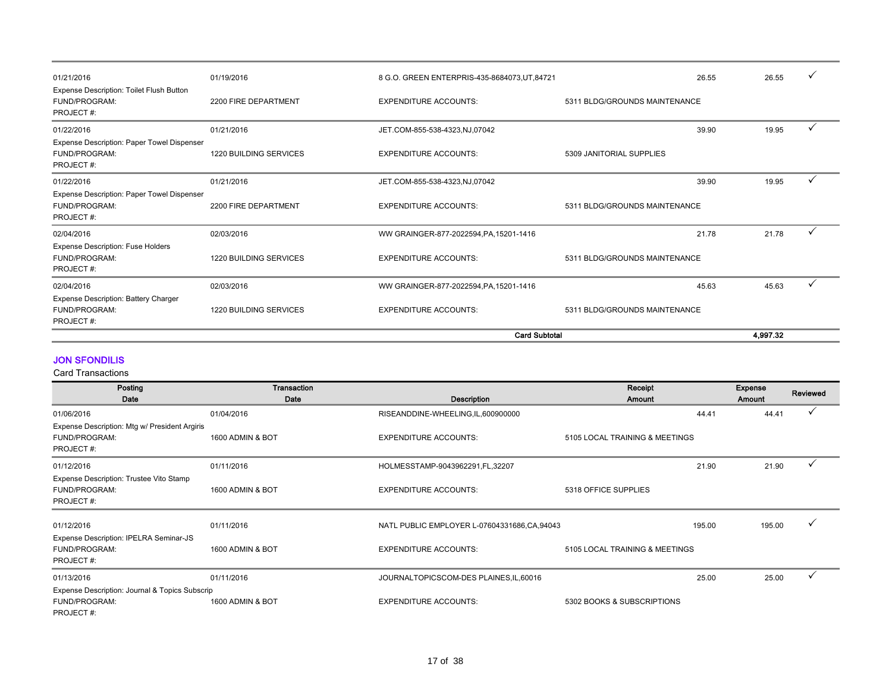| Posting Date | Transaction Date | Description | Receipt Amount | Expense Amount | Reviewed |
|---|---|---|---|---|---|
| 01/21/2016 | 01/19/2016 | 8 G.O. GREEN ENTERPRIS-435-8684073,UT,84721 | 26.55 | 26.55 | ✓ |
| Expense Description: Toilet Flush Button | | | | | |
| FUND/PROGRAM: | 2200 FIRE DEPARTMENT | EXPENDITURE ACCOUNTS: | 5311 BLDG/GROUNDS MAINTENANCE | | |
| PROJECT #: | | | | | |
| 01/22/2016 | 01/21/2016 | JET.COM-855-538-4323,NJ,07042 | 39.90 | 19.95 | ✓ |
| Expense Description: Paper Towel Dispenser | | | | | |
| FUND/PROGRAM: | 1220 BUILDING SERVICES | EXPENDITURE ACCOUNTS: | 5309 JANITORIAL SUPPLIES | | |
| PROJECT #: | | | | | |
| 01/22/2016 | 01/21/2016 | JET.COM-855-538-4323,NJ,07042 | 39.90 | 19.95 | ✓ |
| Expense Description: Paper Towel Dispenser | | | | | |
| FUND/PROGRAM: | 2200 FIRE DEPARTMENT | EXPENDITURE ACCOUNTS: | 5311 BLDG/GROUNDS MAINTENANCE | | |
| PROJECT #: | | | | | |
| 02/04/2016 | 02/03/2016 | WW GRAINGER-877-2022594,PA,15201-1416 | 21.78 | 21.78 | ✓ |
| Expense Description: Fuse Holders | | | | | |
| FUND/PROGRAM: | 1220 BUILDING SERVICES | EXPENDITURE ACCOUNTS: | 5311 BLDG/GROUNDS MAINTENANCE | | |
| PROJECT #: | | | | | |
| 02/04/2016 | 02/03/2016 | WW GRAINGER-877-2022594,PA,15201-1416 | 45.63 | 45.63 | ✓ |
| Expense Description: Battery Charger | | | | | |
| FUND/PROGRAM: | 1220 BUILDING SERVICES | EXPENDITURE ACCOUNTS: | 5311 BLDG/GROUNDS MAINTENANCE | | |
| PROJECT #: | | | | | |
| | | **Card Subtotal** | | **4,997.32** | |

## JON SFONDILIS

Card Transactions

| Posting Date | Transaction Date | Description | Receipt Amount | Expense Amount | Reviewed |
|---|---|---|---|---|---|
| 01/06/2016 | 01/04/2016 | RISEANDDINE-WHEELING,IL,600900000 | 44.41 | 44.41 | ✓ |
| Expense Description: Mtg w/ President Argiris | | | | | |
| FUND/PROGRAM: | 1600 ADMIN & BOT | EXPENDITURE ACCOUNTS: | 5105 LOCAL TRAINING & MEETINGS | | |
| PROJECT #: | | | | | |
| 01/12/2016 | 01/11/2016 | HOLMESSTAMP-9043962291,FL,32207 | 21.90 | 21.90 | ✓ |
| Expense Description: Trustee Vito Stamp | | | | | |
| FUND/PROGRAM: | 1600 ADMIN & BOT | EXPENDITURE ACCOUNTS: | 5318 OFFICE SUPPLIES | | |
| PROJECT #: | | | | | |
| 01/12/2016 | 01/11/2016 | NATL PUBLIC EMPLOYER L-07604331686,CA,94043 | 195.00 | 195.00 | ✓ |
| Expense Description: IPELRA Seminar-JS | | | | | |
| FUND/PROGRAM: | 1600 ADMIN & BOT | EXPENDITURE ACCOUNTS: | 5105 LOCAL TRAINING & MEETINGS | | |
| PROJECT #: | | | | | |
| 01/13/2016 | 01/11/2016 | JOURNALTOPICSCOM-DES PLAINES,IL,60016 | 25.00 | 25.00 | ✓ |
| Expense Description: Journal & Topics Subscrip | | | | | |
| FUND/PROGRAM: | 1600 ADMIN & BOT | EXPENDITURE ACCOUNTS: | 5302 BOOKS & SUBSCRIPTIONS | | |
| PROJECT #: | | | | | |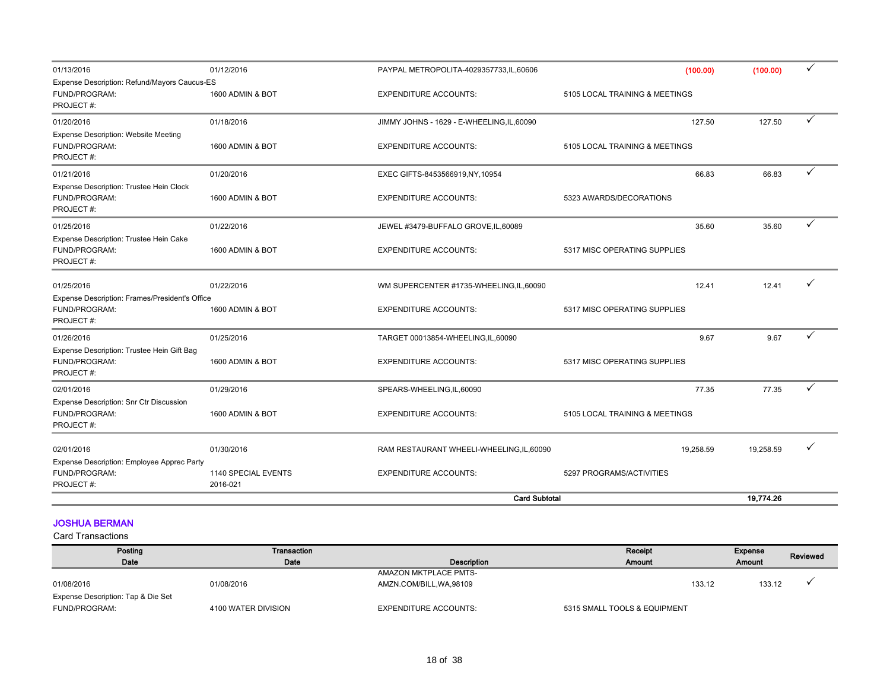| Posting Date | Transaction Date | Description | | Receipt Amount | Expense Amount | Reviewed |
|---|---|---|---|---|---|---|
| 01/13/2016 | 01/12/2016 | PAYPAL METROPOLITA-4029357733,IL,60606 | | (100.00) | (100.00) | ✓ |
| Expense Description: Refund/Mayors Caucus-ES | | | | | | |
| FUND/PROGRAM: | 1600 ADMIN & BOT | EXPENDITURE ACCOUNTS: | 5105 LOCAL TRAINING & MEETINGS | | | |
| PROJECT #: | | | | | | |
| 01/20/2016 | 01/18/2016 | JIMMY JOHNS - 1629 - E-WHEELING,IL,60090 | | 127.50 | 127.50 | ✓ |
| Expense Description: Website Meeting | | | | | | |
| FUND/PROGRAM: | 1600 ADMIN & BOT | EXPENDITURE ACCOUNTS: | 5105 LOCAL TRAINING & MEETINGS | | | |
| PROJECT #: | | | | | | |
| 01/21/2016 | 01/20/2016 | EXEC GIFTS-8453566919,NY,10954 | | 66.83 | 66.83 | ✓ |
| Expense Description: Trustee Hein Clock | | | | | | |
| FUND/PROGRAM: | 1600 ADMIN & BOT | EXPENDITURE ACCOUNTS: | 5323 AWARDS/DECORATIONS | | | |
| PROJECT #: | | | | | | |
| 01/25/2016 | 01/22/2016 | JEWEL #3479-BUFFALO GROVE,IL,60089 | | 35.60 | 35.60 | ✓ |
| Expense Description: Trustee Hein Cake | | | | | | |
| FUND/PROGRAM: | 1600 ADMIN & BOT | EXPENDITURE ACCOUNTS: | 5317 MISC OPERATING SUPPLIES | | | |
| PROJECT #: | | | | | | |
| 01/25/2016 | 01/22/2016 | WM SUPERCENTER #1735-WHEELING,IL,60090 | | 12.41 | 12.41 | ✓ |
| Expense Description: Frames/President's Office | | | | | | |
| FUND/PROGRAM: | 1600 ADMIN & BOT | EXPENDITURE ACCOUNTS: | 5317 MISC OPERATING SUPPLIES | | | |
| PROJECT #: | | | | | | |
| 01/26/2016 | 01/25/2016 | TARGET 00013854-WHEELING,IL,60090 | | 9.67 | 9.67 | ✓ |
| Expense Description: Trustee Hein Gift Bag | | | | | | |
| FUND/PROGRAM: | 1600 ADMIN & BOT | EXPENDITURE ACCOUNTS: | 5317 MISC OPERATING SUPPLIES | | | |
| PROJECT #: | | | | | | |
| 02/01/2016 | 01/29/2016 | SPEARS-WHEELING,IL,60090 | | 77.35 | 77.35 | ✓ |
| Expense Description: Snr Ctr Discussion | | | | | | |
| FUND/PROGRAM: | 1600 ADMIN & BOT | EXPENDITURE ACCOUNTS: | 5105 LOCAL TRAINING & MEETINGS | | | |
| PROJECT #: | | | | | | |
| 02/01/2016 | 01/30/2016 | RAM RESTAURANT WHEELI-WHEELING,IL,60090 | | 19,258.59 | 19,258.59 | ✓ |
| Expense Description: Employee Apprec Party | | | | | | |
| FUND/PROGRAM: | 1140 SPECIAL EVENTS | EXPENDITURE ACCOUNTS: | 5297 PROGRAMS/ACTIVITIES | | | |
| PROJECT #: | 2016-021 | | | | | |
| | | **Card Subtotal** | | | **19,774.26** | |

## JOSHUA BERMAN

Card Transactions

| Posting Date | Transaction Date | Description | | Receipt Amount | Expense Amount | Reviewed |
|---|---|---|---|---|---|---|
| 01/08/2016 | 01/08/2016 | AMAZON MKTPLACE PMTS-AMZN.COM/BILL,WA,98109 | | 133.12 | 133.12 | ✓ |
| Expense Description: Tap & Die Set | | | | | | |
| FUND/PROGRAM: | 4100 WATER DIVISION | EXPENDITURE ACCOUNTS: | 5315 SMALL TOOLS & EQUIPMENT | | | |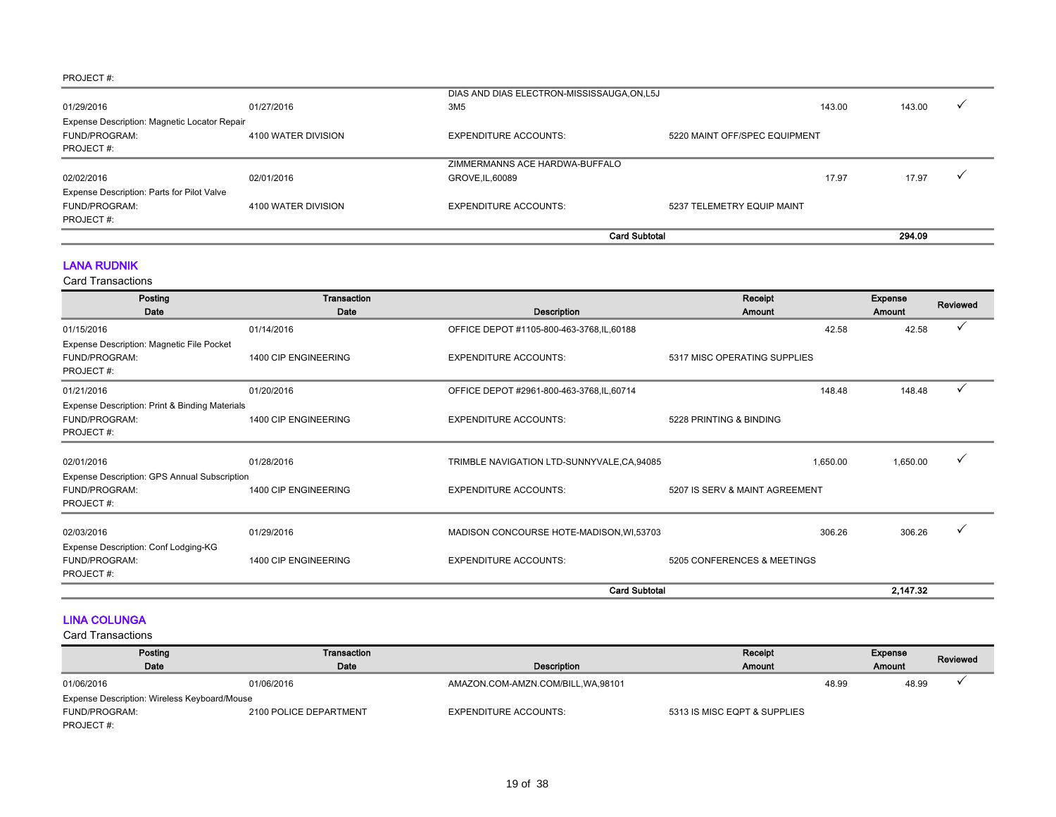PROJECT #:

| Posting Date | Transaction Date | Description | Receipt Amount | Expense Amount | Reviewed |
|---|---|---|---|---|---|
| 01/29/2016 | 01/27/2016 | DIAS AND DIAS ELECTRON-MISSISSAUGA,ON,L5J 3M5 | 143.00 | 143.00 | ✓ |
| Expense Description: Magnetic Locator Repair | | | | | |
| FUND/PROGRAM: | 4100 WATER DIVISION | EXPENDITURE ACCOUNTS: | 5220 MAINT OFF/SPEC EQUIPMENT | | |
| PROJECT #: | | | | | |
| 02/02/2016 | 02/01/2016 | ZIMMERMANNS ACE HARDWA-BUFFALO GROVE,IL,60089 | 17.97 | 17.97 | ✓ |
| Expense Description: Parts for Pilot Valve | | | | | |
| FUND/PROGRAM: | 4100 WATER DIVISION | EXPENDITURE ACCOUNTS: | 5237 TELEMETRY EQUIP MAINT | | |
| PROJECT #: | | | | | |
| | | **Card Subtotal** | | **294.09** | |

## LANA RUDNIK

Card Transactions

| Posting Date | Transaction Date | Description | Receipt Amount | Expense Amount | Reviewed |
|---|---|---|---|---|---|
| 01/15/2016 | 01/14/2016 | OFFICE DEPOT #1105-800-463-3768,IL,60188 | 42.58 | 42.58 | ✓ |
| Expense Description: Magnetic File Pocket | | | | | |
| FUND/PROGRAM: | 1400 CIP ENGINEERING | EXPENDITURE ACCOUNTS: | 5317 MISC OPERATING SUPPLIES | | |
| PROJECT #: | | | | | |
| 01/21/2016 | 01/20/2016 | OFFICE DEPOT #2961-800-463-3768,IL,60714 | 148.48 | 148.48 | ✓ |
| Expense Description: Print & Binding Materials | | | | | |
| FUND/PROGRAM: | 1400 CIP ENGINEERING | EXPENDITURE ACCOUNTS: | 5228 PRINTING & BINDING | | |
| PROJECT #: | | | | | |
| 02/01/2016 | 01/28/2016 | TRIMBLE NAVIGATION LTD-SUNNYVALE,CA,94085 | 1,650.00 | 1,650.00 | ✓ |
| Expense Description: GPS Annual Subscription | | | | | |
| FUND/PROGRAM: | 1400 CIP ENGINEERING | EXPENDITURE ACCOUNTS: | 5207 IS SERV & MAINT AGREEMENT | | |
| PROJECT #: | | | | | |
| 02/03/2016 | 01/29/2016 | MADISON CONCOURSE HOTE-MADISON,WI,53703 | 306.26 | 306.26 | ✓ |
| Expense Description: Conf Lodging-KG | | | | | |
| FUND/PROGRAM: | 1400 CIP ENGINEERING | EXPENDITURE ACCOUNTS: | 5205 CONFERENCES & MEETINGS | | |
| PROJECT #: | | | | | |
| | | **Card Subtotal** | | **2,147.32** | |

## LINA COLUNGA

Card Transactions

| Posting Date | Transaction Date | Description | Receipt Amount | Expense Amount | Reviewed |
|---|---|---|---|---|---|
| 01/06/2016 | 01/06/2016 | AMAZON.COM-AMZN.COM/BILL,WA,98101 | 48.99 | 48.99 | ✓ |
| Expense Description: Wireless Keyboard/Mouse | | | | | |
| FUND/PROGRAM: | 2100 POLICE DEPARTMENT | EXPENDITURE ACCOUNTS: | 5313 IS MISC EQPT & SUPPLIES | | |
| PROJECT #: | | | | | |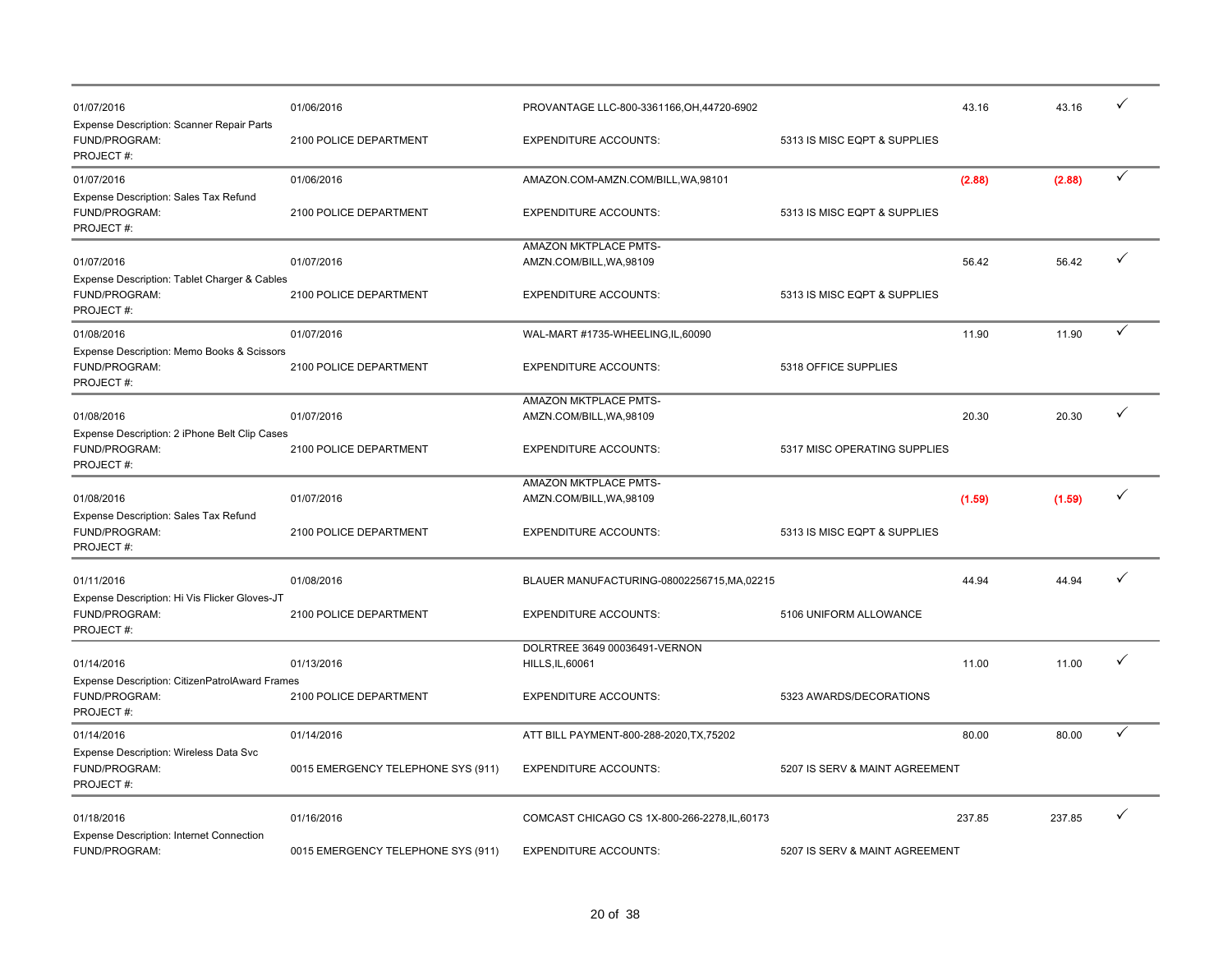| Posted Date | Transaction Date | Merchant | | Amount | Amount | |
|---|---|---|---|---|---|---|
| 01/07/2016 | 01/06/2016 | PROVANTAGE LLC-800-3361166,OH,44720-6902 | | 43.16 | 43.16 | ✓ |
| Expense Description: Scanner Repair Parts | | | | | | |
| FUND/PROGRAM: | 2100 POLICE DEPARTMENT | EXPENDITURE ACCOUNTS: | 5313 IS MISC EQPT & SUPPLIES | | | |
| PROJECT #: | | | | | | |
| 01/07/2016 | 01/06/2016 | AMAZON.COM-AMZN.COM/BILL,WA,98101 | | (2.88) | (2.88) | ✓ |
| Expense Description: Sales Tax Refund | | | | | | |
| FUND/PROGRAM: | 2100 POLICE DEPARTMENT | EXPENDITURE ACCOUNTS: | 5313 IS MISC EQPT & SUPPLIES | | | |
| PROJECT #: | | | | | | |
| 01/07/2016 | 01/07/2016 | AMAZON MKTPLACE PMTS-AMZN.COM/BILL,WA,98109 | | 56.42 | 56.42 | ✓ |
| Expense Description: Tablet Charger & Cables | | | | | | |
| FUND/PROGRAM: | 2100 POLICE DEPARTMENT | EXPENDITURE ACCOUNTS: | 5313 IS MISC EQPT & SUPPLIES | | | |
| PROJECT #: | | | | | | |
| 01/08/2016 | 01/07/2016 | WAL-MART #1735-WHEELING,IL,60090 | | 11.90 | 11.90 | ✓ |
| Expense Description: Memo Books & Scissors | | | | | | |
| FUND/PROGRAM: | 2100 POLICE DEPARTMENT | EXPENDITURE ACCOUNTS: | 5318 OFFICE SUPPLIES | | | |
| PROJECT #: | | | | | | |
| 01/08/2016 | 01/07/2016 | AMAZON MKTPLACE PMTS-AMZN.COM/BILL,WA,98109 | | 20.30 | 20.30 | ✓ |
| Expense Description: 2 iPhone Belt Clip Cases | | | | | | |
| FUND/PROGRAM: | 2100 POLICE DEPARTMENT | EXPENDITURE ACCOUNTS: | 5317 MISC OPERATING SUPPLIES | | | |
| PROJECT #: | | | | | | |
| 01/08/2016 | 01/07/2016 | AMAZON MKTPLACE PMTS-AMZN.COM/BILL,WA,98109 | | (1.59) | (1.59) | ✓ |
| Expense Description: Sales Tax Refund | | | | | | |
| FUND/PROGRAM: | 2100 POLICE DEPARTMENT | EXPENDITURE ACCOUNTS: | 5313 IS MISC EQPT & SUPPLIES | | | |
| PROJECT #: | | | | | | |
| 01/11/2016 | 01/08/2016 | BLAUER MANUFACTURING-08002256715,MA,02215 | | 44.94 | 44.94 | ✓ |
| Expense Description: Hi Vis Flicker Gloves-JT | | | | | | |
| FUND/PROGRAM: | 2100 POLICE DEPARTMENT | EXPENDITURE ACCOUNTS: | 5106 UNIFORM ALLOWANCE | | | |
| PROJECT #: | | | | | | |
| 01/14/2016 | 01/13/2016 | DOLRTREE 3649 00036491-VERNON HILLS,IL,60061 | | 11.00 | 11.00 | ✓ |
| Expense Description: CitizenPatrolAward Frames | | | | | | |
| FUND/PROGRAM: | 2100 POLICE DEPARTMENT | EXPENDITURE ACCOUNTS: | 5323 AWARDS/DECORATIONS | | | |
| PROJECT #: | | | | | | |
| 01/14/2016 | 01/14/2016 | ATT BILL PAYMENT-800-288-2020,TX,75202 | | 80.00 | 80.00 | ✓ |
| Expense Description: Wireless Data Svc | | | | | | |
| FUND/PROGRAM: | 0015 EMERGENCY TELEPHONE SYS (911) | EXPENDITURE ACCOUNTS: | 5207 IS SERV & MAINT AGREEMENT | | | |
| PROJECT #: | | | | | | |
| 01/18/2016 | 01/16/2016 | COMCAST CHICAGO CS 1X-800-266-2278,IL,60173 | | 237.85 | 237.85 | ✓ |
| Expense Description: Internet Connection | | | | | | |
| FUND/PROGRAM: | 0015 EMERGENCY TELEPHONE SYS (911) | EXPENDITURE ACCOUNTS: | 5207 IS SERV & MAINT AGREEMENT | | | |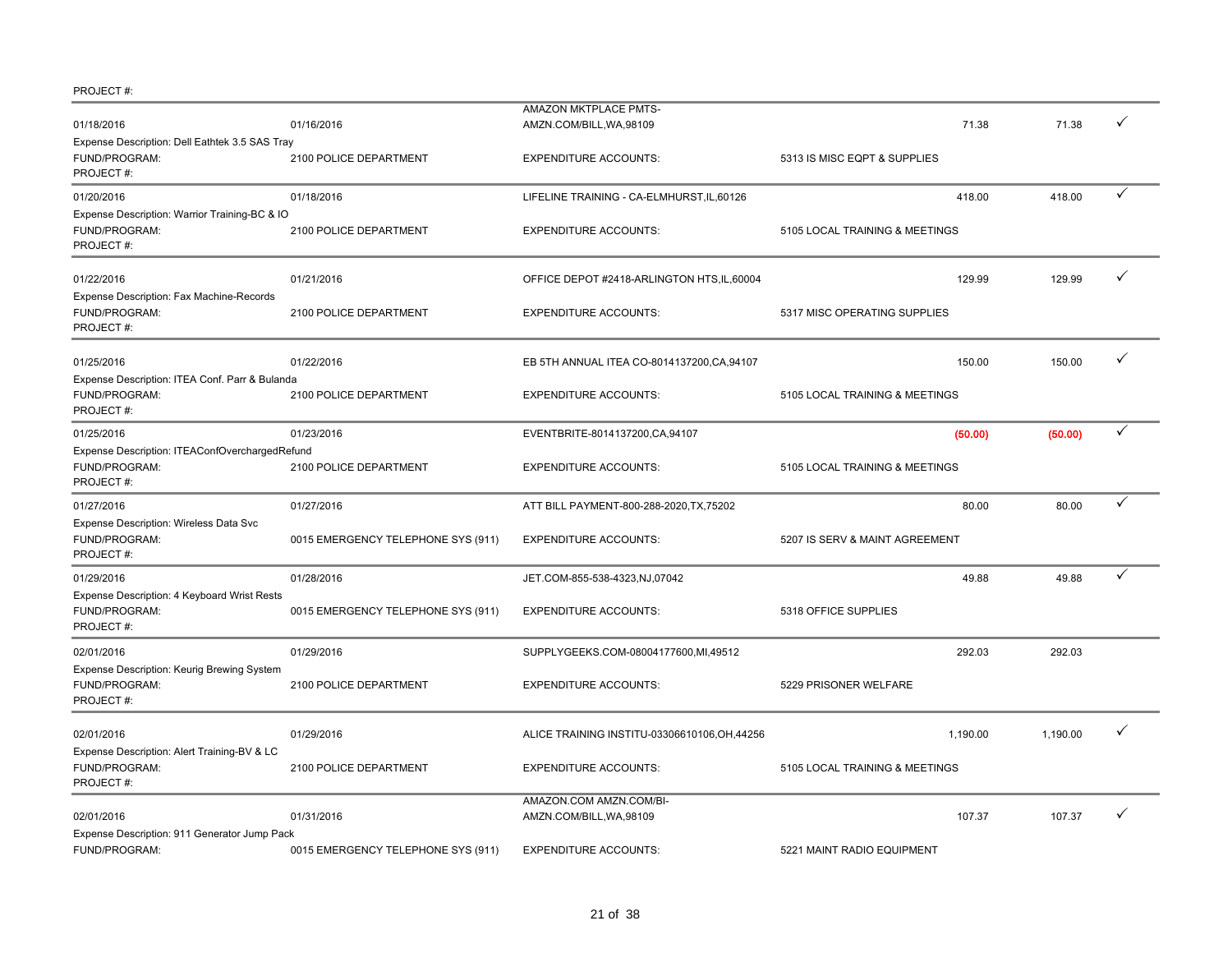PROJECT #:

| Posting Date | Transaction Date | Merchant | | Amount | Amount | ✓ |
|---|---|---|---|---|---|---|
| 01/18/2016 | 01/16/2016 | AMAZON MKTPLACE PMTS-AMZN.COM/BILL,WA,98109 | | 71.38 | 71.38 | ✓ |
| Expense Description: Dell Eathtek 3.5 SAS Tray | | | | | | |
| FUND/PROGRAM: | 2100 POLICE DEPARTMENT | EXPENDITURE ACCOUNTS: | 5313 IS MISC EQPT & SUPPLIES | | | |
| PROJECT #: | | | | | | |
| 01/20/2016 | 01/18/2016 | LIFELINE TRAINING - CA-ELMHURST,IL,60126 | | 418.00 | 418.00 | ✓ |
| Expense Description: Warrior Training-BC & IO | | | | | | |
| FUND/PROGRAM: | 2100 POLICE DEPARTMENT | EXPENDITURE ACCOUNTS: | 5105 LOCAL TRAINING & MEETINGS | | | |
| PROJECT #: | | | | | | |
| 01/22/2016 | 01/21/2016 | OFFICE DEPOT #2418-ARLINGTON HTS,IL,60004 | | 129.99 | 129.99 | ✓ |
| Expense Description: Fax Machine-Records | | | | | | |
| FUND/PROGRAM: | 2100 POLICE DEPARTMENT | EXPENDITURE ACCOUNTS: | 5317 MISC OPERATING SUPPLIES | | | |
| PROJECT #: | | | | | | |
| 01/25/2016 | 01/22/2016 | EB 5TH ANNUAL ITEA CO-8014137200,CA,94107 | | 150.00 | 150.00 | ✓ |
| Expense Description: ITEA Conf. Parr & Bulanda | | | | | | |
| FUND/PROGRAM: | 2100 POLICE DEPARTMENT | EXPENDITURE ACCOUNTS: | 5105 LOCAL TRAINING & MEETINGS | | | |
| PROJECT #: | | | | | | |
| 01/25/2016 | 01/23/2016 | EVENTBRITE-8014137200,CA,94107 | | (50.00) | (50.00) | ✓ |
| Expense Description: ITEAConfOverchargedRefund | | | | | | |
| FUND/PROGRAM: | 2100 POLICE DEPARTMENT | EXPENDITURE ACCOUNTS: | 5105 LOCAL TRAINING & MEETINGS | | | |
| PROJECT #: | | | | | | |
| 01/27/2016 | 01/27/2016 | ATT BILL PAYMENT-800-288-2020,TX,75202 | | 80.00 | 80.00 | ✓ |
| Expense Description: Wireless Data Svc | | | | | | |
| FUND/PROGRAM: | 0015 EMERGENCY TELEPHONE SYS (911) | EXPENDITURE ACCOUNTS: | 5207 IS SERV & MAINT AGREEMENT | | | |
| PROJECT #: | | | | | | |
| 01/29/2016 | 01/28/2016 | JET.COM-855-538-4323,NJ,07042 | | 49.88 | 49.88 | ✓ |
| Expense Description: 4 Keyboard Wrist Rests | | | | | | |
| FUND/PROGRAM: | 0015 EMERGENCY TELEPHONE SYS (911) | EXPENDITURE ACCOUNTS: | 5318 OFFICE SUPPLIES | | | |
| PROJECT #: | | | | | | |
| 02/01/2016 | 01/29/2016 | SUPPLYGEEKS.COM-08004177600,MI,49512 | | 292.03 | 292.03 | |
| Expense Description: Keurig Brewing System | | | | | | |
| FUND/PROGRAM: | 2100 POLICE DEPARTMENT | EXPENDITURE ACCOUNTS: | 5229 PRISONER WELFARE | | | |
| PROJECT #: | | | | | | |
| 02/01/2016 | 01/29/2016 | ALICE TRAINING INSTITU-03306610106,OH,44256 | | 1,190.00 | 1,190.00 | ✓ |
| Expense Description: Alert Training-BV & LC | | | | | | |
| FUND/PROGRAM: | 2100 POLICE DEPARTMENT | EXPENDITURE ACCOUNTS: | 5105 LOCAL TRAINING & MEETINGS | | | |
| PROJECT #: | | | | | | |
| 02/01/2016 | 01/31/2016 | AMAZON.COM AMZN.COM/BI-AMZN.COM/BILL,WA,98109 | | 107.37 | 107.37 | ✓ |
| Expense Description: 911 Generator Jump Pack | | | | | | |
| FUND/PROGRAM: | 0015 EMERGENCY TELEPHONE SYS (911) | EXPENDITURE ACCOUNTS: | 5221 MAINT RADIO EQUIPMENT | | | |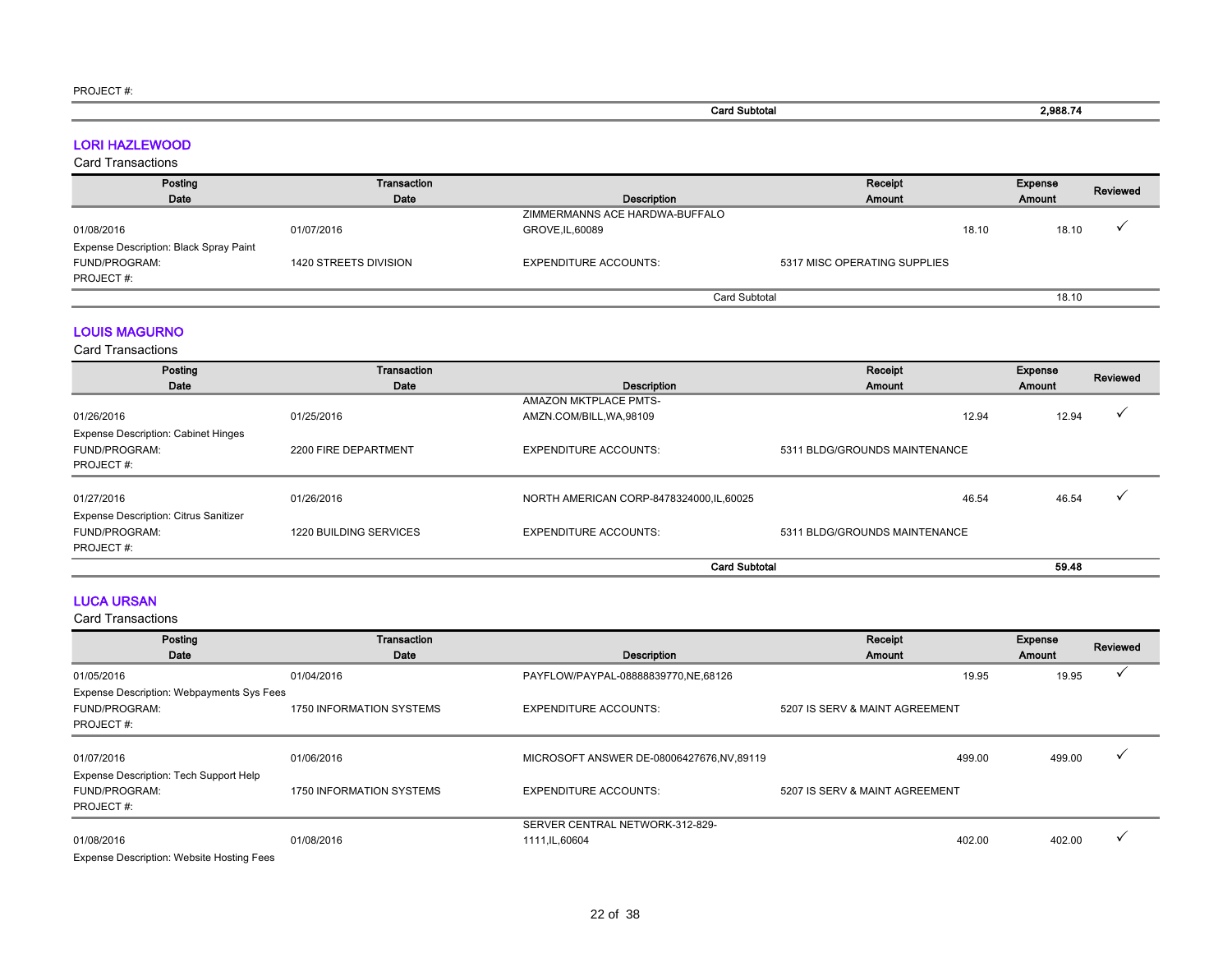PROJECT #:

| | | Card Subtotal | | **2,988.74** | |
|---|---|---|---|---|---|

## LORI HAZLEWOOD

Card Transactions

| Posting Date | Transaction Date | Description | Receipt Amount | Expense Amount | Reviewed |
|---|---|---|---|---|---|
| 01/08/2016 | 01/07/2016 | ZIMMERMANNS ACE HARDWA-BUFFALO GROVE,IL,60089 | 18.10 | 18.10 | ✓ |
| Expense Description: Black Spray Paint | | | | | |
| FUND/PROGRAM: | 1420 STREETS DIVISION | EXPENDITURE ACCOUNTS: | 5317 MISC OPERATING SUPPLIES | | |
| PROJECT #: | | | | | |
| | | Card Subtotal | | 18.10 | |

## LOUIS MAGURNO

Card Transactions

| Posting Date | Transaction Date | Description | Receipt Amount | Expense Amount | Reviewed |
|---|---|---|---|---|---|
| 01/26/2016 | 01/25/2016 | AMAZON MKTPLACE PMTS-AMZN.COM/BILL,WA,98109 | 12.94 | 12.94 | ✓ |
| Expense Description: Cabinet Hinges | | | | | |
| FUND/PROGRAM: | 2200 FIRE DEPARTMENT | EXPENDITURE ACCOUNTS: | 5311 BLDG/GROUNDS MAINTENANCE | | |
| PROJECT #: | | | | | |
| 01/27/2016 | 01/26/2016 | NORTH AMERICAN CORP-8478324000,IL,60025 | 46.54 | 46.54 | ✓ |
| Expense Description: Citrus Sanitizer | | | | | |
| FUND/PROGRAM: | 1220 BUILDING SERVICES | EXPENDITURE ACCOUNTS: | 5311 BLDG/GROUNDS MAINTENANCE | | |
| PROJECT #: | | | | | |
| | | **Card Subtotal** | | **59.48** | |

## LUCA URSAN

Card Transactions

| Posting Date | Transaction Date | Description | Receipt Amount | Expense Amount | Reviewed |
|---|---|---|---|---|---|
| 01/05/2016 | 01/04/2016 | PAYFLOW/PAYPAL-08888839770,NE,68126 | 19.95 | 19.95 | ✓ |
| Expense Description: Webpayments Sys Fees | | | | | |
| FUND/PROGRAM: | 1750 INFORMATION SYSTEMS | EXPENDITURE ACCOUNTS: | 5207 IS SERV & MAINT AGREEMENT | | |
| PROJECT #: | | | | | |
| 01/07/2016 | 01/06/2016 | MICROSOFT ANSWER DE-08006427676,NV,89119 | 499.00 | 499.00 | ✓ |
| Expense Description: Tech Support Help | | | | | |
| FUND/PROGRAM: | 1750 INFORMATION SYSTEMS | EXPENDITURE ACCOUNTS: | 5207 IS SERV & MAINT AGREEMENT | | |
| PROJECT #: | | | | | |
| 01/08/2016 | 01/08/2016 | SERVER CENTRAL NETWORK-312-829-1111,IL,60604 | 402.00 | 402.00 | ✓ |
| Expense Description: Website Hosting Fees | | | | | |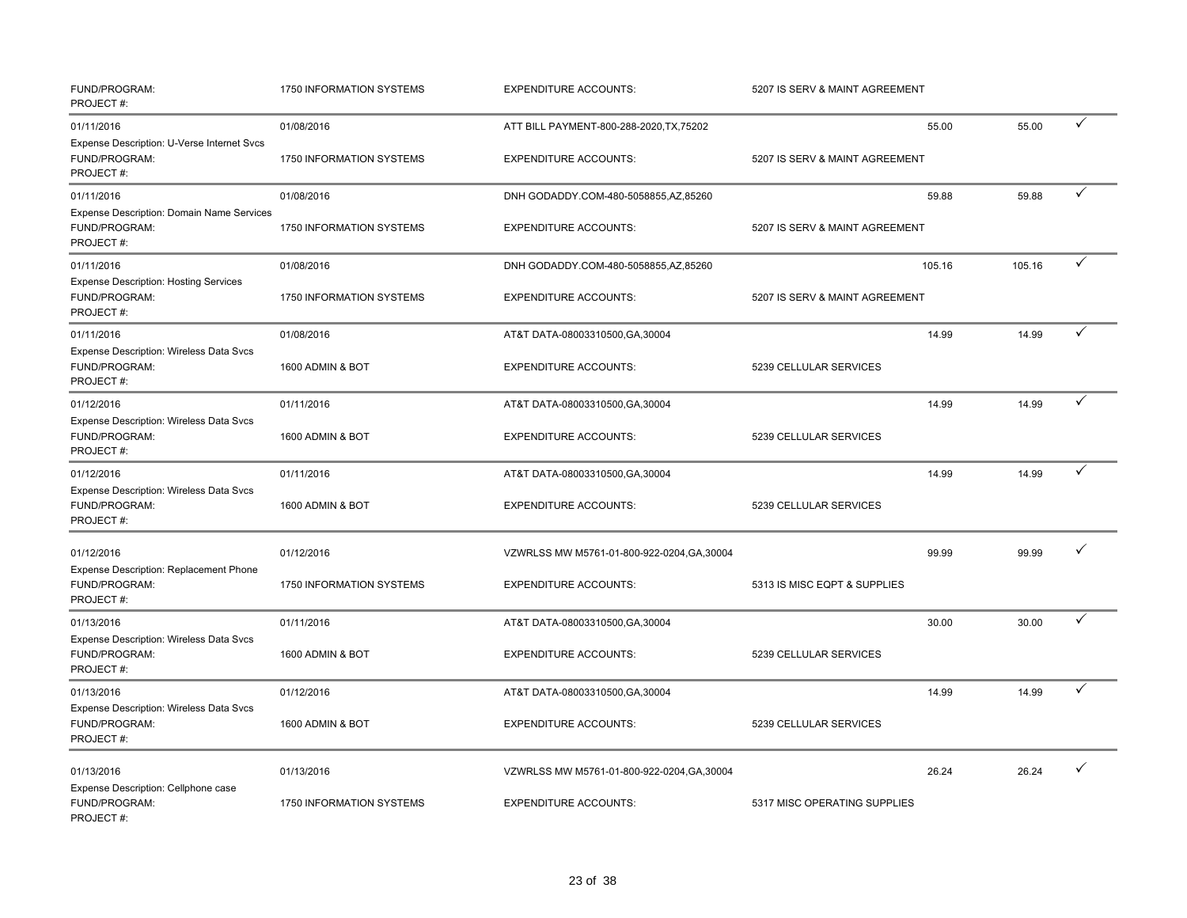| | | | | | | |
|---|---|---|---|---|---|---|
| FUND/PROGRAM:<br>PROJECT #: | 1750 INFORMATION SYSTEMS | EXPENDITURE ACCOUNTS: | 5207 IS SERV & MAINT AGREEMENT | | | |
| 01/11/2016<br>Expense Description: U-Verse Internet Svcs | 01/08/2016 | ATT BILL PAYMENT-800-288-2020,TX,75202 | | 55.00 | 55.00 | ✓ |
| FUND/PROGRAM:<br>PROJECT #: | 1750 INFORMATION SYSTEMS | EXPENDITURE ACCOUNTS: | 5207 IS SERV & MAINT AGREEMENT | | | |
| 01/11/2016<br>Expense Description: Domain Name Services | 01/08/2016 | DNH GODADDY.COM-480-5058855,AZ,85260 | | 59.88 | 59.88 | ✓ |
| FUND/PROGRAM:<br>PROJECT #: | 1750 INFORMATION SYSTEMS | EXPENDITURE ACCOUNTS: | 5207 IS SERV & MAINT AGREEMENT | | | |
| 01/11/2016<br>Expense Description: Hosting Services | 01/08/2016 | DNH GODADDY.COM-480-5058855,AZ,85260 | | 105.16 | 105.16 | ✓ |
| FUND/PROGRAM:<br>PROJECT #: | 1750 INFORMATION SYSTEMS | EXPENDITURE ACCOUNTS: | 5207 IS SERV & MAINT AGREEMENT | | | |
| 01/11/2016<br>Expense Description: Wireless Data Svcs | 01/08/2016 | AT&T DATA-08003310500,GA,30004 | | 14.99 | 14.99 | ✓ |
| FUND/PROGRAM:<br>PROJECT #: | 1600 ADMIN & BOT | EXPENDITURE ACCOUNTS: | 5239 CELLULAR SERVICES | | | |
| 01/12/2016<br>Expense Description: Wireless Data Svcs | 01/11/2016 | AT&T DATA-08003310500,GA,30004 | | 14.99 | 14.99 | ✓ |
| FUND/PROGRAM:<br>PROJECT #: | 1600 ADMIN & BOT | EXPENDITURE ACCOUNTS: | 5239 CELLULAR SERVICES | | | |
| 01/12/2016<br>Expense Description: Wireless Data Svcs | 01/11/2016 | AT&T DATA-08003310500,GA,30004 | | 14.99 | 14.99 | ✓ |
| FUND/PROGRAM:<br>PROJECT #: | 1600 ADMIN & BOT | EXPENDITURE ACCOUNTS: | 5239 CELLULAR SERVICES | | | |
| 01/12/2016<br>Expense Description: Replacement Phone | 01/12/2016 | VZWRLSS MW M5761-01-800-922-0204,GA,30004 | | 99.99 | 99.99 | ✓ |
| FUND/PROGRAM:<br>PROJECT #: | 1750 INFORMATION SYSTEMS | EXPENDITURE ACCOUNTS: | 5313 IS MISC EQPT & SUPPLIES | | | |
| 01/13/2016<br>Expense Description: Wireless Data Svcs | 01/11/2016 | AT&T DATA-08003310500,GA,30004 | | 30.00 | 30.00 | ✓ |
| FUND/PROGRAM:<br>PROJECT #: | 1600 ADMIN & BOT | EXPENDITURE ACCOUNTS: | 5239 CELLULAR SERVICES | | | |
| 01/13/2016<br>Expense Description: Wireless Data Svcs | 01/12/2016 | AT&T DATA-08003310500,GA,30004 | | 14.99 | 14.99 | ✓ |
| FUND/PROGRAM:<br>PROJECT #: | 1600 ADMIN & BOT | EXPENDITURE ACCOUNTS: | 5239 CELLULAR SERVICES | | | |
| 01/13/2016<br>Expense Description: Cellphone case | 01/13/2016 | VZWRLSS MW M5761-01-800-922-0204,GA,30004 | | 26.24 | 26.24 | ✓ |
| FUND/PROGRAM:<br>PROJECT #: | 1750 INFORMATION SYSTEMS | EXPENDITURE ACCOUNTS: | 5317 MISC OPERATING SUPPLIES | | | |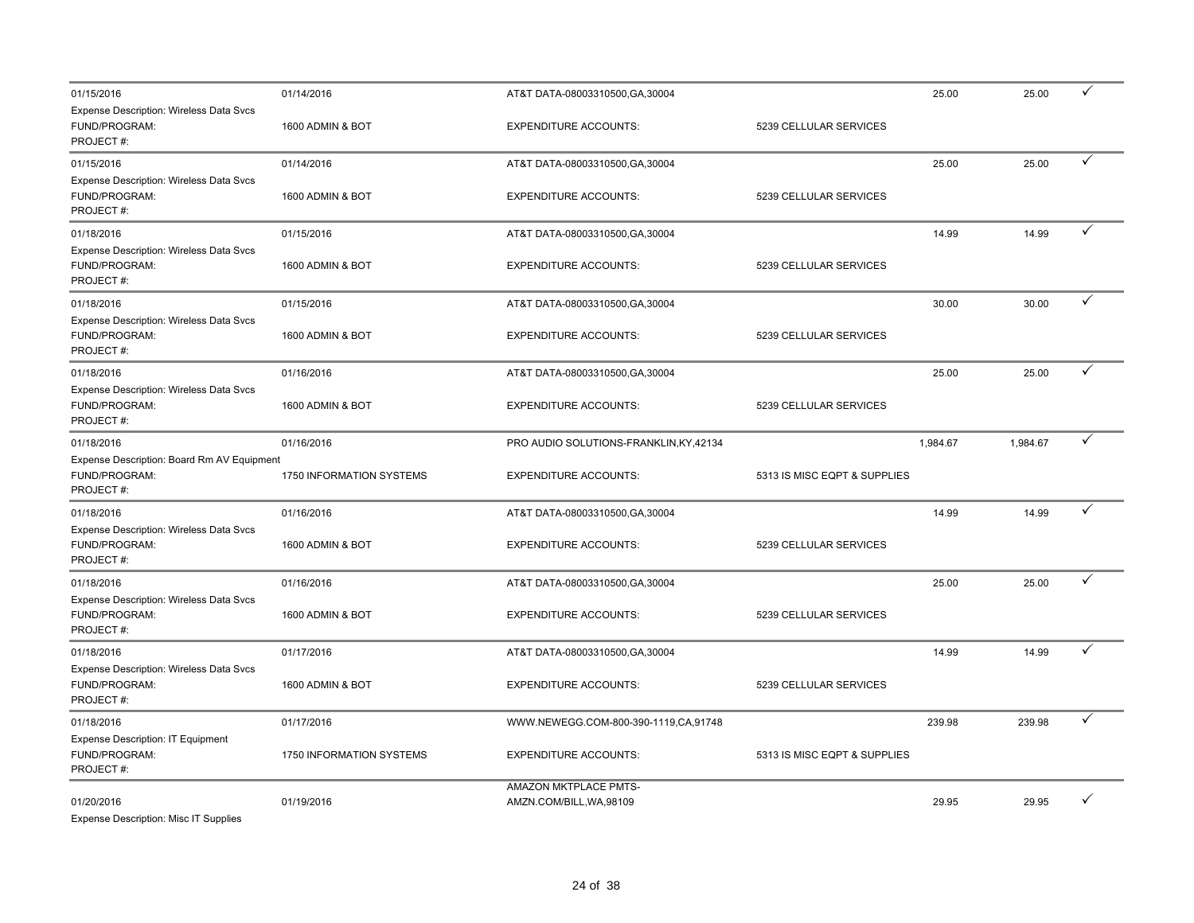| | | | | | | |
|---|---|---|---|---|---|---|
| 01/15/2016 | 01/14/2016 | AT&T DATA-08003310500,GA,30004 | | 25.00 | 25.00 | ✓ |
| Expense Description: Wireless Data Svcs | | | | | | |
| FUND/PROGRAM: | 1600 ADMIN & BOT | EXPENDITURE ACCOUNTS: | 5239 CELLULAR SERVICES | | | |
| PROJECT #: | | | | | | |
| 01/15/2016 | 01/14/2016 | AT&T DATA-08003310500,GA,30004 | | 25.00 | 25.00 | ✓ |
| Expense Description: Wireless Data Svcs | | | | | | |
| FUND/PROGRAM: | 1600 ADMIN & BOT | EXPENDITURE ACCOUNTS: | 5239 CELLULAR SERVICES | | | |
| PROJECT #: | | | | | | |
| 01/18/2016 | 01/15/2016 | AT&T DATA-08003310500,GA,30004 | | 14.99 | 14.99 | ✓ |
| Expense Description: Wireless Data Svcs | | | | | | |
| FUND/PROGRAM: | 1600 ADMIN & BOT | EXPENDITURE ACCOUNTS: | 5239 CELLULAR SERVICES | | | |
| PROJECT #: | | | | | | |
| 01/18/2016 | 01/15/2016 | AT&T DATA-08003310500,GA,30004 | | 30.00 | 30.00 | ✓ |
| Expense Description: Wireless Data Svcs | | | | | | |
| FUND/PROGRAM: | 1600 ADMIN & BOT | EXPENDITURE ACCOUNTS: | 5239 CELLULAR SERVICES | | | |
| PROJECT #: | | | | | | |
| 01/18/2016 | 01/16/2016 | AT&T DATA-08003310500,GA,30004 | | 25.00 | 25.00 | ✓ |
| Expense Description: Wireless Data Svcs | | | | | | |
| FUND/PROGRAM: | 1600 ADMIN & BOT | EXPENDITURE ACCOUNTS: | 5239 CELLULAR SERVICES | | | |
| PROJECT #: | | | | | | |
| 01/18/2016 | 01/16/2016 | PRO AUDIO SOLUTIONS-FRANKLIN,KY,42134 | | 1,984.67 | 1,984.67 | ✓ |
| Expense Description: Board Rm AV Equipment | | | | | | |
| FUND/PROGRAM: | 1750 INFORMATION SYSTEMS | EXPENDITURE ACCOUNTS: | 5313 IS MISC EQPT & SUPPLIES | | | |
| PROJECT #: | | | | | | |
| 01/18/2016 | 01/16/2016 | AT&T DATA-08003310500,GA,30004 | | 14.99 | 14.99 | ✓ |
| Expense Description: Wireless Data Svcs | | | | | | |
| FUND/PROGRAM: | 1600 ADMIN & BOT | EXPENDITURE ACCOUNTS: | 5239 CELLULAR SERVICES | | | |
| PROJECT #: | | | | | | |
| 01/18/2016 | 01/16/2016 | AT&T DATA-08003310500,GA,30004 | | 25.00 | 25.00 | ✓ |
| Expense Description: Wireless Data Svcs | | | | | | |
| FUND/PROGRAM: | 1600 ADMIN & BOT | EXPENDITURE ACCOUNTS: | 5239 CELLULAR SERVICES | | | |
| PROJECT #: | | | | | | |
| 01/18/2016 | 01/17/2016 | AT&T DATA-08003310500,GA,30004 | | 14.99 | 14.99 | ✓ |
| Expense Description: Wireless Data Svcs | | | | | | |
| FUND/PROGRAM: | 1600 ADMIN & BOT | EXPENDITURE ACCOUNTS: | 5239 CELLULAR SERVICES | | | |
| PROJECT #: | | | | | | |
| 01/18/2016 | 01/17/2016 | WWW.NEWEGG.COM-800-390-1119,CA,91748 | | 239.98 | 239.98 | ✓ |
| Expense Description: IT Equipment | | | | | | |
| FUND/PROGRAM: | 1750 INFORMATION SYSTEMS | EXPENDITURE ACCOUNTS: | 5313 IS MISC EQPT & SUPPLIES | | | |
| PROJECT #: | | | | | | |
| 01/20/2016 | 01/19/2016 | AMAZON MKTPLACE PMTS-AMZN.COM/BILL,WA,98109 | | 29.95 | 29.95 | ✓ |
| Expense Description: Misc IT Supplies | | | | | | |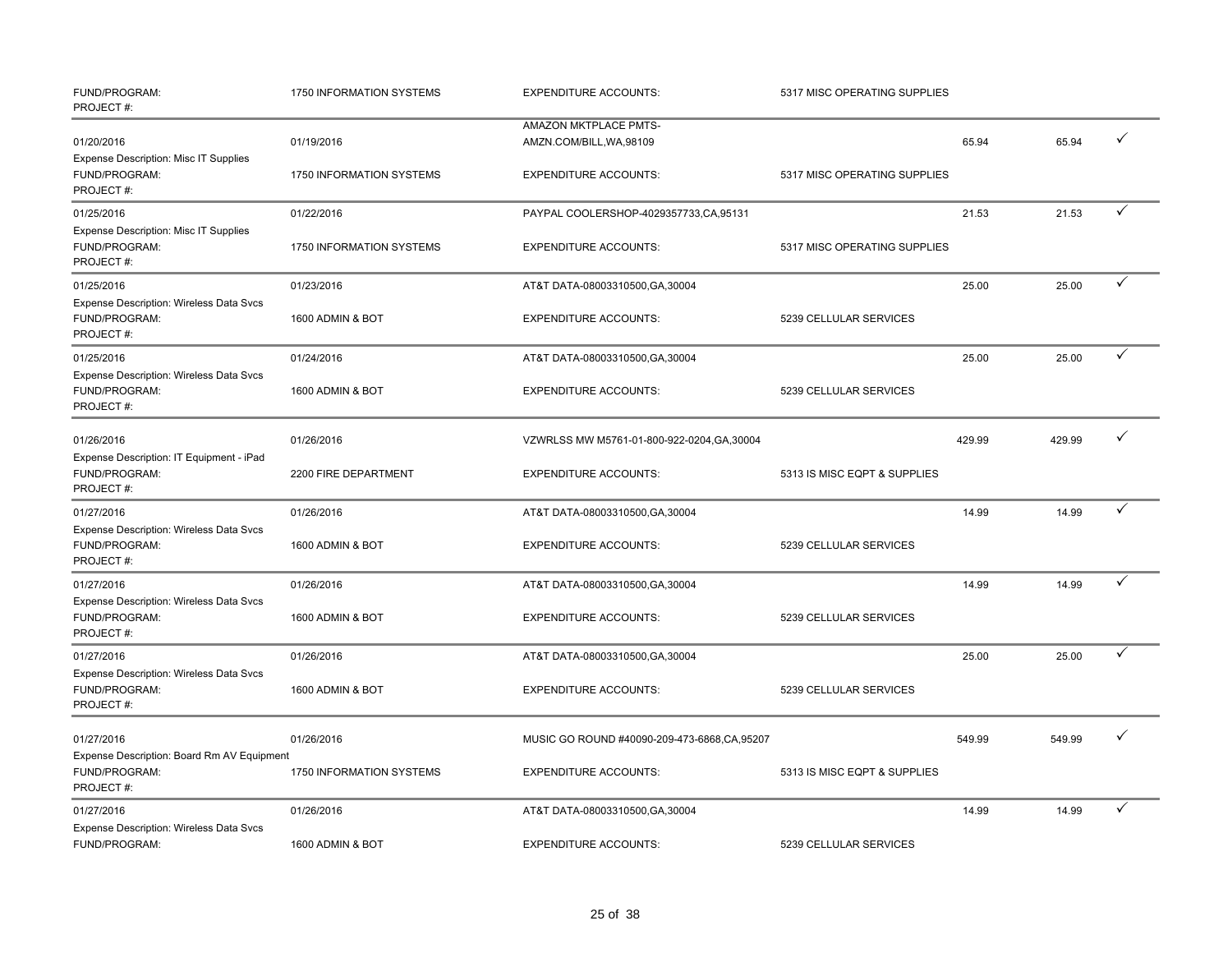| | | | | | | |
|---|---|---|---|---|---|---|
| FUND/PROGRAM: | 1750 INFORMATION SYSTEMS | EXPENDITURE ACCOUNTS: | 5317 MISC OPERATING SUPPLIES | | | |
| PROJECT #: | | | | | | |
| 01/20/2016 | 01/19/2016 | AMAZON MKTPLACE PMTS-AMZN.COM/BILL,WA,98109 | | 65.94 | 65.94 | ✓ |
| Expense Description: Misc IT Supplies | | | | | | |
| FUND/PROGRAM: | 1750 INFORMATION SYSTEMS | EXPENDITURE ACCOUNTS: | 5317 MISC OPERATING SUPPLIES | | | |
| PROJECT #: | | | | | | |
| 01/25/2016 | 01/22/2016 | PAYPAL COOLERSHOP-4029357733,CA,95131 | | 21.53 | 21.53 | ✓ |
| Expense Description: Misc IT Supplies | | | | | | |
| FUND/PROGRAM: | 1750 INFORMATION SYSTEMS | EXPENDITURE ACCOUNTS: | 5317 MISC OPERATING SUPPLIES | | | |
| PROJECT #: | | | | | | |
| 01/25/2016 | 01/23/2016 | AT&T DATA-08003310500,GA,30004 | | 25.00 | 25.00 | ✓ |
| Expense Description: Wireless Data Svcs | | | | | | |
| FUND/PROGRAM: | 1600 ADMIN & BOT | EXPENDITURE ACCOUNTS: | 5239 CELLULAR SERVICES | | | |
| PROJECT #: | | | | | | |
| 01/25/2016 | 01/24/2016 | AT&T DATA-08003310500,GA,30004 | | 25.00 | 25.00 | ✓ |
| Expense Description: Wireless Data Svcs | | | | | | |
| FUND/PROGRAM: | 1600 ADMIN & BOT | EXPENDITURE ACCOUNTS: | 5239 CELLULAR SERVICES | | | |
| PROJECT #: | | | | | | |
| 01/26/2016 | 01/26/2016 | VZWRLSS MW M5761-01-800-922-0204,GA,30004 | | 429.99 | 429.99 | ✓ |
| Expense Description: IT Equipment - iPad | | | | | | |
| FUND/PROGRAM: | 2200 FIRE DEPARTMENT | EXPENDITURE ACCOUNTS: | 5313 IS MISC EQPT & SUPPLIES | | | |
| PROJECT #: | | | | | | |
| 01/27/2016 | 01/26/2016 | AT&T DATA-08003310500,GA,30004 | | 14.99 | 14.99 | ✓ |
| Expense Description: Wireless Data Svcs | | | | | | |
| FUND/PROGRAM: | 1600 ADMIN & BOT | EXPENDITURE ACCOUNTS: | 5239 CELLULAR SERVICES | | | |
| PROJECT #: | | | | | | |
| 01/27/2016 | 01/26/2016 | AT&T DATA-08003310500,GA,30004 | | 14.99 | 14.99 | ✓ |
| Expense Description: Wireless Data Svcs | | | | | | |
| FUND/PROGRAM: | 1600 ADMIN & BOT | EXPENDITURE ACCOUNTS: | 5239 CELLULAR SERVICES | | | |
| PROJECT #: | | | | | | |
| 01/27/2016 | 01/26/2016 | AT&T DATA-08003310500,GA,30004 | | 25.00 | 25.00 | ✓ |
| Expense Description: Wireless Data Svcs | | | | | | |
| FUND/PROGRAM: | 1600 ADMIN & BOT | EXPENDITURE ACCOUNTS: | 5239 CELLULAR SERVICES | | | |
| PROJECT #: | | | | | | |
| 01/27/2016 | 01/26/2016 | MUSIC GO ROUND #40090-209-473-6868,CA,95207 | | 549.99 | 549.99 | ✓ |
| Expense Description: Board Rm AV Equipment | | | | | | |
| FUND/PROGRAM: | 1750 INFORMATION SYSTEMS | EXPENDITURE ACCOUNTS: | 5313 IS MISC EQPT & SUPPLIES | | | |
| PROJECT #: | | | | | | |
| 01/27/2016 | 01/26/2016 | AT&T DATA-08003310500,GA,30004 | | 14.99 | 14.99 | ✓ |
| Expense Description: Wireless Data Svcs | | | | | | |
| FUND/PROGRAM: | 1600 ADMIN & BOT | EXPENDITURE ACCOUNTS: | 5239 CELLULAR SERVICES | | | |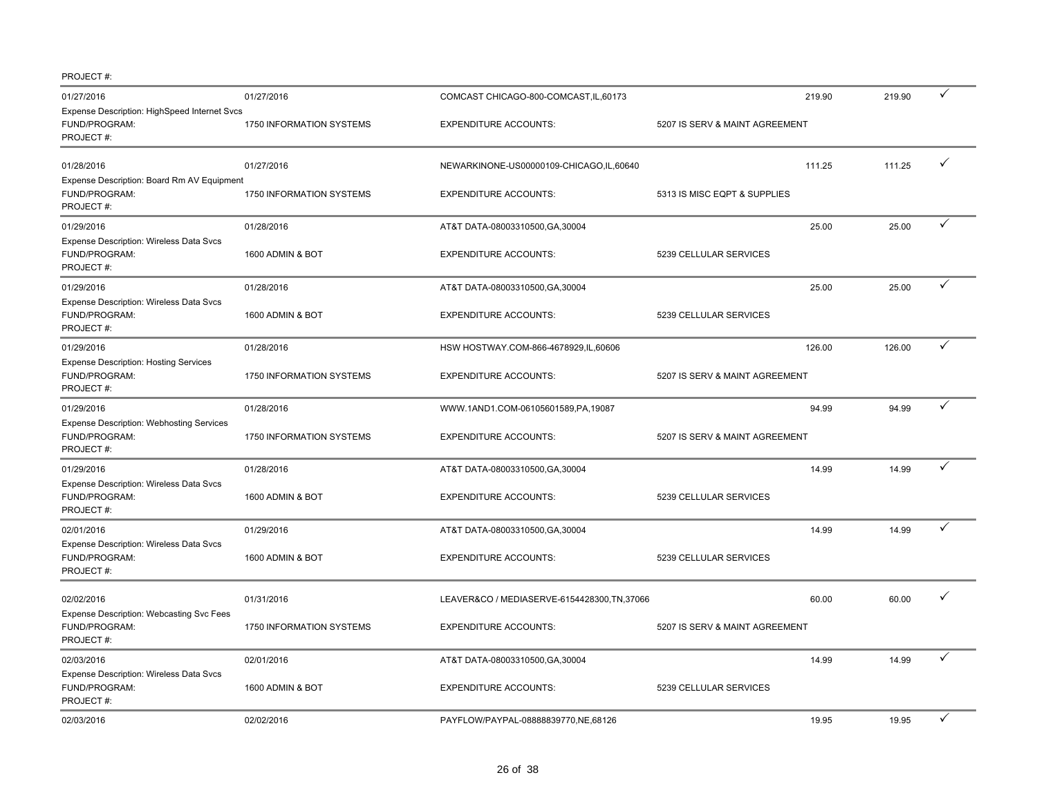PROJECT #:

| Posting Date | Transaction Date | Vendor | | Amount | Amount | |
|---|---|---|---|---|---|---|
| 01/27/2016 | 01/27/2016 | COMCAST CHICAGO-800-COMCAST,IL,60173 | | 219.90 | 219.90 | ✓ |
| Expense Description: HighSpeed Internet Svcs | | | | | | |
| FUND/PROGRAM: | 1750 INFORMATION SYSTEMS | EXPENDITURE ACCOUNTS: | 5207 IS SERV & MAINT AGREEMENT | | | |
| PROJECT #: | | | | | | |
| 01/28/2016 | 01/27/2016 | NEWARKINONE-US00000109-CHICAGO,IL,60640 | | 111.25 | 111.25 | ✓ |
| Expense Description: Board Rm AV Equipment | | | | | | |
| FUND/PROGRAM: | 1750 INFORMATION SYSTEMS | EXPENDITURE ACCOUNTS: | 5313 IS MISC EQPT & SUPPLIES | | | |
| PROJECT #: | | | | | | |
| 01/29/2016 | 01/28/2016 | AT&T DATA-08003310500,GA,30004 | | 25.00 | 25.00 | ✓ |
| Expense Description: Wireless Data Svcs | | | | | | |
| FUND/PROGRAM: | 1600 ADMIN & BOT | EXPENDITURE ACCOUNTS: | 5239 CELLULAR SERVICES | | | |
| PROJECT #: | | | | | | |
| 01/29/2016 | 01/28/2016 | AT&T DATA-08003310500,GA,30004 | | 25.00 | 25.00 | ✓ |
| Expense Description: Wireless Data Svcs | | | | | | |
| FUND/PROGRAM: | 1600 ADMIN & BOT | EXPENDITURE ACCOUNTS: | 5239 CELLULAR SERVICES | | | |
| PROJECT #: | | | | | | |
| 01/29/2016 | 01/28/2016 | HSW HOSTWAY.COM-866-4678929,IL,60606 | | 126.00 | 126.00 | ✓ |
| Expense Description: Hosting Services | | | | | | |
| FUND/PROGRAM: | 1750 INFORMATION SYSTEMS | EXPENDITURE ACCOUNTS: | 5207 IS SERV & MAINT AGREEMENT | | | |
| PROJECT #: | | | | | | |
| 01/29/2016 | 01/28/2016 | WWW.1AND1.COM-06105601589,PA,19087 | | 94.99 | 94.99 | ✓ |
| Expense Description: Webhosting Services | | | | | | |
| FUND/PROGRAM: | 1750 INFORMATION SYSTEMS | EXPENDITURE ACCOUNTS: | 5207 IS SERV & MAINT AGREEMENT | | | |
| PROJECT #: | | | | | | |
| 01/29/2016 | 01/28/2016 | AT&T DATA-08003310500,GA,30004 | | 14.99 | 14.99 | ✓ |
| Expense Description: Wireless Data Svcs | | | | | | |
| FUND/PROGRAM: | 1600 ADMIN & BOT | EXPENDITURE ACCOUNTS: | 5239 CELLULAR SERVICES | | | |
| PROJECT #: | | | | | | |
| 02/01/2016 | 01/29/2016 | AT&T DATA-08003310500,GA,30004 | | 14.99 | 14.99 | ✓ |
| Expense Description: Wireless Data Svcs | | | | | | |
| FUND/PROGRAM: | 1600 ADMIN & BOT | EXPENDITURE ACCOUNTS: | 5239 CELLULAR SERVICES | | | |
| PROJECT #: | | | | | | |
| 02/02/2016 | 01/31/2016 | LEAVER&CO / MEDIASERVE-6154428300,TN,37066 | | 60.00 | 60.00 | ✓ |
| Expense Description: Webcasting Svc Fees | | | | | | |
| FUND/PROGRAM: | 1750 INFORMATION SYSTEMS | EXPENDITURE ACCOUNTS: | 5207 IS SERV & MAINT AGREEMENT | | | |
| PROJECT #: | | | | | | |
| 02/03/2016 | 02/01/2016 | AT&T DATA-08003310500,GA,30004 | | 14.99 | 14.99 | ✓ |
| Expense Description: Wireless Data Svcs | | | | | | |
| FUND/PROGRAM: | 1600 ADMIN & BOT | EXPENDITURE ACCOUNTS: | 5239 CELLULAR SERVICES | | | |
| PROJECT #: | | | | | | |
| 02/03/2016 | 02/02/2016 | PAYFLOW/PAYPAL-08888839770,NE,68126 | | 19.95 | 19.95 | ✓ |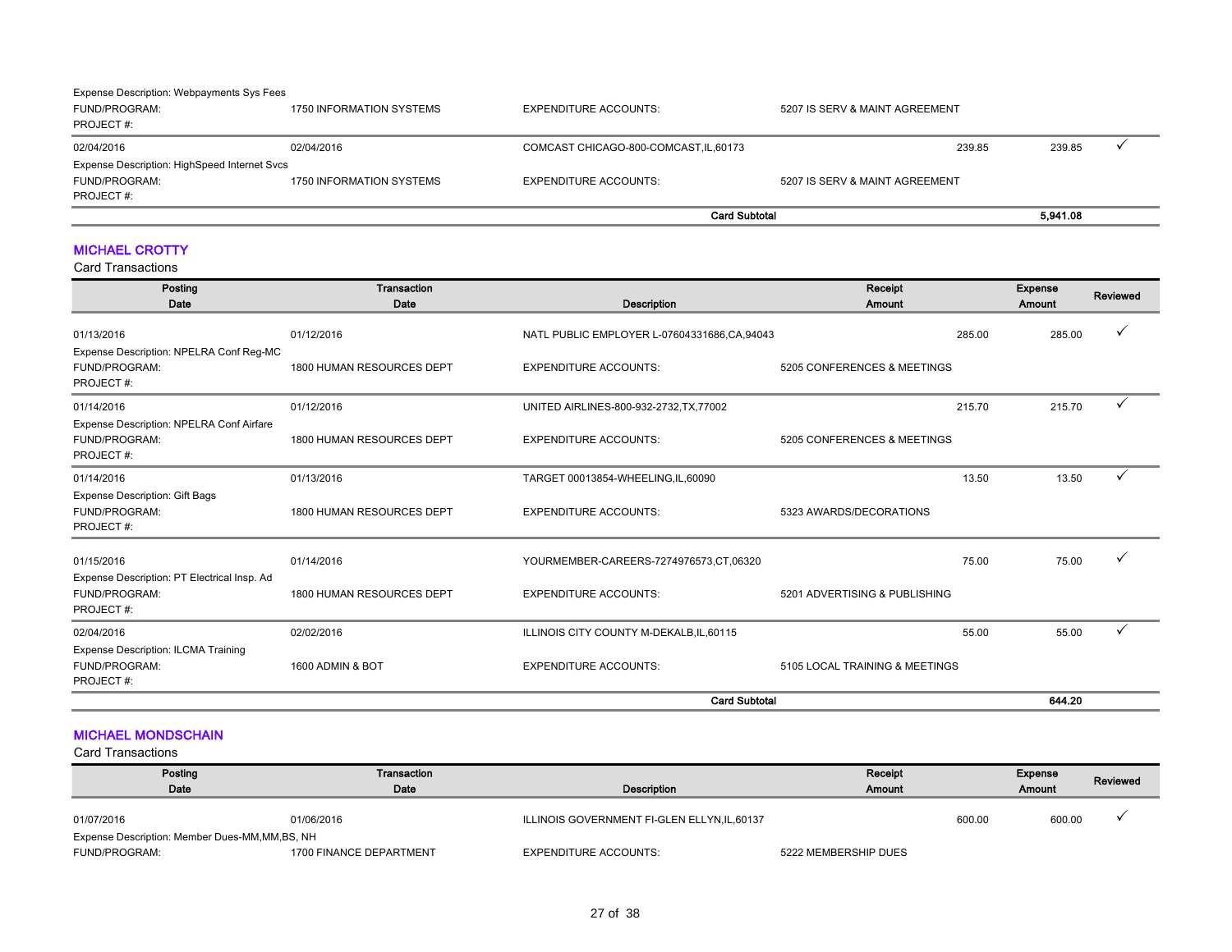| | | | | | |
|---|---|---|---|---|---|
| Expense Description: Webpayments Sys Fees | | | | | |
| FUND/PROGRAM: | 1750 INFORMATION SYSTEMS | EXPENDITURE ACCOUNTS: | 5207 IS SERV & MAINT AGREEMENT | | |
| PROJECT #: | | | | | |
| 02/04/2016 | 02/04/2016 | COMCAST CHICAGO-800-COMCAST,IL,60173 | 239.85 | 239.85 | ✓ |
| Expense Description: HighSpeed Internet Svcs | | | | | |
| FUND/PROGRAM: | 1750 INFORMATION SYSTEMS | EXPENDITURE ACCOUNTS: | 5207 IS SERV & MAINT AGREEMENT | | |
| PROJECT #: | | | | | |
| | | **Card Subtotal** | | **5,941.08** | |

## MICHAEL CROTTY

Card Transactions

| Posting Date | Transaction Date | Description | Receipt Amount | Expense Amount | Reviewed |
|---|---|---|---|---|---|
| 01/13/2016 | 01/12/2016 | NATL PUBLIC EMPLOYER L-07604331686,CA,94043 | 285.00 | 285.00 | ✓ |
| Expense Description: NPELRA Conf Reg-MC | | | | | |
| FUND/PROGRAM: | 1800 HUMAN RESOURCES DEPT | EXPENDITURE ACCOUNTS: | 5205 CONFERENCES & MEETINGS | | |
| PROJECT #: | | | | | |
| 01/14/2016 | 01/12/2016 | UNITED AIRLINES-800-932-2732,TX,77002 | 215.70 | 215.70 | ✓ |
| Expense Description: NPELRA Conf Airfare | | | | | |
| FUND/PROGRAM: | 1800 HUMAN RESOURCES DEPT | EXPENDITURE ACCOUNTS: | 5205 CONFERENCES & MEETINGS | | |
| PROJECT #: | | | | | |
| 01/14/2016 | 01/13/2016 | TARGET 00013854-WHEELING,IL,60090 | 13.50 | 13.50 | ✓ |
| Expense Description: Gift Bags | | | | | |
| FUND/PROGRAM: | 1800 HUMAN RESOURCES DEPT | EXPENDITURE ACCOUNTS: | 5323 AWARDS/DECORATIONS | | |
| PROJECT #: | | | | | |
| 01/15/2016 | 01/14/2016 | YOURMEMBER-CAREERS-7274976573,CT,06320 | 75.00 | 75.00 | ✓ |
| Expense Description: PT Electrical Insp. Ad | | | | | |
| FUND/PROGRAM: | 1800 HUMAN RESOURCES DEPT | EXPENDITURE ACCOUNTS: | 5201 ADVERTISING & PUBLISHING | | |
| PROJECT #: | | | | | |
| 02/04/2016 | 02/02/2016 | ILLINOIS CITY COUNTY M-DEKALB,IL,60115 | 55.00 | 55.00 | ✓ |
| Expense Description: ILCMA Training | | | | | |
| FUND/PROGRAM: | 1600 ADMIN & BOT | EXPENDITURE ACCOUNTS: | 5105 LOCAL TRAINING & MEETINGS | | |
| PROJECT #: | | | | | |
| | | **Card Subtotal** | | **644.20** | |

## MICHAEL MONDSCHAIN

Card Transactions

| Posting Date | Transaction Date | Description | Receipt Amount | Expense Amount | Reviewed |
|---|---|---|---|---|---|
| 01/07/2016 | 01/06/2016 | ILLINOIS GOVERNMENT FI-GLEN ELLYN,IL,60137 | 600.00 | 600.00 | ✓ |
| Expense Description: Member Dues-MM,MM,BS, NH | | | | | |
| FUND/PROGRAM: | 1700 FINANCE DEPARTMENT | EXPENDITURE ACCOUNTS: | 5222 MEMBERSHIP DUES | | |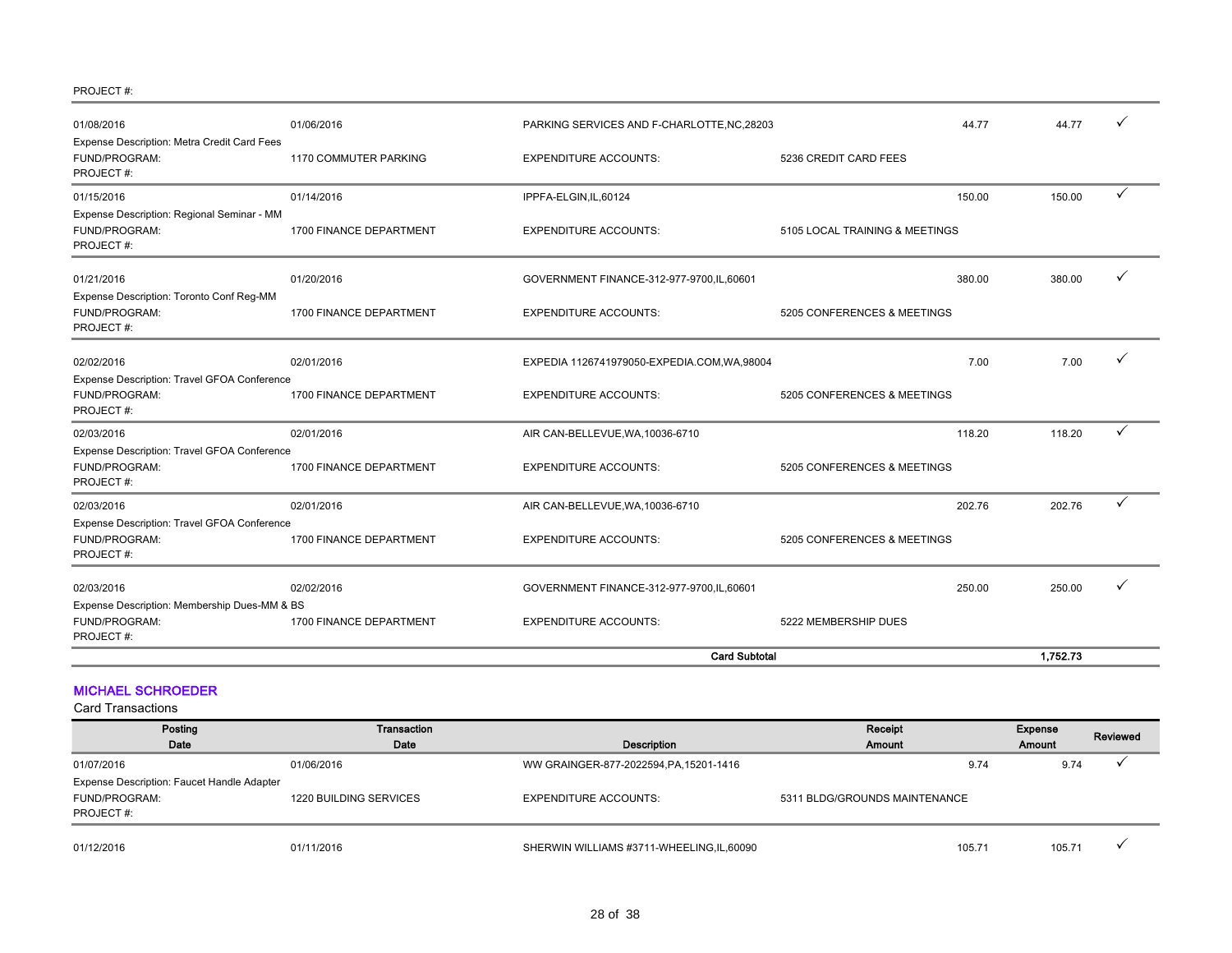PROJECT #:

| Posting Date | Transaction Date | Description | Receipt Amount | Expense Amount | Reviewed |
|---|---|---|---|---|---|
| 01/08/2016 | 01/06/2016 | PARKING SERVICES AND F-CHARLOTTE,NC,28203 | 44.77 | 44.77 | ✓ |
| Expense Description: Metra Credit Card Fees | | | | | |
| FUND/PROGRAM: | 1170 COMMUTER PARKING | EXPENDITURE ACCOUNTS: | 5236 CREDIT CARD FEES | | |
| PROJECT #: | | | | | |
| 01/15/2016 | 01/14/2016 | IPPFA-ELGIN,IL,60124 | 150.00 | 150.00 | ✓ |
| Expense Description: Regional Seminar - MM | | | | | |
| FUND/PROGRAM: | 1700 FINANCE DEPARTMENT | EXPENDITURE ACCOUNTS: | 5105 LOCAL TRAINING & MEETINGS | | |
| PROJECT #: | | | | | |
| 01/21/2016 | 01/20/2016 | GOVERNMENT FINANCE-312-977-9700,IL,60601 | 380.00 | 380.00 | ✓ |
| Expense Description: Toronto Conf Reg-MM | | | | | |
| FUND/PROGRAM: | 1700 FINANCE DEPARTMENT | EXPENDITURE ACCOUNTS: | 5205 CONFERENCES & MEETINGS | | |
| PROJECT #: | | | | | |
| 02/02/2016 | 02/01/2016 | EXPEDIA 1126741979050-EXPEDIA.COM,WA,98004 | 7.00 | 7.00 | ✓ |
| Expense Description: Travel GFOA Conference | | | | | |
| FUND/PROGRAM: | 1700 FINANCE DEPARTMENT | EXPENDITURE ACCOUNTS: | 5205 CONFERENCES & MEETINGS | | |
| PROJECT #: | | | | | |
| 02/03/2016 | 02/01/2016 | AIR CAN-BELLEVUE,WA,10036-6710 | 118.20 | 118.20 | ✓ |
| Expense Description: Travel GFOA Conference | | | | | |
| FUND/PROGRAM: | 1700 FINANCE DEPARTMENT | EXPENDITURE ACCOUNTS: | 5205 CONFERENCES & MEETINGS | | |
| PROJECT #: | | | | | |
| 02/03/2016 | 02/01/2016 | AIR CAN-BELLEVUE,WA,10036-6710 | 202.76 | 202.76 | ✓ |
| Expense Description: Travel GFOA Conference | | | | | |
| FUND/PROGRAM: | 1700 FINANCE DEPARTMENT | EXPENDITURE ACCOUNTS: | 5205 CONFERENCES & MEETINGS | | |
| PROJECT #: | | | | | |
| 02/03/2016 | 02/02/2016 | GOVERNMENT FINANCE-312-977-9700,IL,60601 | 250.00 | 250.00 | ✓ |
| Expense Description: Membership Dues-MM & BS | | | | | |
| FUND/PROGRAM: | 1700 FINANCE DEPARTMENT | EXPENDITURE ACCOUNTS: | 5222 MEMBERSHIP DUES | | |
| PROJECT #: | | | | | |
| | | **Card Subtotal** | | **1,752.73** | |

## MICHAEL SCHROEDER

Card Transactions

| Posting Date | Transaction Date | Description | Receipt Amount | Expense Amount | Reviewed |
|---|---|---|---|---|---|
| 01/07/2016 | 01/06/2016 | WW GRAINGER-877-2022594,PA,15201-1416 | 9.74 | 9.74 | ✓ |
| Expense Description: Faucet Handle Adapter | | | | | |
| FUND/PROGRAM: | 1220 BUILDING SERVICES | EXPENDITURE ACCOUNTS: | 5311 BLDG/GROUNDS MAINTENANCE | | |
| PROJECT #: | | | | | |
| 01/12/2016 | 01/11/2016 | SHERWIN WILLIAMS #3711-WHEELING,IL,60090 | 105.71 | 105.71 | ✓ |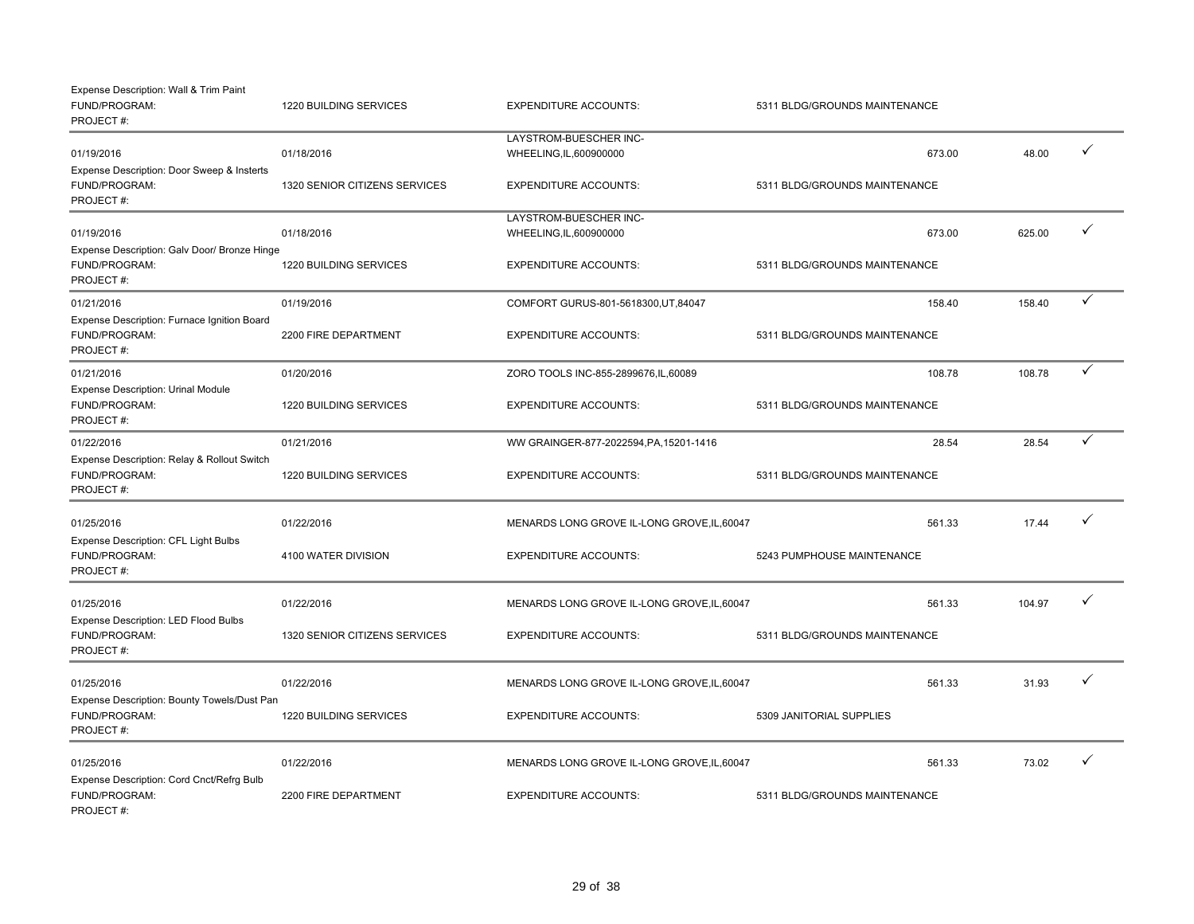Expense Description: Wall & Trim Paint

| | | | | | | |
|---|---|---|---|---|---|---|
| FUND/PROGRAM: | 1220 BUILDING SERVICES | EXPENDITURE ACCOUNTS: | 5311 BLDG/GROUNDS MAINTENANCE | | | |
| PROJECT #: | | | | | | |
| 01/19/2016 | 01/18/2016 | LAYSTROM-BUESCHER INC-WHEELING,IL,600900000 | | 673.00 | 48.00 | ✓ |
| Expense Description: Door Sweep & Insterts | | | | | | |
| FUND/PROGRAM: | 1320 SENIOR CITIZENS SERVICES | EXPENDITURE ACCOUNTS: | 5311 BLDG/GROUNDS MAINTENANCE | | | |
| PROJECT #: | | | | | | |
| 01/19/2016 | 01/18/2016 | LAYSTROM-BUESCHER INC-WHEELING,IL,600900000 | | 673.00 | 625.00 | ✓ |
| Expense Description: Galv Door/ Bronze Hinge | | | | | | |
| FUND/PROGRAM: | 1220 BUILDING SERVICES | EXPENDITURE ACCOUNTS: | 5311 BLDG/GROUNDS MAINTENANCE | | | |
| PROJECT #: | | | | | | |
| 01/21/2016 | 01/19/2016 | COMFORT GURUS-801-5618300,UT,84047 | | 158.40 | 158.40 | ✓ |
| Expense Description: Furnace Ignition Board | | | | | | |
| FUND/PROGRAM: | 2200 FIRE DEPARTMENT | EXPENDITURE ACCOUNTS: | 5311 BLDG/GROUNDS MAINTENANCE | | | |
| PROJECT #: | | | | | | |
| 01/21/2016 | 01/20/2016 | ZORO TOOLS INC-855-2899676,IL,60089 | | 108.78 | 108.78 | ✓ |
| Expense Description: Urinal Module | | | | | | |
| FUND/PROGRAM: | 1220 BUILDING SERVICES | EXPENDITURE ACCOUNTS: | 5311 BLDG/GROUNDS MAINTENANCE | | | |
| PROJECT #: | | | | | | |
| 01/22/2016 | 01/21/2016 | WW GRAINGER-877-2022594,PA,15201-1416 | | 28.54 | 28.54 | ✓ |
| Expense Description: Relay & Rollout Switch | | | | | | |
| FUND/PROGRAM: | 1220 BUILDING SERVICES | EXPENDITURE ACCOUNTS: | 5311 BLDG/GROUNDS MAINTENANCE | | | |
| PROJECT #: | | | | | | |
| 01/25/2016 | 01/22/2016 | MENARDS LONG GROVE IL-LONG GROVE,IL,60047 | | 561.33 | 17.44 | ✓ |
| Expense Description: CFL Light Bulbs | | | | | | |
| FUND/PROGRAM: | 4100 WATER DIVISION | EXPENDITURE ACCOUNTS: | 5243 PUMPHOUSE MAINTENANCE | | | |
| PROJECT #: | | | | | | |
| 01/25/2016 | 01/22/2016 | MENARDS LONG GROVE IL-LONG GROVE,IL,60047 | | 561.33 | 104.97 | ✓ |
| Expense Description: LED Flood Bulbs | | | | | | |
| FUND/PROGRAM: | 1320 SENIOR CITIZENS SERVICES | EXPENDITURE ACCOUNTS: | 5311 BLDG/GROUNDS MAINTENANCE | | | |
| PROJECT #: | | | | | | |
| 01/25/2016 | 01/22/2016 | MENARDS LONG GROVE IL-LONG GROVE,IL,60047 | | 561.33 | 31.93 | ✓ |
| Expense Description: Bounty Towels/Dust Pan | | | | | | |
| FUND/PROGRAM: | 1220 BUILDING SERVICES | EXPENDITURE ACCOUNTS: | 5309 JANITORIAL SUPPLIES | | | |
| PROJECT #: | | | | | | |
| 01/25/2016 | 01/22/2016 | MENARDS LONG GROVE IL-LONG GROVE,IL,60047 | | 561.33 | 73.02 | ✓ |
| Expense Description: Cord Cnct/Refrg Bulb | | | | | | |
| FUND/PROGRAM: | 2200 FIRE DEPARTMENT | EXPENDITURE ACCOUNTS: | 5311 BLDG/GROUNDS MAINTENANCE | | | |
| PROJECT #: | | | | | | |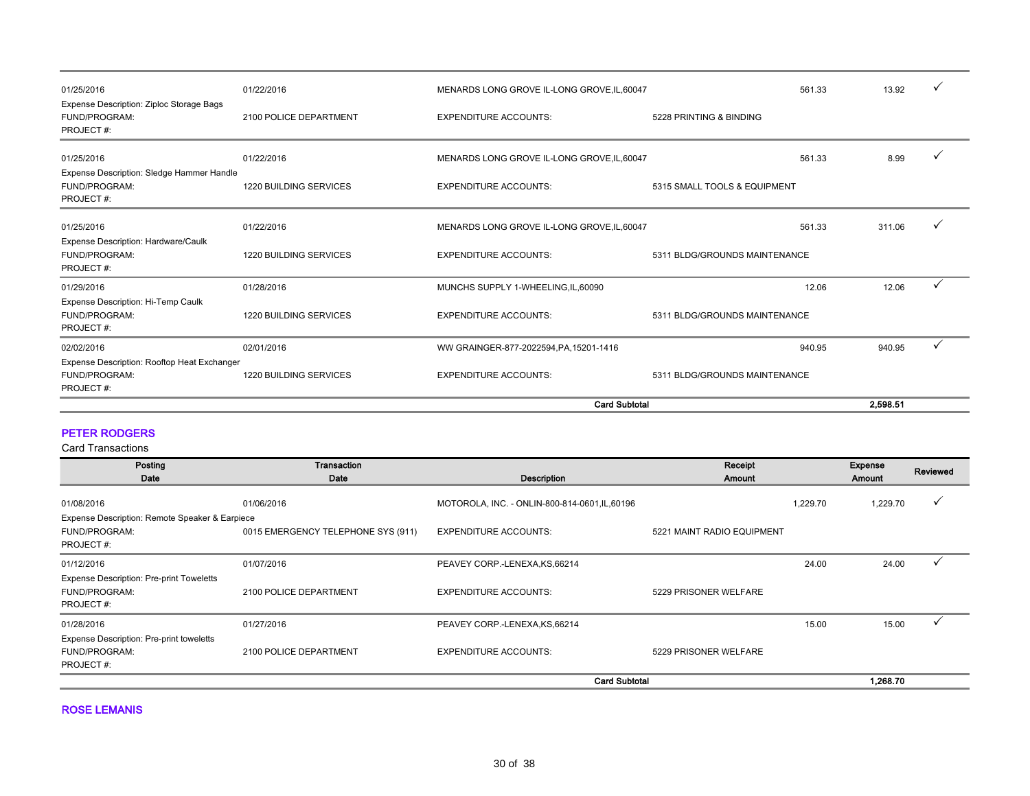| Posting Date | Transaction Date | Description | | Receipt Amount | Expense Amount | Reviewed |
|---|---|---|---|---|---|---|
| 01/25/2016 | 01/22/2016 | MENARDS LONG GROVE IL-LONG GROVE,IL,60047 | | 561.33 | 13.92 | ✓ |
| Expense Description: Ziploc Storage Bags | | | | | | |
| FUND/PROGRAM: | 2100 POLICE DEPARTMENT | EXPENDITURE ACCOUNTS: | 5228 PRINTING & BINDING | | | |
| PROJECT #: | | | | | | |
| 01/25/2016 | 01/22/2016 | MENARDS LONG GROVE IL-LONG GROVE,IL,60047 | | 561.33 | 8.99 | ✓ |
| Expense Description: Sledge Hammer Handle | | | | | | |
| FUND/PROGRAM: | 1220 BUILDING SERVICES | EXPENDITURE ACCOUNTS: | 5315 SMALL TOOLS & EQUIPMENT | | | |
| PROJECT #: | | | | | | |
| 01/25/2016 | 01/22/2016 | MENARDS LONG GROVE IL-LONG GROVE,IL,60047 | | 561.33 | 311.06 | ✓ |
| Expense Description: Hardware/Caulk | | | | | | |
| FUND/PROGRAM: | 1220 BUILDING SERVICES | EXPENDITURE ACCOUNTS: | 5311 BLDG/GROUNDS MAINTENANCE | | | |
| PROJECT #: | | | | | | |
| 01/29/2016 | 01/28/2016 | MUNCHS SUPPLY 1-WHEELING,IL,60090 | | 12.06 | 12.06 | ✓ |
| Expense Description: Hi-Temp Caulk | | | | | | |
| FUND/PROGRAM: | 1220 BUILDING SERVICES | EXPENDITURE ACCOUNTS: | 5311 BLDG/GROUNDS MAINTENANCE | | | |
| PROJECT #: | | | | | | |
| 02/02/2016 | 02/01/2016 | WW GRAINGER-877-2022594,PA,15201-1416 | | 940.95 | 940.95 | ✓ |
| Expense Description: Rooftop Heat Exchanger | | | | | | |
| FUND/PROGRAM: | 1220 BUILDING SERVICES | EXPENDITURE ACCOUNTS: | 5311 BLDG/GROUNDS MAINTENANCE | | | |
| PROJECT #: | | | | | | |
| | | **Card Subtotal** | | | **2,598.51** | |

## PETER RODGERS

Card Transactions

| Posting Date | Transaction Date | Description | | Receipt Amount | Expense Amount | Reviewed |
|---|---|---|---|---|---|---|
| 01/08/2016 | 01/06/2016 | MOTOROLA, INC. - ONLIN-800-814-0601,IL,60196 | | 1,229.70 | 1,229.70 | ✓ |
| Expense Description: Remote Speaker & Earpiece | | | | | | |
| FUND/PROGRAM: | 0015 EMERGENCY TELEPHONE SYS (911) | EXPENDITURE ACCOUNTS: | 5221 MAINT RADIO EQUIPMENT | | | |
| PROJECT #: | | | | | | |
| 01/12/2016 | 01/07/2016 | PEAVEY CORP.-LENEXA,KS,66214 | | 24.00 | 24.00 | ✓ |
| Expense Description: Pre-print Towelletts | | | | | | |
| FUND/PROGRAM: | 2100 POLICE DEPARTMENT | EXPENDITURE ACCOUNTS: | 5229 PRISONER WELFARE | | | |
| PROJECT #: | | | | | | |
| 01/28/2016 | 01/27/2016 | PEAVEY CORP.-LENEXA,KS,66214 | | 15.00 | 15.00 | ✓ |
| Expense Description: Pre-print toweletts | | | | | | |
| FUND/PROGRAM: | 2100 POLICE DEPARTMENT | EXPENDITURE ACCOUNTS: | 5229 PRISONER WELFARE | | | |
| PROJECT #: | | | | | | |
| | | **Card Subtotal** | | | **1,268.70** | |

## ROSE LEMANIS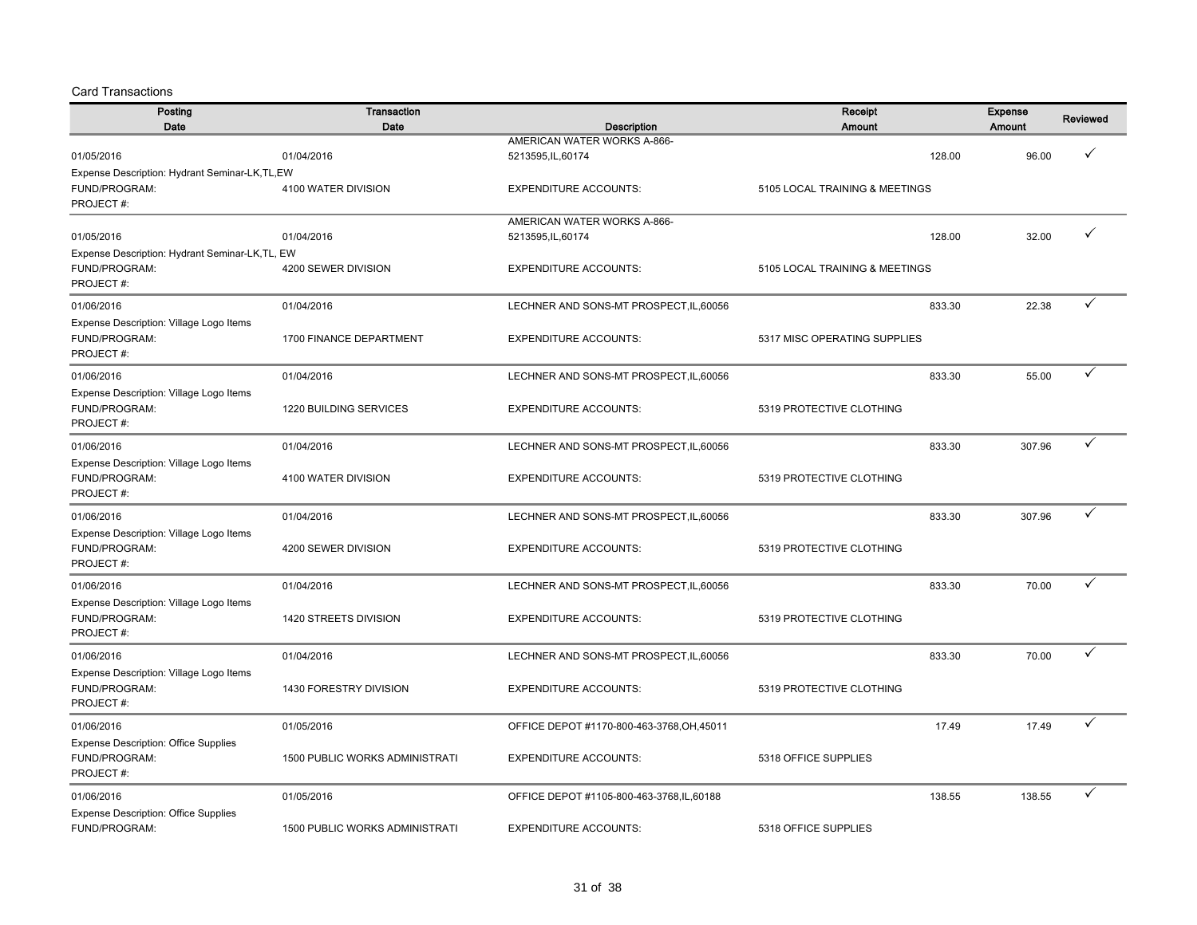Card Transactions

| Posting Date | Transaction Date | Description | Receipt Amount | Expense Amount | Reviewed |
|---|---|---|---|---|---|
| 01/05/2016 | 01/04/2016 | AMERICAN WATER WORKS A-866-5213595,IL,60174 | 128.00 | 96.00 | ✓ |
| Expense Description: Hydrant Seminar-LK,TL,EW | | | | | |
| FUND/PROGRAM: | 4100 WATER DIVISION | EXPENDITURE ACCOUNTS: | 5105 LOCAL TRAINING & MEETINGS | | |
| PROJECT #: | | | | | |
| 01/05/2016 | 01/04/2016 | AMERICAN WATER WORKS A-866-5213595,IL,60174 | 128.00 | 32.00 | ✓ |
| Expense Description: Hydrant Seminar-LK,TL, EW | | | | | |
| FUND/PROGRAM: | 4200 SEWER DIVISION | EXPENDITURE ACCOUNTS: | 5105 LOCAL TRAINING & MEETINGS | | |
| PROJECT #: | | | | | |
| 01/06/2016 | 01/04/2016 | LECHNER AND SONS-MT PROSPECT,IL,60056 | 833.30 | 22.38 | ✓ |
| Expense Description: Village Logo Items | | | | | |
| FUND/PROGRAM: | 1700 FINANCE DEPARTMENT | EXPENDITURE ACCOUNTS: | 5317 MISC OPERATING SUPPLIES | | |
| PROJECT #: | | | | | |
| 01/06/2016 | 01/04/2016 | LECHNER AND SONS-MT PROSPECT,IL,60056 | 833.30 | 55.00 | ✓ |
| Expense Description: Village Logo Items | | | | | |
| FUND/PROGRAM: | 1220 BUILDING SERVICES | EXPENDITURE ACCOUNTS: | 5319 PROTECTIVE CLOTHING | | |
| PROJECT #: | | | | | |
| 01/06/2016 | 01/04/2016 | LECHNER AND SONS-MT PROSPECT,IL,60056 | 833.30 | 307.96 | ✓ |
| Expense Description: Village Logo Items | | | | | |
| FUND/PROGRAM: | 4100 WATER DIVISION | EXPENDITURE ACCOUNTS: | 5319 PROTECTIVE CLOTHING | | |
| PROJECT #: | | | | | |
| 01/06/2016 | 01/04/2016 | LECHNER AND SONS-MT PROSPECT,IL,60056 | 833.30 | 307.96 | ✓ |
| Expense Description: Village Logo Items | | | | | |
| FUND/PROGRAM: | 4200 SEWER DIVISION | EXPENDITURE ACCOUNTS: | 5319 PROTECTIVE CLOTHING | | |
| PROJECT #: | | | | | |
| 01/06/2016 | 01/04/2016 | LECHNER AND SONS-MT PROSPECT,IL,60056 | 833.30 | 70.00 | ✓ |
| Expense Description: Village Logo Items | | | | | |
| FUND/PROGRAM: | 1420 STREETS DIVISION | EXPENDITURE ACCOUNTS: | 5319 PROTECTIVE CLOTHING | | |
| PROJECT #: | | | | | |
| 01/06/2016 | 01/04/2016 | LECHNER AND SONS-MT PROSPECT,IL,60056 | 833.30 | 70.00 | ✓ |
| Expense Description: Village Logo Items | | | | | |
| FUND/PROGRAM: | 1430 FORESTRY DIVISION | EXPENDITURE ACCOUNTS: | 5319 PROTECTIVE CLOTHING | | |
| PROJECT #: | | | | | |
| 01/06/2016 | 01/05/2016 | OFFICE DEPOT #1170-800-463-3768,OH,45011 | 17.49 | 17.49 | ✓ |
| Expense Description: Office Supplies | | | | | |
| FUND/PROGRAM: | 1500 PUBLIC WORKS ADMINISTRATI | EXPENDITURE ACCOUNTS: | 5318 OFFICE SUPPLIES | | |
| PROJECT #: | | | | | |
| 01/06/2016 | 01/05/2016 | OFFICE DEPOT #1105-800-463-3768,IL,60188 | 138.55 | 138.55 | ✓ |
| Expense Description: Office Supplies | | | | | |
| FUND/PROGRAM: | 1500 PUBLIC WORKS ADMINISTRATI | EXPENDITURE ACCOUNTS: | 5318 OFFICE SUPPLIES | | |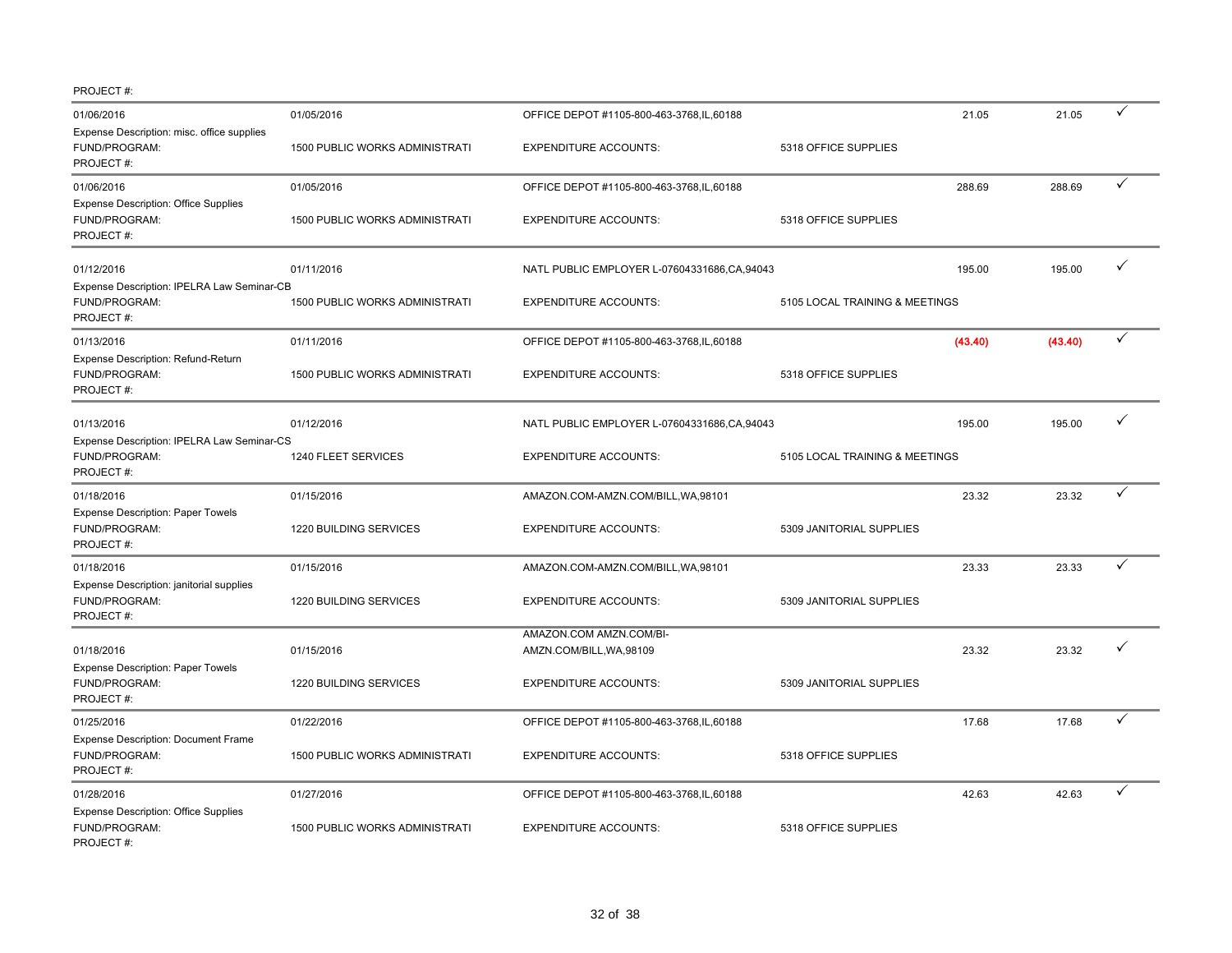PROJECT #:

| Transaction Date | Posting Date | Merchant | | Amount | Amount | |
|---|---|---|---|---|---|---|
| 01/06/2016 | 01/05/2016 | OFFICE DEPOT #1105-800-463-3768,IL,60188 | | 21.05 | 21.05 | ✓ |
| Expense Description: misc. office supplies | | | | | | |
| FUND/PROGRAM: | 1500 PUBLIC WORKS ADMINISTRATI | EXPENDITURE ACCOUNTS: | 5318 OFFICE SUPPLIES | | | |
| PROJECT #: | | | | | | |
| 01/06/2016 | 01/05/2016 | OFFICE DEPOT #1105-800-463-3768,IL,60188 | | 288.69 | 288.69 | ✓ |
| Expense Description: Office Supplies | | | | | | |
| FUND/PROGRAM: | 1500 PUBLIC WORKS ADMINISTRATI | EXPENDITURE ACCOUNTS: | 5318 OFFICE SUPPLIES | | | |
| PROJECT #: | | | | | | |
| 01/12/2016 | 01/11/2016 | NATL PUBLIC EMPLOYER L-07604331686,CA,94043 | | 195.00 | 195.00 | ✓ |
| Expense Description: IPELRA Law Seminar-CB | | | | | | |
| FUND/PROGRAM: | 1500 PUBLIC WORKS ADMINISTRATI | EXPENDITURE ACCOUNTS: | 5105 LOCAL TRAINING & MEETINGS | | | |
| PROJECT #: | | | | | | |
| 01/13/2016 | 01/11/2016 | OFFICE DEPOT #1105-800-463-3768,IL,60188 | | (43.40) | (43.40) | ✓ |
| Expense Description: Refund-Return | | | | | | |
| FUND/PROGRAM: | 1500 PUBLIC WORKS ADMINISTRATI | EXPENDITURE ACCOUNTS: | 5318 OFFICE SUPPLIES | | | |
| PROJECT #: | | | | | | |
| 01/13/2016 | 01/12/2016 | NATL PUBLIC EMPLOYER L-07604331686,CA,94043 | | 195.00 | 195.00 | ✓ |
| Expense Description: IPELRA Law Seminar-CS | | | | | | |
| FUND/PROGRAM: | 1240 FLEET SERVICES | EXPENDITURE ACCOUNTS: | 5105 LOCAL TRAINING & MEETINGS | | | |
| PROJECT #: | | | | | | |
| 01/18/2016 | 01/15/2016 | AMAZON.COM-AMZN.COM/BILL,WA,98101 | | 23.32 | 23.32 | ✓ |
| Expense Description: Paper Towels | | | | | | |
| FUND/PROGRAM: | 1220 BUILDING SERVICES | EXPENDITURE ACCOUNTS: | 5309 JANITORIAL SUPPLIES | | | |
| PROJECT #: | | | | | | |
| 01/18/2016 | 01/15/2016 | AMAZON.COM-AMZN.COM/BILL,WA,98101 | | 23.33 | 23.33 | ✓ |
| Expense Description: janitorial supplies | | | | | | |
| FUND/PROGRAM: | 1220 BUILDING SERVICES | EXPENDITURE ACCOUNTS: | 5309 JANITORIAL SUPPLIES | | | |
| PROJECT #: | | | | | | |
| 01/18/2016 | 01/15/2016 | AMAZON.COM AMZN.COM/BI-AMZN.COM/BILL,WA,98109 | | 23.32 | 23.32 | ✓ |
| Expense Description: Paper Towels | | | | | | |
| FUND/PROGRAM: | 1220 BUILDING SERVICES | EXPENDITURE ACCOUNTS: | 5309 JANITORIAL SUPPLIES | | | |
| PROJECT #: | | | | | | |
| 01/25/2016 | 01/22/2016 | OFFICE DEPOT #1105-800-463-3768,IL,60188 | | 17.68 | 17.68 | ✓ |
| Expense Description: Document Frame | | | | | | |
| FUND/PROGRAM: | 1500 PUBLIC WORKS ADMINISTRATI | EXPENDITURE ACCOUNTS: | 5318 OFFICE SUPPLIES | | | |
| PROJECT #: | | | | | | |
| 01/28/2016 | 01/27/2016 | OFFICE DEPOT #1105-800-463-3768,IL,60188 | | 42.63 | 42.63 | ✓ |
| Expense Description: Office Supplies | | | | | | |
| FUND/PROGRAM: | 1500 PUBLIC WORKS ADMINISTRATI | EXPENDITURE ACCOUNTS: | 5318 OFFICE SUPPLIES | | | |
| PROJECT #: | | | | | | |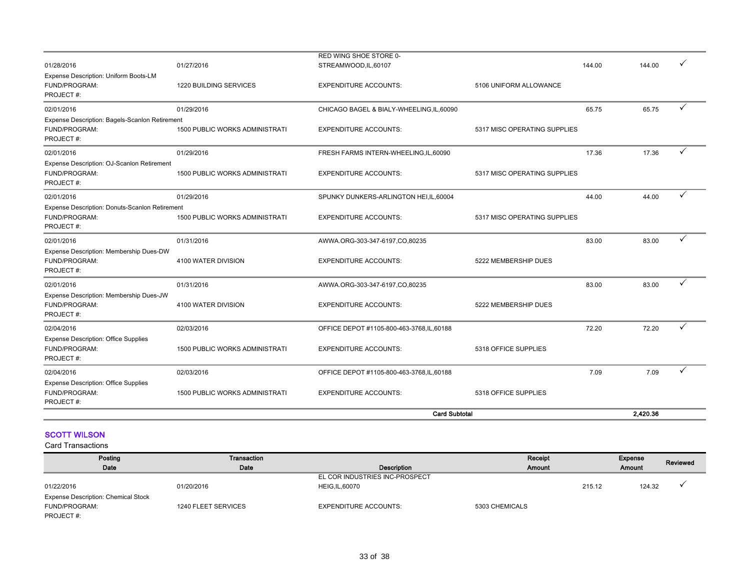| Posting Date | Transaction Date | Description | | Receipt Amount | Expense Amount | Reviewed |
|---|---|---|---|---|---|---|
| 01/28/2016 | 01/27/2016 | RED WING SHOE STORE 0-STREAMWOOD,IL,60107 | | 144.00 | 144.00 | ✓ |
| Expense Description: Uniform Boots-LM | | | | | | |
| FUND/PROGRAM: | 1220 BUILDING SERVICES | EXPENDITURE ACCOUNTS: | 5106 UNIFORM ALLOWANCE | | | |
| PROJECT #: | | | | | | |
| 02/01/2016 | 01/29/2016 | CHICAGO BAGEL & BIALY-WHEELING,IL,60090 | | 65.75 | 65.75 | ✓ |
| Expense Description: Bagels-Scanlon Retirement | | | | | | |
| FUND/PROGRAM: | 1500 PUBLIC WORKS ADMINISTRATI | EXPENDITURE ACCOUNTS: | 5317 MISC OPERATING SUPPLIES | | | |
| PROJECT #: | | | | | | |
| 02/01/2016 | 01/29/2016 | FRESH FARMS INTERN-WHEELING,IL,60090 | | 17.36 | 17.36 | ✓ |
| Expense Description: OJ-Scanlon Retirement | | | | | | |
| FUND/PROGRAM: | 1500 PUBLIC WORKS ADMINISTRATI | EXPENDITURE ACCOUNTS: | 5317 MISC OPERATING SUPPLIES | | | |
| PROJECT #: | | | | | | |
| 02/01/2016 | 01/29/2016 | SPUNKY DUNKERS-ARLINGTON HEI,IL,60004 | | 44.00 | 44.00 | ✓ |
| Expense Description: Donuts-Scanlon Retirement | | | | | | |
| FUND/PROGRAM: | 1500 PUBLIC WORKS ADMINISTRATI | EXPENDITURE ACCOUNTS: | 5317 MISC OPERATING SUPPLIES | | | |
| PROJECT #: | | | | | | |
| 02/01/2016 | 01/31/2016 | AWWA.ORG-303-347-6197,CO,80235 | | 83.00 | 83.00 | ✓ |
| Expense Description: Membership Dues-DW | | | | | | |
| FUND/PROGRAM: | 4100 WATER DIVISION | EXPENDITURE ACCOUNTS: | 5222 MEMBERSHIP DUES | | | |
| PROJECT #: | | | | | | |
| 02/01/2016 | 01/31/2016 | AWWA.ORG-303-347-6197,CO,80235 | | 83.00 | 83.00 | ✓ |
| Expense Description: Membership Dues-JW | | | | | | |
| FUND/PROGRAM: | 4100 WATER DIVISION | EXPENDITURE ACCOUNTS: | 5222 MEMBERSHIP DUES | | | |
| PROJECT #: | | | | | | |
| 02/04/2016 | 02/03/2016 | OFFICE DEPOT #1105-800-463-3768,IL,60188 | | 72.20 | 72.20 | ✓ |
| Expense Description: Office Supplies | | | | | | |
| FUND/PROGRAM: | 1500 PUBLIC WORKS ADMINISTRATI | EXPENDITURE ACCOUNTS: | 5318 OFFICE SUPPLIES | | | |
| PROJECT #: | | | | | | |
| 02/04/2016 | 02/03/2016 | OFFICE DEPOT #1105-800-463-3768,IL,60188 | | 7.09 | 7.09 | ✓ |
| Expense Description: Office Supplies | | | | | | |
| FUND/PROGRAM: | 1500 PUBLIC WORKS ADMINISTRATI | EXPENDITURE ACCOUNTS: | 5318 OFFICE SUPPLIES | | | |
| PROJECT #: | | | | | | |
| | | **Card Subtotal** | | | **2,420.36** | |

## SCOTT WILSON

Card Transactions

| Posting Date | Transaction Date | Description | | Receipt Amount | Expense Amount | Reviewed |
|---|---|---|---|---|---|---|
| 01/22/2016 | 01/20/2016 | EL COR INDUSTRIES INC-PROSPECT HEIG,IL,60070 | | 215.12 | 124.32 | ✓ |
| Expense Description: Chemical Stock | | | | | | |
| FUND/PROGRAM: | 1240 FLEET SERVICES | EXPENDITURE ACCOUNTS: | 5303 CHEMICALS | | | |
| PROJECT #: | | | | | | |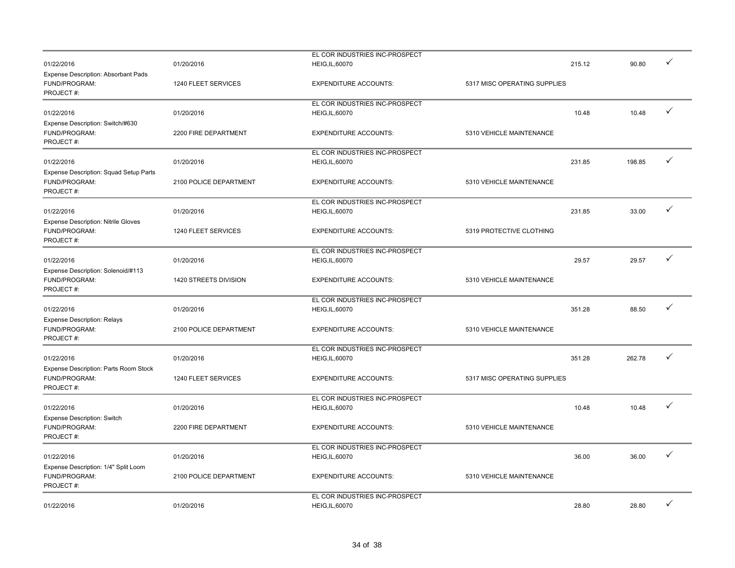| | | | | | | |
|---|---|---|---|---|---|---|
| 01/22/2016 | 01/20/2016 | EL COR INDUSTRIES INC-PROSPECT HEIG,IL,60070 | | 215.12 | 90.80 | ✓ |
| Expense Description: Absorbant Pads | | | | | | |
| FUND/PROGRAM: | 1240 FLEET SERVICES | EXPENDITURE ACCOUNTS: | 5317 MISC OPERATING SUPPLIES | | | |
| PROJECT #: | | | | | | |
| 01/22/2016 | 01/20/2016 | EL COR INDUSTRIES INC-PROSPECT HEIG,IL,60070 | | 10.48 | 10.48 | ✓ |
| Expense Description: Switch/#630 | | | | | | |
| FUND/PROGRAM: | 2200 FIRE DEPARTMENT | EXPENDITURE ACCOUNTS: | 5310 VEHICLE MAINTENANCE | | | |
| PROJECT #: | | | | | | |
| 01/22/2016 | 01/20/2016 | EL COR INDUSTRIES INC-PROSPECT HEIG,IL,60070 | | 231.85 | 198.85 | ✓ |
| Expense Description: Squad Setup Parts | | | | | | |
| FUND/PROGRAM: | 2100 POLICE DEPARTMENT | EXPENDITURE ACCOUNTS: | 5310 VEHICLE MAINTENANCE | | | |
| PROJECT #: | | | | | | |
| 01/22/2016 | 01/20/2016 | EL COR INDUSTRIES INC-PROSPECT HEIG,IL,60070 | | 231.85 | 33.00 | ✓ |
| Expense Description: Nitrile Gloves | | | | | | |
| FUND/PROGRAM: | 1240 FLEET SERVICES | EXPENDITURE ACCOUNTS: | 5319 PROTECTIVE CLOTHING | | | |
| PROJECT #: | | | | | | |
| 01/22/2016 | 01/20/2016 | EL COR INDUSTRIES INC-PROSPECT HEIG,IL,60070 | | 29.57 | 29.57 | ✓ |
| Expense Description: Solenoid/#113 | | | | | | |
| FUND/PROGRAM: | 1420 STREETS DIVISION | EXPENDITURE ACCOUNTS: | 5310 VEHICLE MAINTENANCE | | | |
| PROJECT #: | | | | | | |
| 01/22/2016 | 01/20/2016 | EL COR INDUSTRIES INC-PROSPECT HEIG,IL,60070 | | 351.28 | 88.50 | ✓ |
| Expense Description: Relays | | | | | | |
| FUND/PROGRAM: | 2100 POLICE DEPARTMENT | EXPENDITURE ACCOUNTS: | 5310 VEHICLE MAINTENANCE | | | |
| PROJECT #: | | | | | | |
| 01/22/2016 | 01/20/2016 | EL COR INDUSTRIES INC-PROSPECT HEIG,IL,60070 | | 351.28 | 262.78 | ✓ |
| Expense Description: Parts Room Stock | | | | | | |
| FUND/PROGRAM: | 1240 FLEET SERVICES | EXPENDITURE ACCOUNTS: | 5317 MISC OPERATING SUPPLIES | | | |
| PROJECT #: | | | | | | |
| 01/22/2016 | 01/20/2016 | EL COR INDUSTRIES INC-PROSPECT HEIG,IL,60070 | | 10.48 | 10.48 | ✓ |
| Expense Description: Switch | | | | | | |
| FUND/PROGRAM: | 2200 FIRE DEPARTMENT | EXPENDITURE ACCOUNTS: | 5310 VEHICLE MAINTENANCE | | | |
| PROJECT #: | | | | | | |
| 01/22/2016 | 01/20/2016 | EL COR INDUSTRIES INC-PROSPECT HEIG,IL,60070 | | 36.00 | 36.00 | ✓ |
| Expense Description: 1/4" Split Loom | | | | | | |
| FUND/PROGRAM: | 2100 POLICE DEPARTMENT | EXPENDITURE ACCOUNTS: | 5310 VEHICLE MAINTENANCE | | | |
| PROJECT #: | | | | | | |
| 01/22/2016 | 01/20/2016 | EL COR INDUSTRIES INC-PROSPECT HEIG,IL,60070 | | 28.80 | 28.80 | ✓ |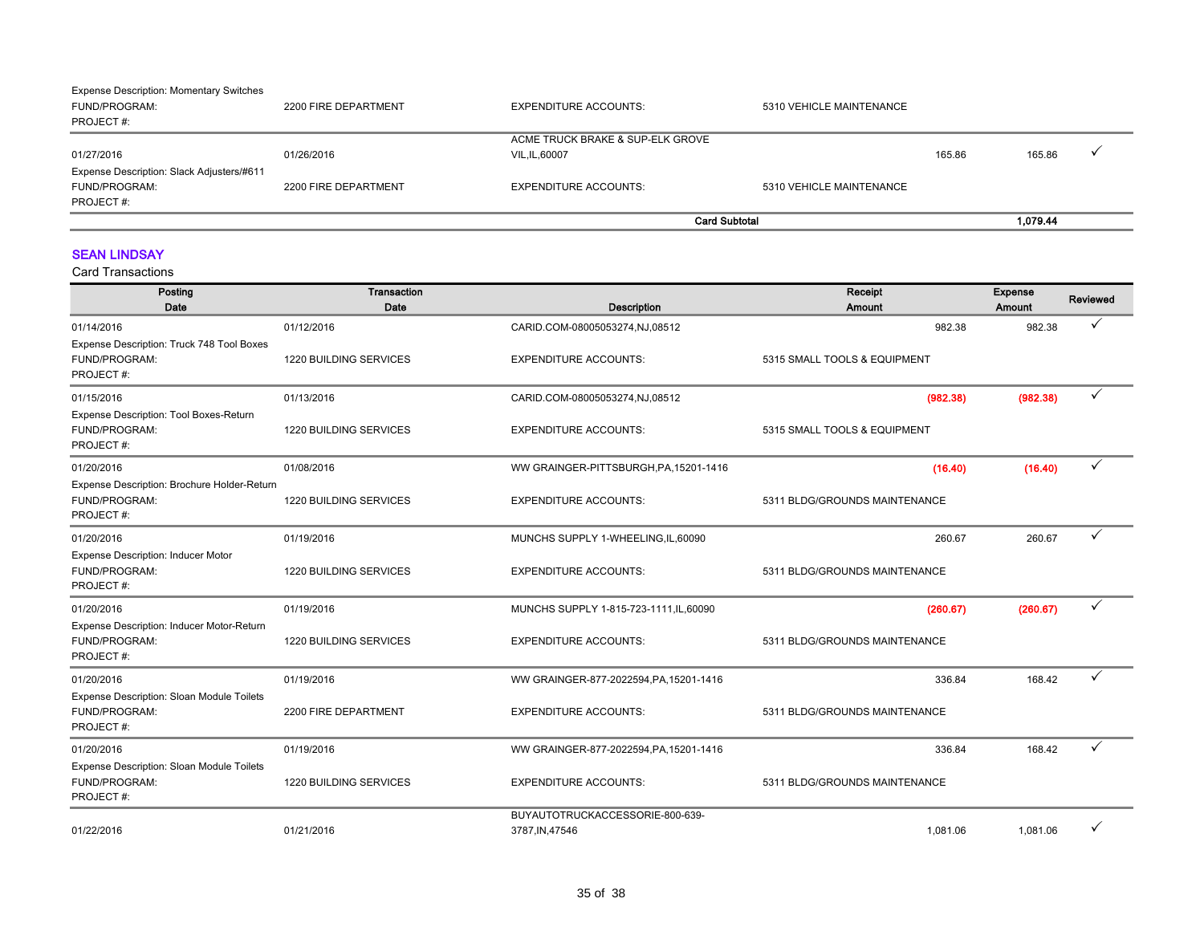Expense Description: Momentary Switches

| | | | | | | |
|---|---|---|---|---|---|---|
| FUND/PROGRAM: | 2200 FIRE DEPARTMENT | EXPENDITURE ACCOUNTS: | 5310 VEHICLE MAINTENANCE | | | |
| PROJECT #: | | | | | | |
| 01/27/2016 | 01/26/2016 | ACME TRUCK BRAKE & SUP-ELK GROVE VIL,IL,60007 | | 165.86 | 165.86 | ✓ |
| Expense Description: Slack Adjusters/#611 | | | | | | |
| FUND/PROGRAM: | 2200 FIRE DEPARTMENT | EXPENDITURE ACCOUNTS: | 5310 VEHICLE MAINTENANCE | | | |
| PROJECT #: | | | | | | |
| | | **Card Subtotal** | | | **1,079.44** | |

## SEAN LINDSAY

Card Transactions

| Posting Date | Transaction Date | Description | | Receipt Amount | Expense Amount | Reviewed |
|---|---|---|---|---|---|---|
| 01/14/2016 | 01/12/2016 | CARID.COM-08005053274,NJ,08512 | | 982.38 | 982.38 | ✓ |
| Expense Description: Truck 748 Tool Boxes | | | | | | |
| FUND/PROGRAM: | 1220 BUILDING SERVICES | EXPENDITURE ACCOUNTS: | 5315 SMALL TOOLS & EQUIPMENT | | | |
| PROJECT #: | | | | | | |
| 01/15/2016 | 01/13/2016 | CARID.COM-08005053274,NJ,08512 | | (982.38) | (982.38) | ✓ |
| Expense Description: Tool Boxes-Return | | | | | | |
| FUND/PROGRAM: | 1220 BUILDING SERVICES | EXPENDITURE ACCOUNTS: | 5315 SMALL TOOLS & EQUIPMENT | | | |
| PROJECT #: | | | | | | |
| 01/20/2016 | 01/08/2016 | WW GRAINGER-PITTSBURGH,PA,15201-1416 | | (16.40) | (16.40) | ✓ |
| Expense Description: Brochure Holder-Return | | | | | | |
| FUND/PROGRAM: | 1220 BUILDING SERVICES | EXPENDITURE ACCOUNTS: | 5311 BLDG/GROUNDS MAINTENANCE | | | |
| PROJECT #: | | | | | | |
| 01/20/2016 | 01/19/2016 | MUNCHS SUPPLY 1-WHEELING,IL,60090 | | 260.67 | 260.67 | ✓ |
| Expense Description: Inducer Motor | | | | | | |
| FUND/PROGRAM: | 1220 BUILDING SERVICES | EXPENDITURE ACCOUNTS: | 5311 BLDG/GROUNDS MAINTENANCE | | | |
| PROJECT #: | | | | | | |
| 01/20/2016 | 01/19/2016 | MUNCHS SUPPLY 1-815-723-1111,IL,60090 | | (260.67) | (260.67) | ✓ |
| Expense Description: Inducer Motor-Return | | | | | | |
| FUND/PROGRAM: | 1220 BUILDING SERVICES | EXPENDITURE ACCOUNTS: | 5311 BLDG/GROUNDS MAINTENANCE | | | |
| PROJECT #: | | | | | | |
| 01/20/2016 | 01/19/2016 | WW GRAINGER-877-2022594,PA,15201-1416 | | 336.84 | 168.42 | ✓ |
| Expense Description: Sloan Module Toilets | | | | | | |
| FUND/PROGRAM: | 2200 FIRE DEPARTMENT | EXPENDITURE ACCOUNTS: | 5311 BLDG/GROUNDS MAINTENANCE | | | |
| PROJECT #: | | | | | | |
| 01/20/2016 | 01/19/2016 | WW GRAINGER-877-2022594,PA,15201-1416 | | 336.84 | 168.42 | ✓ |
| Expense Description: Sloan Module Toilets | | | | | | |
| FUND/PROGRAM: | 1220 BUILDING SERVICES | EXPENDITURE ACCOUNTS: | 5311 BLDG/GROUNDS MAINTENANCE | | | |
| PROJECT #: | | | | | | |
| 01/22/2016 | 01/21/2016 | BUYAUTOTRUCKACCESSORIE-800-639-3787,IN,47546 | | 1,081.06 | 1,081.06 | ✓ |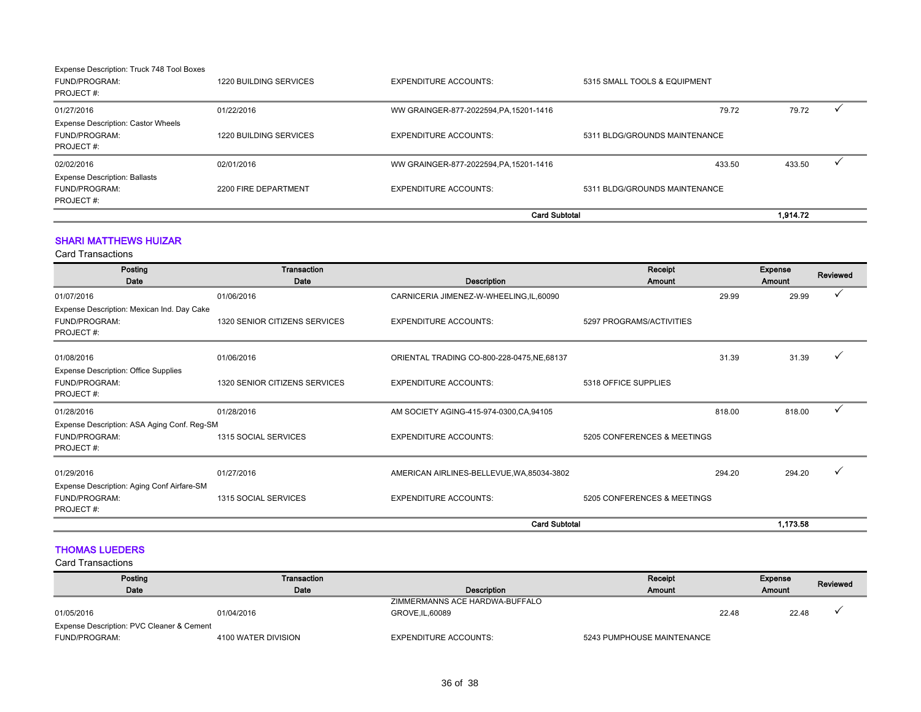| | | | | | |
|---|---|---|---|---|---|
| Expense Description: Truck 748 Tool Boxes | | | | | |
| FUND/PROGRAM: | 1220 BUILDING SERVICES | EXPENDITURE ACCOUNTS: | 5315 SMALL TOOLS & EQUIPMENT | | |
| PROJECT #: | | | | | |
| 01/27/2016 | 01/22/2016 | WW GRAINGER-877-2022594,PA,15201-1416 | 79.72 | 79.72 | ✓ |
| Expense Description: Castor Wheels | | | | | |
| FUND/PROGRAM: | 1220 BUILDING SERVICES | EXPENDITURE ACCOUNTS: | 5311 BLDG/GROUNDS MAINTENANCE | | |
| PROJECT #: | | | | | |
| 02/02/2016 | 02/01/2016 | WW GRAINGER-877-2022594,PA,15201-1416 | 433.50 | 433.50 | ✓ |
| Expense Description: Ballasts | | | | | |
| FUND/PROGRAM: | 2200 FIRE DEPARTMENT | EXPENDITURE ACCOUNTS: | 5311 BLDG/GROUNDS MAINTENANCE | | |
| PROJECT #: | | | | | |
| | | **Card Subtotal** | | **1,914.72** | |

## SHARI MATTHEWS HUIZAR

Card Transactions

| Posting Date | Transaction Date | Description | Receipt Amount | Expense Amount | Reviewed |
|---|---|---|---|---|---|
| 01/07/2016 | 01/06/2016 | CARNICERIA JIMENEZ-W-WHEELING,IL,60090 | 29.99 | 29.99 | ✓ |
| Expense Description: Mexican Ind. Day Cake | | | | | |
| FUND/PROGRAM: | 1320 SENIOR CITIZENS SERVICES | EXPENDITURE ACCOUNTS: | 5297 PROGRAMS/ACTIVITIES | | |
| PROJECT #: | | | | | |
| 01/08/2016 | 01/06/2016 | ORIENTAL TRADING CO-800-228-0475,NE,68137 | 31.39 | 31.39 | ✓ |
| Expense Description: Office Supplies | | | | | |
| FUND/PROGRAM: | 1320 SENIOR CITIZENS SERVICES | EXPENDITURE ACCOUNTS: | 5318 OFFICE SUPPLIES | | |
| PROJECT #: | | | | | |
| 01/28/2016 | 01/28/2016 | AM SOCIETY AGING-415-974-0300,CA,94105 | 818.00 | 818.00 | ✓ |
| Expense Description: ASA Aging Conf. Reg-SM | | | | | |
| FUND/PROGRAM: | 1315 SOCIAL SERVICES | EXPENDITURE ACCOUNTS: | 5205 CONFERENCES & MEETINGS | | |
| PROJECT #: | | | | | |
| 01/29/2016 | 01/27/2016 | AMERICAN AIRLINES-BELLEVUE,WA,85034-3802 | 294.20 | 294.20 | ✓ |
| Expense Description: Aging Conf Airfare-SM | | | | | |
| FUND/PROGRAM: | 1315 SOCIAL SERVICES | EXPENDITURE ACCOUNTS: | 5205 CONFERENCES & MEETINGS | | |
| PROJECT #: | | | | | |
| | | **Card Subtotal** | | **1,173.58** | |

## THOMAS LUEDERS

Card Transactions

| Posting Date | Transaction Date | Description | Receipt Amount | Expense Amount | Reviewed |
|---|---|---|---|---|---|
| 01/05/2016 | 01/04/2016 | ZIMMERMANNS ACE HARDWA-BUFFALO GROVE,IL,60089 | 22.48 | 22.48 | ✓ |
| Expense Description: PVC Cleaner & Cement | | | | | |
| FUND/PROGRAM: | 4100 WATER DIVISION | EXPENDITURE ACCOUNTS: | 5243 PUMPHOUSE MAINTENANCE | | |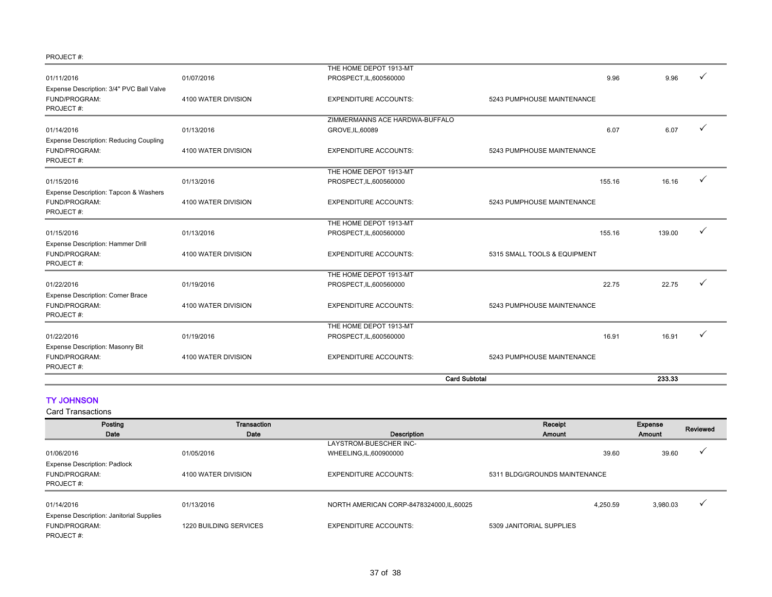PROJECT #:

| Posting Date | Transaction Date | Description | | Receipt Amount | Expense Amount | Reviewed |
|---|---|---|---|---|---|---|
| 01/11/2016 | 01/07/2016 | THE HOME DEPOT 1913-MT PROSPECT,IL,600560000 | | 9.96 | 9.96 | ✓ |
| Expense Description: 3/4" PVC Ball Valve | | | | | | |
| FUND/PROGRAM: | 4100 WATER DIVISION | EXPENDITURE ACCOUNTS: | 5243 PUMPHOUSE MAINTENANCE | | | |
| PROJECT #: | | | | | | |
| 01/14/2016 | 01/13/2016 | ZIMMERMANNS ACE HARDWA-BUFFALO GROVE,IL,60089 | | 6.07 | 6.07 | ✓ |
| Expense Description: Reducing Coupling | | | | | | |
| FUND/PROGRAM: | 4100 WATER DIVISION | EXPENDITURE ACCOUNTS: | 5243 PUMPHOUSE MAINTENANCE | | | |
| PROJECT #: | | | | | | |
| 01/15/2016 | 01/13/2016 | THE HOME DEPOT 1913-MT PROSPECT,IL,600560000 | | 155.16 | 16.16 | ✓ |
| Expense Description: Tapcon & Washers | | | | | | |
| FUND/PROGRAM: | 4100 WATER DIVISION | EXPENDITURE ACCOUNTS: | 5243 PUMPHOUSE MAINTENANCE | | | |
| PROJECT #: | | | | | | |
| 01/15/2016 | 01/13/2016 | THE HOME DEPOT 1913-MT PROSPECT,IL,600560000 | | 155.16 | 139.00 | ✓ |
| Expense Description: Hammer Drill | | | | | | |
| FUND/PROGRAM: | 4100 WATER DIVISION | EXPENDITURE ACCOUNTS: | 5315 SMALL TOOLS & EQUIPMENT | | | |
| PROJECT #: | | | | | | |
| 01/22/2016 | 01/19/2016 | THE HOME DEPOT 1913-MT PROSPECT,IL,600560000 | | 22.75 | 22.75 | ✓ |
| Expense Description: Corner Brace | | | | | | |
| FUND/PROGRAM: | 4100 WATER DIVISION | EXPENDITURE ACCOUNTS: | 5243 PUMPHOUSE MAINTENANCE | | | |
| PROJECT #: | | | | | | |
| 01/22/2016 | 01/19/2016 | THE HOME DEPOT 1913-MT PROSPECT,IL,600560000 | | 16.91 | 16.91 | ✓ |
| Expense Description: Masonry Bit | | | | | | |
| FUND/PROGRAM: | 4100 WATER DIVISION | EXPENDITURE ACCOUNTS: | 5243 PUMPHOUSE MAINTENANCE | | | |
| PROJECT #: | | | | | | |
| | | **Card Subtotal** | | | **233.33** | |

## TY JOHNSON

Card Transactions

| Posting Date | Transaction Date | Description | | Receipt Amount | Expense Amount | Reviewed |
|---|---|---|---|---|---|---|
| 01/06/2016 | 01/05/2016 | LAYSTROM-BUESCHER INC-WHEELING,IL,600900000 | | 39.60 | 39.60 | ✓ |
| Expense Description: Padlock | | | | | | |
| FUND/PROGRAM: | 4100 WATER DIVISION | EXPENDITURE ACCOUNTS: | 5311 BLDG/GROUNDS MAINTENANCE | | | |
| PROJECT #: | | | | | | |
| 01/14/2016 | 01/13/2016 | NORTH AMERICAN CORP-8478324000,IL,60025 | | 4,250.59 | 3,980.03 | ✓ |
| Expense Description: Janitorial Supplies | | | | | | |
| FUND/PROGRAM: | 1220 BUILDING SERVICES | EXPENDITURE ACCOUNTS: | 5309 JANITORIAL SUPPLIES | | | |
| PROJECT #: | | | | | | |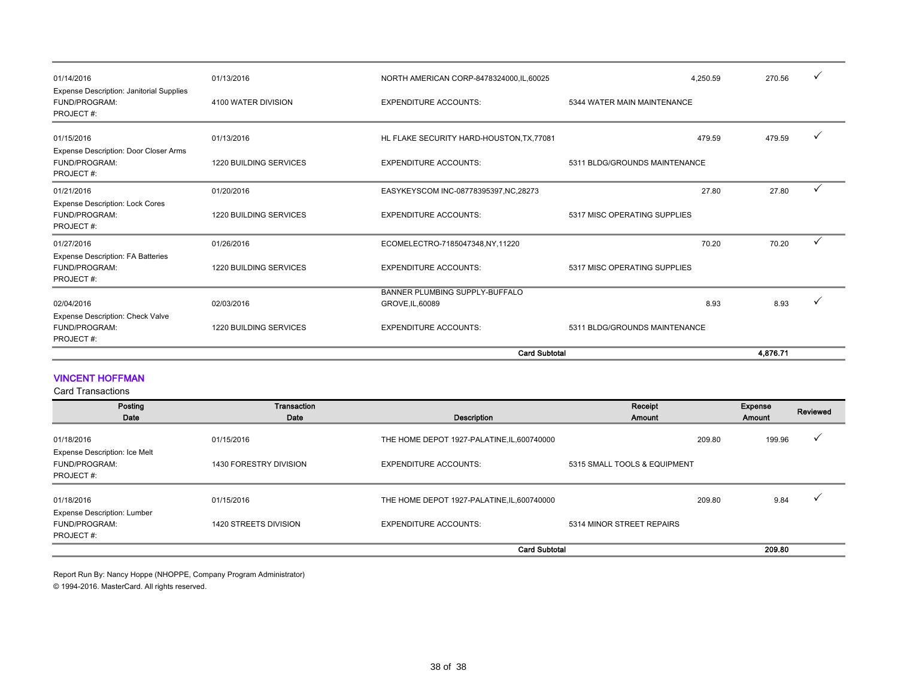| Posting Date | Transaction Date | Description | Receipt Amount | Expense Amount | Reviewed |
|---|---|---|---|---|---|
| 01/14/2016 | 01/13/2016 | NORTH AMERICAN CORP-8478324000,IL,60025 | 4,250.59 | 270.56 | ✓ |
| Expense Description: Janitorial Supplies | | | | | |
| FUND/PROGRAM: | 4100 WATER DIVISION | EXPENDITURE ACCOUNTS: | 5344 WATER MAIN MAINTENANCE | | |
| PROJECT #: | | | | | |
| 01/15/2016 | 01/13/2016 | HL FLAKE SECURITY HARD-HOUSTON,TX,77081 | 479.59 | 479.59 | ✓ |
| Expense Description: Door Closer Arms | | | | | |
| FUND/PROGRAM: | 1220 BUILDING SERVICES | EXPENDITURE ACCOUNTS: | 5311 BLDG/GROUNDS MAINTENANCE | | |
| PROJECT #: | | | | | |
| 01/21/2016 | 01/20/2016 | EASYKEYSCOM INC-08778395397,NC,28273 | 27.80 | 27.80 | ✓ |
| Expense Description: Lock Cores | | | | | |
| FUND/PROGRAM: | 1220 BUILDING SERVICES | EXPENDITURE ACCOUNTS: | 5317 MISC OPERATING SUPPLIES | | |
| PROJECT #: | | | | | |
| 01/27/2016 | 01/26/2016 | ECOMELECTRO-7185047348,NY,11220 | 70.20 | 70.20 | ✓ |
| Expense Description: FA Batteries | | | | | |
| FUND/PROGRAM: | 1220 BUILDING SERVICES | EXPENDITURE ACCOUNTS: | 5317 MISC OPERATING SUPPLIES | | |
| PROJECT #: | | | | | |
| 02/04/2016 | 02/03/2016 | BANNER PLUMBING SUPPLY-BUFFALO GROVE,IL,60089 | 8.93 | 8.93 | ✓ |
| Expense Description: Check Valve | | | | | |
| FUND/PROGRAM: | 1220 BUILDING SERVICES | EXPENDITURE ACCOUNTS: | 5311 BLDG/GROUNDS MAINTENANCE | | |
| PROJECT #: | | | | | |
| | | **Card Subtotal** | | **4,876.71** | |

## VINCENT HOFFMAN

Card Transactions

| Posting Date | Transaction Date | Description | Receipt Amount | Expense Amount | Reviewed |
|---|---|---|---|---|---|
| 01/18/2016 | 01/15/2016 | THE HOME DEPOT 1927-PALATINE,IL,600740000 | 209.80 | 199.96 | ✓ |
| Expense Description: Ice Melt | | | | | |
| FUND/PROGRAM: | 1430 FORESTRY DIVISION | EXPENDITURE ACCOUNTS: | 5315 SMALL TOOLS & EQUIPMENT | | |
| PROJECT #: | | | | | |
| 01/18/2016 | 01/15/2016 | THE HOME DEPOT 1927-PALATINE,IL,600740000 | 209.80 | 9.84 | ✓ |
| Expense Description: Lumber | | | | | |
| FUND/PROGRAM: | 1420 STREETS DIVISION | EXPENDITURE ACCOUNTS: | 5314 MINOR STREET REPAIRS | | |
| PROJECT #: | | | | | |
| | | **Card Subtotal** | | **209.80** | |

Report Run By: Nancy Hoppe (NHOPPE, Company Program Administrator)

© 1994-2016. MasterCard. All rights reserved.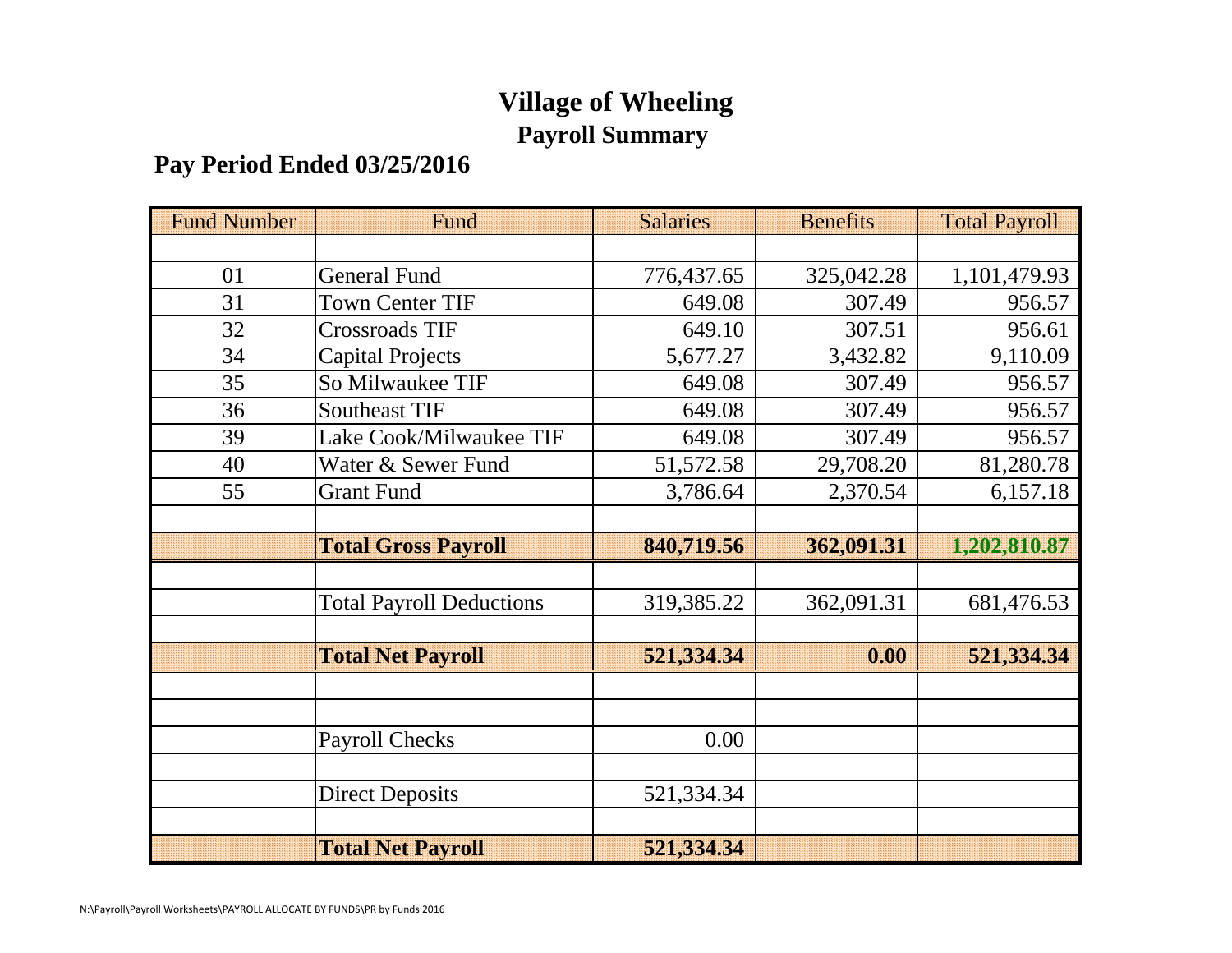# Village of Wheeling

## Payroll Summary

### Pay Period Ended 03/25/2016

| Fund Number | Fund | Salaries | Benefits | Total Payroll |
|---|---|---|---|---|
| | | | | |
| 01 | General Fund | 776,437.65 | 325,042.28 | 1,101,479.93 |
| 31 | Town Center TIF | 649.08 | 307.49 | 956.57 |
| 32 | Crossroads TIF | 649.10 | 307.51 | 956.61 |
| 34 | Capital Projects | 5,677.27 | 3,432.82 | 9,110.09 |
| 35 | So Milwaukee TIF | 649.08 | 307.49 | 956.57 |
| 36 | Southeast TIF | 649.08 | 307.49 | 956.57 |
| 39 | Lake Cook/Milwaukee TIF | 649.08 | 307.49 | 956.57 |
| 40 | Water & Sewer Fund | 51,572.58 | 29,708.20 | 81,280.78 |
| 55 | Grant Fund | 3,786.64 | 2,370.54 | 6,157.18 |
| | | | | |
| | **Total Gross Payroll** | **840,719.56** | **362,091.31** | **1,202,810.87** |
| | | | | |
| | Total Payroll Deductions | 319,385.22 | 362,091.31 | 681,476.53 |
| | | | | |
| | **Total Net Payroll** | **521,334.34** | **0.00** | **521,334.34** |
| | | | | |
| | | | | |
| | Payroll Checks | 0.00 | | |
| | | | | |
| | Direct Deposits | 521,334.34 | | |
| | | | | |
| | **Total Net Payroll** | **521,334.34** | | |

N:\Payroll\Payroll Worksheets\PAYROLL ALLOCATE BY FUNDS\PR by Funds 2016